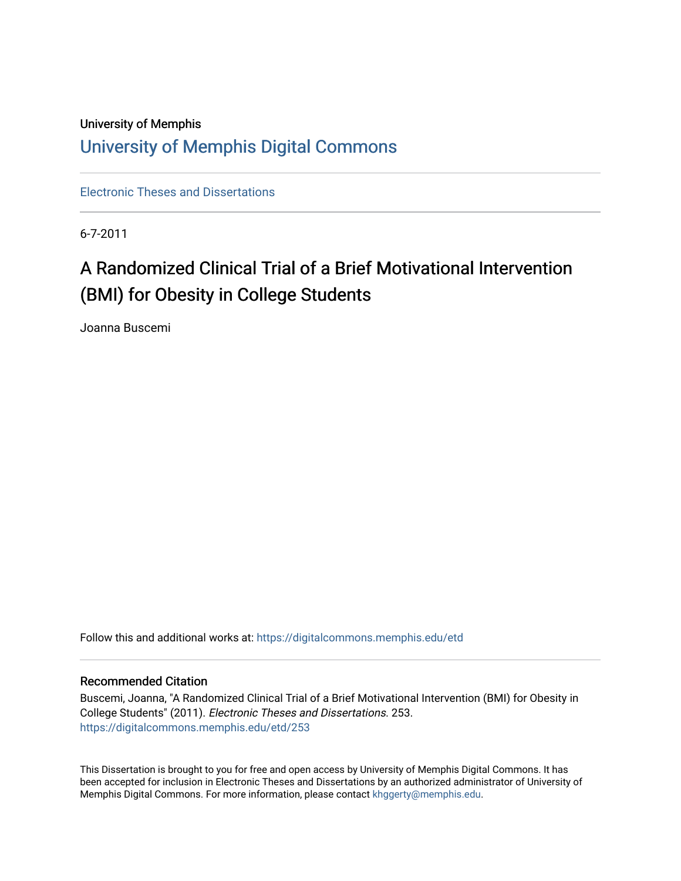University of Memphis

# University of Memphis Digital Commons

Electronic Theses and Dissertations

6-7-2011

## A Randomized Clinical Trial of a Brief Motivational Intervention (BMI) for Obesity in College Students

Joanna Buscemi

Follow this and additional works at: https://digitalcommons.memphis.edu/etd

### Recommended Citation

Buscemi, Joanna, "A Randomized Clinical Trial of a Brief Motivational Intervention (BMI) for Obesity in College Students" (2011). *Electronic Theses and Dissertations*. 253.
https://digitalcommons.memphis.edu/etd/253

This Dissertation is brought to you for free and open access by University of Memphis Digital Commons. It has been accepted for inclusion in Electronic Theses and Dissertations by an authorized administrator of University of Memphis Digital Commons. For more information, please contact khggerty@memphis.edu.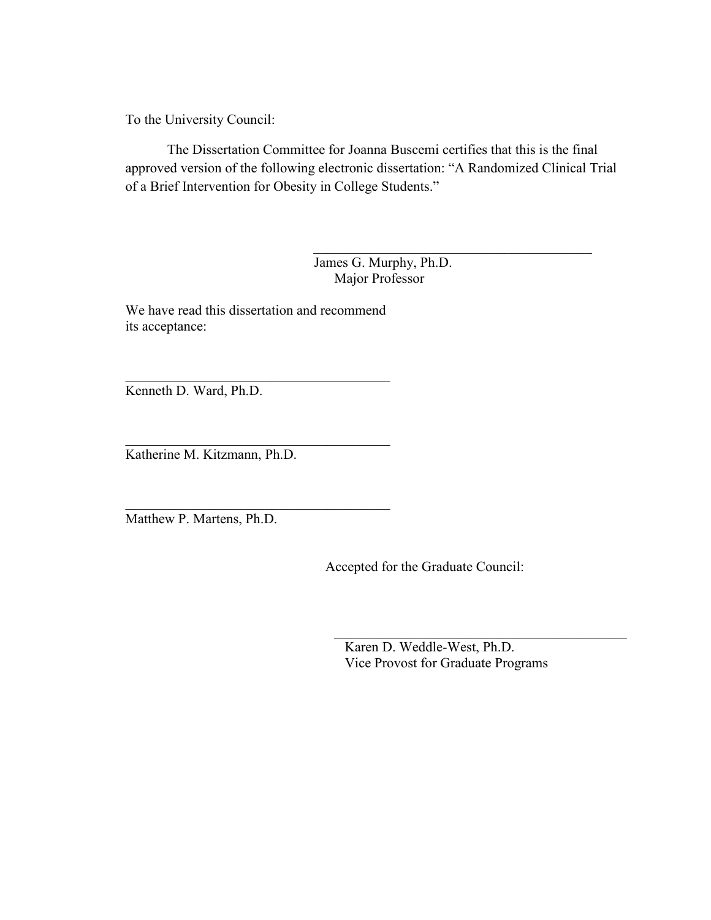To the University Council:

The Dissertation Committee for Joanna Buscemi certifies that this is the final approved version of the following electronic dissertation: "A Randomized Clinical Trial of a Brief Intervention for Obesity in College Students."

\_\_\_\_\_\_\_\_\_\_\_\_\_\_\_\_\_\_\_\_\_\_\_\_\_\_\_\_\_\_\_\_\_\_\_\_\_\_\_\_

James G. Murphy, Ph.D.
Major Professor

We have read this dissertation and recommend its acceptance:

\_\_\_\_\_\_\_\_\_\_\_\_\_\_\_\_\_\_\_\_\_\_\_\_\_\_\_\_\_\_\_\_\_\_\_\_\_\_\_\_

Kenneth D. Ward, Ph.D.

\_\_\_\_\_\_\_\_\_\_\_\_\_\_\_\_\_\_\_\_\_\_\_\_\_\_\_\_\_\_\_\_\_\_\_\_\_\_\_\_

Katherine M. Kitzmann, Ph.D.

\_\_\_\_\_\_\_\_\_\_\_\_\_\_\_\_\_\_\_\_\_\_\_\_\_\_\_\_\_\_\_\_\_\_\_\_\_\_\_\_

Matthew P. Martens, Ph.D.

Accepted for the Graduate Council:

\_\_\_\_\_\_\_\_\_\_\_\_\_\_\_\_\_\_\_\_\_\_\_\_\_\_\_\_\_\_\_\_\_\_\_\_\_\_\_\_

Karen D. Weddle-West, Ph.D.
Vice Provost for Graduate Programs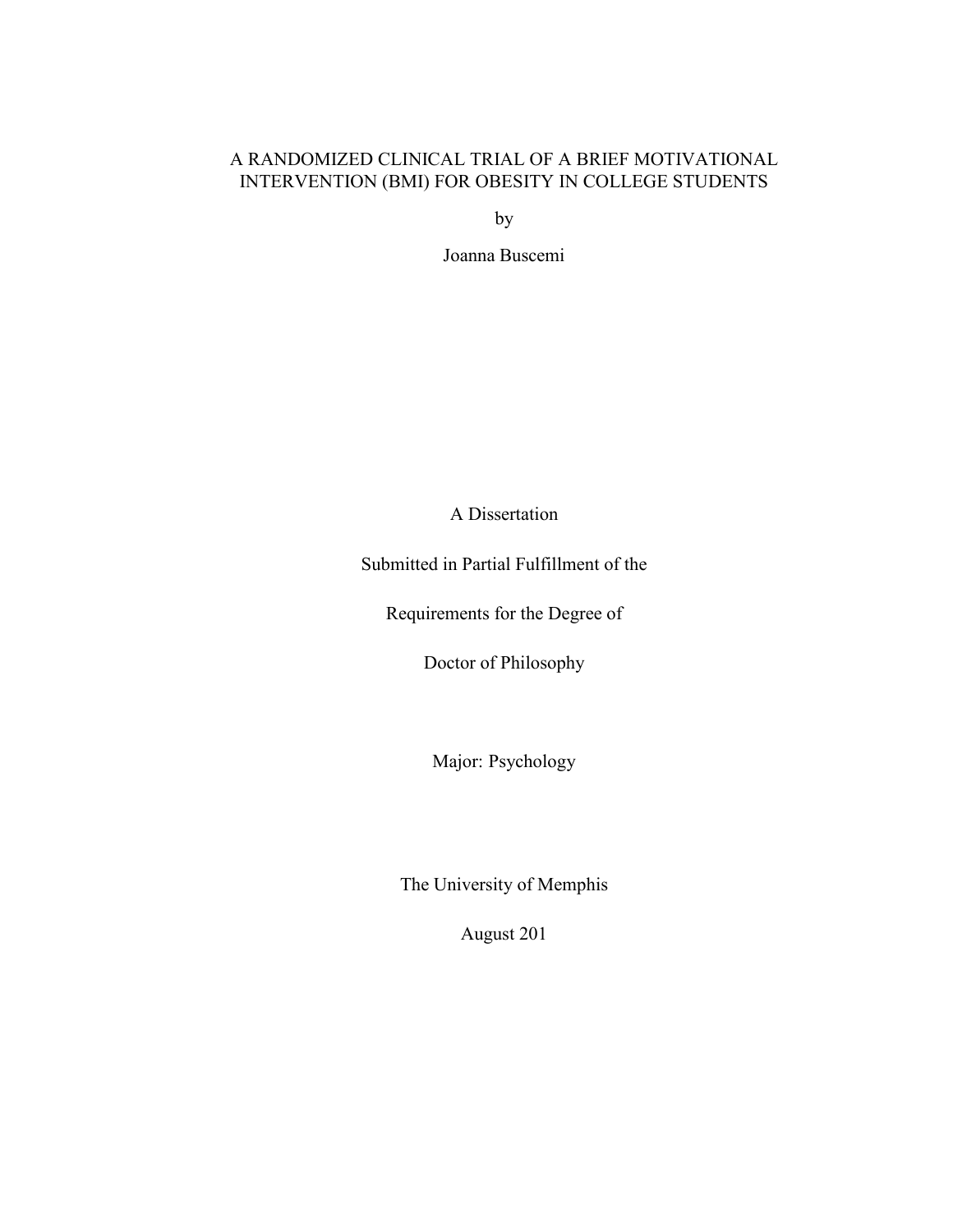# A RANDOMIZED CLINICAL TRIAL OF A BRIEF MOTIVATIONAL INTERVENTION (BMI) FOR OBESITY IN COLLEGE STUDENTS

by

Joanna Buscemi

A Dissertation

Submitted in Partial Fulfillment of the

Requirements for the Degree of

Doctor of Philosophy

Major: Psychology

The University of Memphis

August 201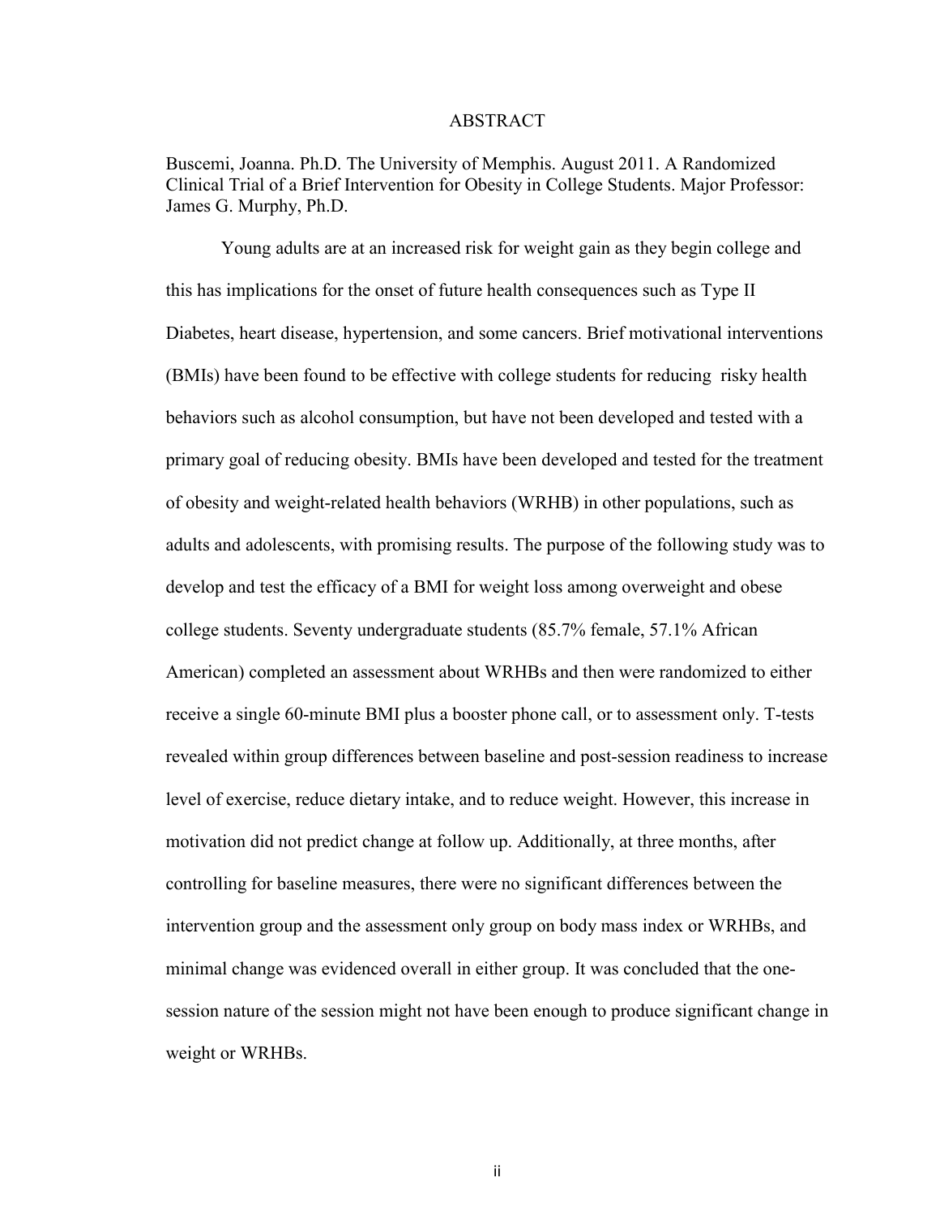# ABSTRACT

Buscemi, Joanna. Ph.D. The University of Memphis. August 2011. A Randomized Clinical Trial of a Brief Intervention for Obesity in College Students. Major Professor: James G. Murphy, Ph.D.

Young adults are at an increased risk for weight gain as they begin college and this has implications for the onset of future health consequences such as Type II Diabetes, heart disease, hypertension, and some cancers. Brief motivational interventions (BMIs) have been found to be effective with college students for reducing risky health behaviors such as alcohol consumption, but have not been developed and tested with a primary goal of reducing obesity. BMIs have been developed and tested for the treatment of obesity and weight-related health behaviors (WRHB) in other populations, such as adults and adolescents, with promising results. The purpose of the following study was to develop and test the efficacy of a BMI for weight loss among overweight and obese college students. Seventy undergraduate students (85.7% female, 57.1% African American) completed an assessment about WRHBs and then were randomized to either receive a single 60-minute BMI plus a booster phone call, or to assessment only. T-tests revealed within group differences between baseline and post-session readiness to increase level of exercise, reduce dietary intake, and to reduce weight. However, this increase in motivation did not predict change at follow up. Additionally, at three months, after controlling for baseline measures, there were no significant differences between the intervention group and the assessment only group on body mass index or WRHBs, and minimal change was evidenced overall in either group. It was concluded that the one-session nature of the session might not have been enough to produce significant change in weight or WRHBs.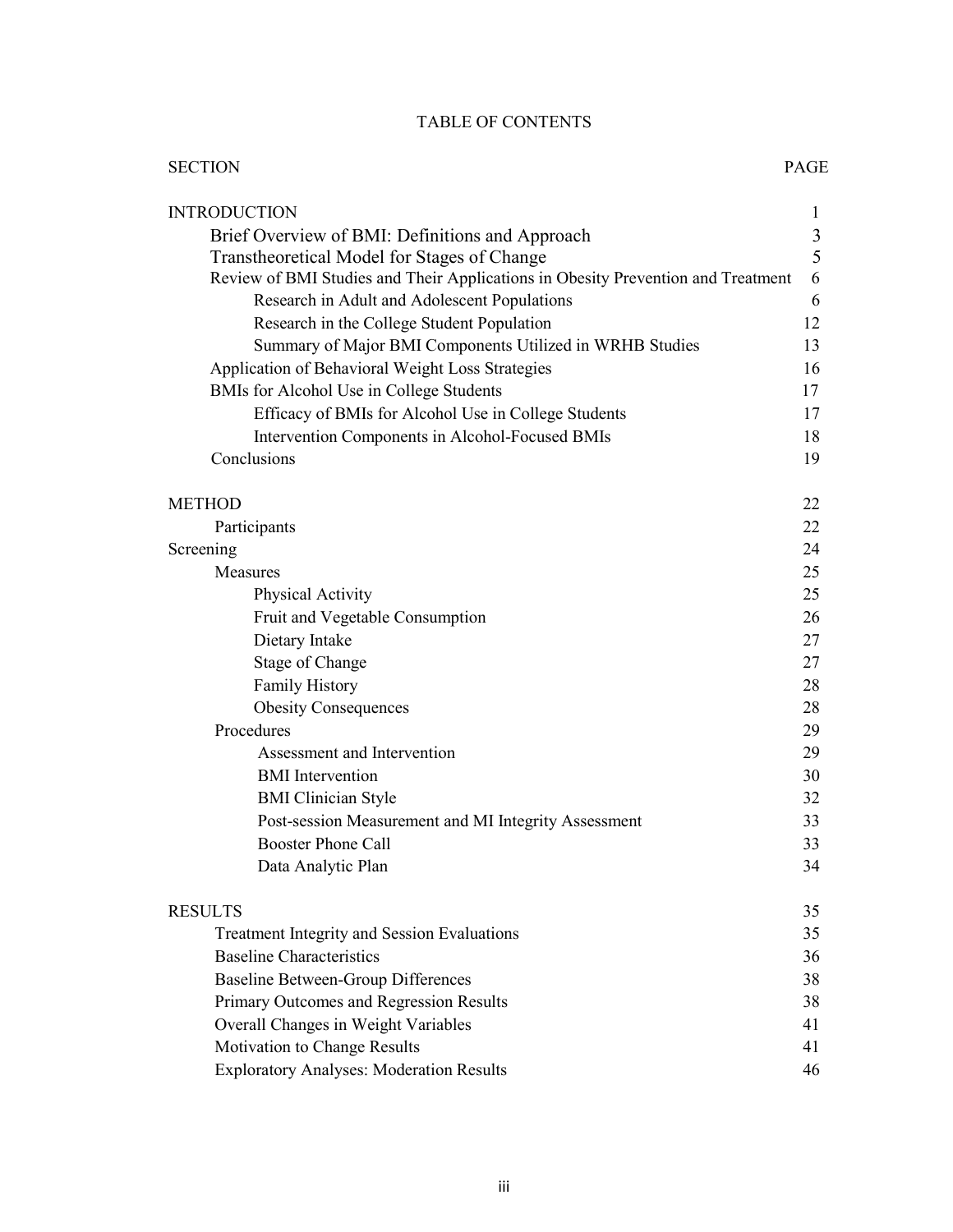# TABLE OF CONTENTS

| SECTION | PAGE |
|---|---|
| INTRODUCTION | 1 |
| Brief Overview of BMI: Definitions and Approach | 3 |
| Transtheoretical Model for Stages of Change | 5 |
| Review of BMI Studies and Their Applications in Obesity Prevention and Treatment | 6 |
| Research in Adult and Adolescent Populations | 6 |
| Research in the College Student Population | 12 |
| Summary of Major BMI Components Utilized in WRHB Studies | 13 |
| Application of Behavioral Weight Loss Strategies | 16 |
| BMIs for Alcohol Use in College Students | 17 |
| Efficacy of BMIs for Alcohol Use in College Students | 17 |
| Intervention Components in Alcohol-Focused BMIs | 18 |
| Conclusions | 19 |
| METHOD | 22 |
| Participants | 22 |
| Screening | 24 |
| Measures | 25 |
| Physical Activity | 25 |
| Fruit and Vegetable Consumption | 26 |
| Dietary Intake | 27 |
| Stage of Change | 27 |
| Family History | 28 |
| Obesity Consequences | 28 |
| Procedures | 29 |
| Assessment and Intervention | 29 |
| BMI Intervention | 30 |
| BMI Clinician Style | 32 |
| Post-session Measurement and MI Integrity Assessment | 33 |
| Booster Phone Call | 33 |
| Data Analytic Plan | 34 |
| RESULTS | 35 |
| Treatment Integrity and Session Evaluations | 35 |
| Baseline Characteristics | 36 |
| Baseline Between-Group Differences | 38 |
| Primary Outcomes and Regression Results | 38 |
| Overall Changes in Weight Variables | 41 |
| Motivation to Change Results | 41 |
| Exploratory Analyses: Moderation Results | 46 |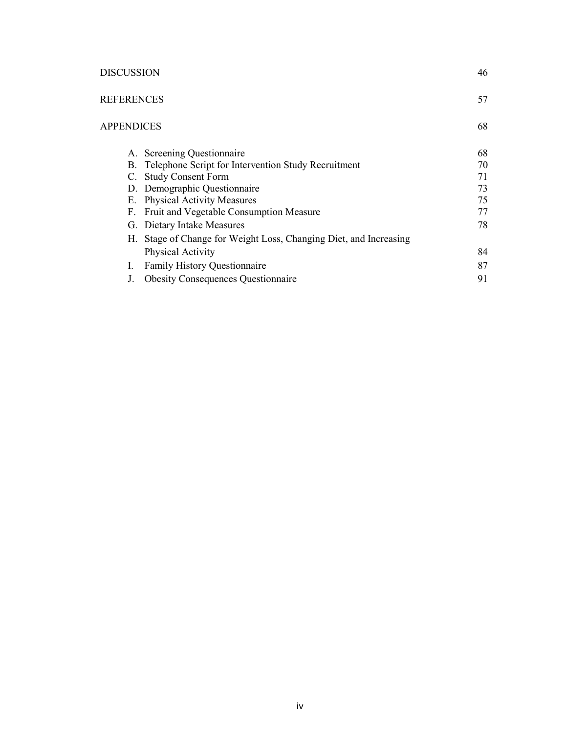| | |
|---|---|
| DISCUSSION | 46 |
| REFERENCES | 57 |
| APPENDICES | 68 |
| A. Screening Questionnaire | 68 |
| B. Telephone Script for Intervention Study Recruitment | 70 |
| C. Study Consent Form | 71 |
| D. Demographic Questionnaire | 73 |
| E. Physical Activity Measures | 75 |
| F. Fruit and Vegetable Consumption Measure | 77 |
| G. Dietary Intake Measures | 78 |
| H. Stage of Change for Weight Loss, Changing Diet, and Increasing Physical Activity | 84 |
| I. Family History Questionnaire | 87 |
| J. Obesity Consequences Questionnaire | 91 |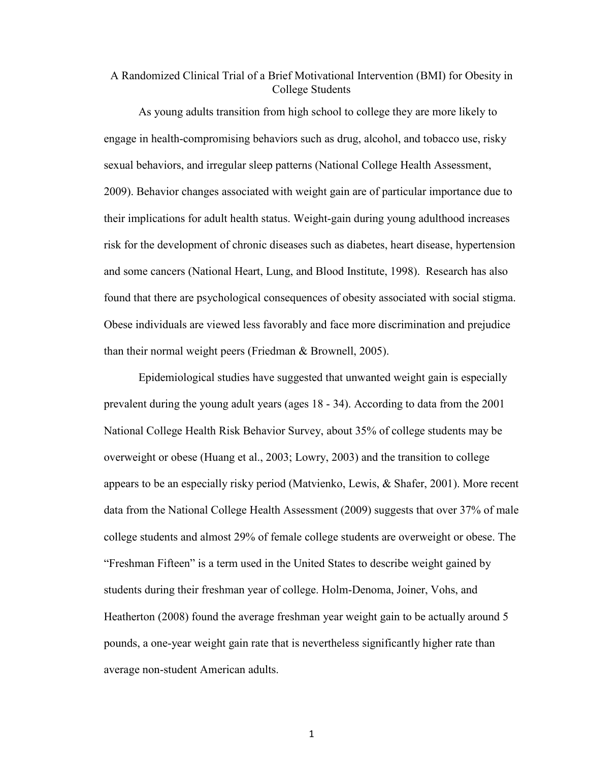# A Randomized Clinical Trial of a Brief Motivational Intervention (BMI) for Obesity in College Students

As young adults transition from high school to college they are more likely to engage in health-compromising behaviors such as drug, alcohol, and tobacco use, risky sexual behaviors, and irregular sleep patterns (National College Health Assessment, 2009). Behavior changes associated with weight gain are of particular importance due to their implications for adult health status. Weight-gain during young adulthood increases risk for the development of chronic diseases such as diabetes, heart disease, hypertension and some cancers (National Heart, Lung, and Blood Institute, 1998). Research has also found that there are psychological consequences of obesity associated with social stigma. Obese individuals are viewed less favorably and face more discrimination and prejudice than their normal weight peers (Friedman & Brownell, 2005).

Epidemiological studies have suggested that unwanted weight gain is especially prevalent during the young adult years (ages 18 - 34). According to data from the 2001 National College Health Risk Behavior Survey, about 35% of college students may be overweight or obese (Huang et al., 2003; Lowry, 2003) and the transition to college appears to be an especially risky period (Matvienko, Lewis, & Shafer, 2001). More recent data from the National College Health Assessment (2009) suggests that over 37% of male college students and almost 29% of female college students are overweight or obese. The "Freshman Fifteen" is a term used in the United States to describe weight gained by students during their freshman year of college. Holm-Denoma, Joiner, Vohs, and Heatherton (2008) found the average freshman year weight gain to be actually around 5 pounds, a one-year weight gain rate that is nevertheless significantly higher rate than average non-student American adults.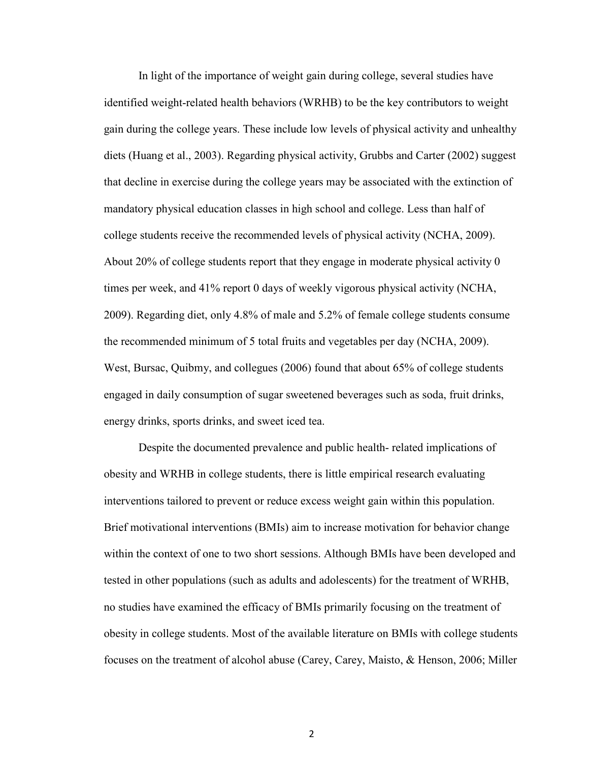In light of the importance of weight gain during college, several studies have identified weight-related health behaviors (WRHB) to be the key contributors to weight gain during the college years. These include low levels of physical activity and unhealthy diets (Huang et al., 2003). Regarding physical activity, Grubbs and Carter (2002) suggest that decline in exercise during the college years may be associated with the extinction of mandatory physical education classes in high school and college. Less than half of college students receive the recommended levels of physical activity (NCHA, 2009). About 20% of college students report that they engage in moderate physical activity 0 times per week, and 41% report 0 days of weekly vigorous physical activity (NCHA, 2009). Regarding diet, only 4.8% of male and 5.2% of female college students consume the recommended minimum of 5 total fruits and vegetables per day (NCHA, 2009). West, Bursac, Quibmy, and collegues (2006) found that about 65% of college students engaged in daily consumption of sugar sweetened beverages such as soda, fruit drinks, energy drinks, sports drinks, and sweet iced tea.

Despite the documented prevalence and public health- related implications of obesity and WRHB in college students, there is little empirical research evaluating interventions tailored to prevent or reduce excess weight gain within this population. Brief motivational interventions (BMIs) aim to increase motivation for behavior change within the context of one to two short sessions. Although BMIs have been developed and tested in other populations (such as adults and adolescents) for the treatment of WRHB, no studies have examined the efficacy of BMIs primarily focusing on the treatment of obesity in college students. Most of the available literature on BMIs with college students focuses on the treatment of alcohol abuse (Carey, Carey, Maisto, & Henson, 2006; Miller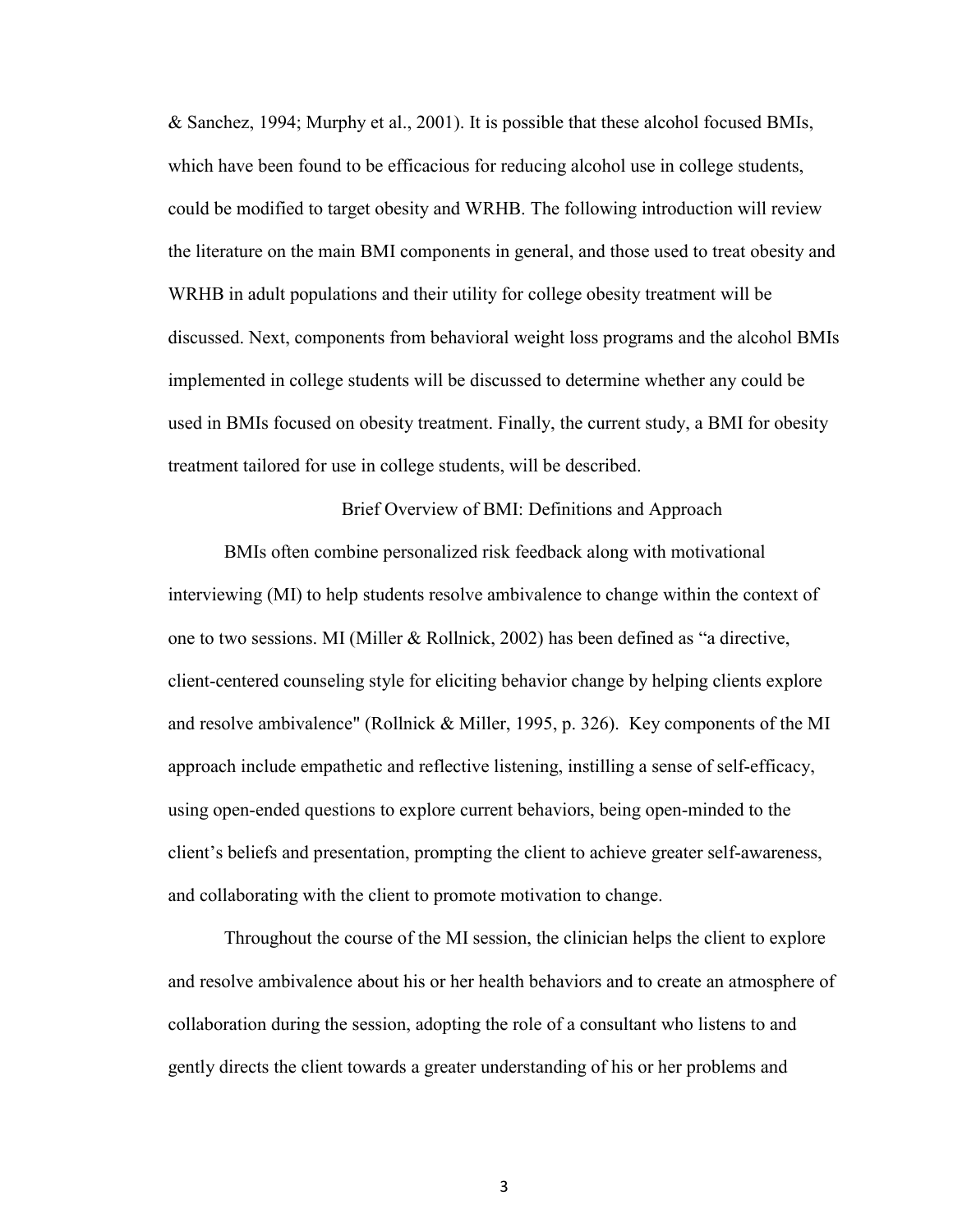& Sanchez, 1994; Murphy et al., 2001). It is possible that these alcohol focused BMIs, which have been found to be efficacious for reducing alcohol use in college students, could be modified to target obesity and WRHB. The following introduction will review the literature on the main BMI components in general, and those used to treat obesity and WRHB in adult populations and their utility for college obesity treatment will be discussed. Next, components from behavioral weight loss programs and the alcohol BMIs implemented in college students will be discussed to determine whether any could be used in BMIs focused on obesity treatment. Finally, the current study, a BMI for obesity treatment tailored for use in college students, will be described.

## Brief Overview of BMI: Definitions and Approach

BMIs often combine personalized risk feedback along with motivational interviewing (MI) to help students resolve ambivalence to change within the context of one to two sessions. MI (Miller & Rollnick, 2002) has been defined as "a directive, client-centered counseling style for eliciting behavior change by helping clients explore and resolve ambivalence" (Rollnick & Miller, 1995, p. 326). Key components of the MI approach include empathetic and reflective listening, instilling a sense of self-efficacy, using open-ended questions to explore current behaviors, being open-minded to the client's beliefs and presentation, prompting the client to achieve greater self-awareness, and collaborating with the client to promote motivation to change.

Throughout the course of the MI session, the clinician helps the client to explore and resolve ambivalence about his or her health behaviors and to create an atmosphere of collaboration during the session, adopting the role of a consultant who listens to and gently directs the client towards a greater understanding of his or her problems and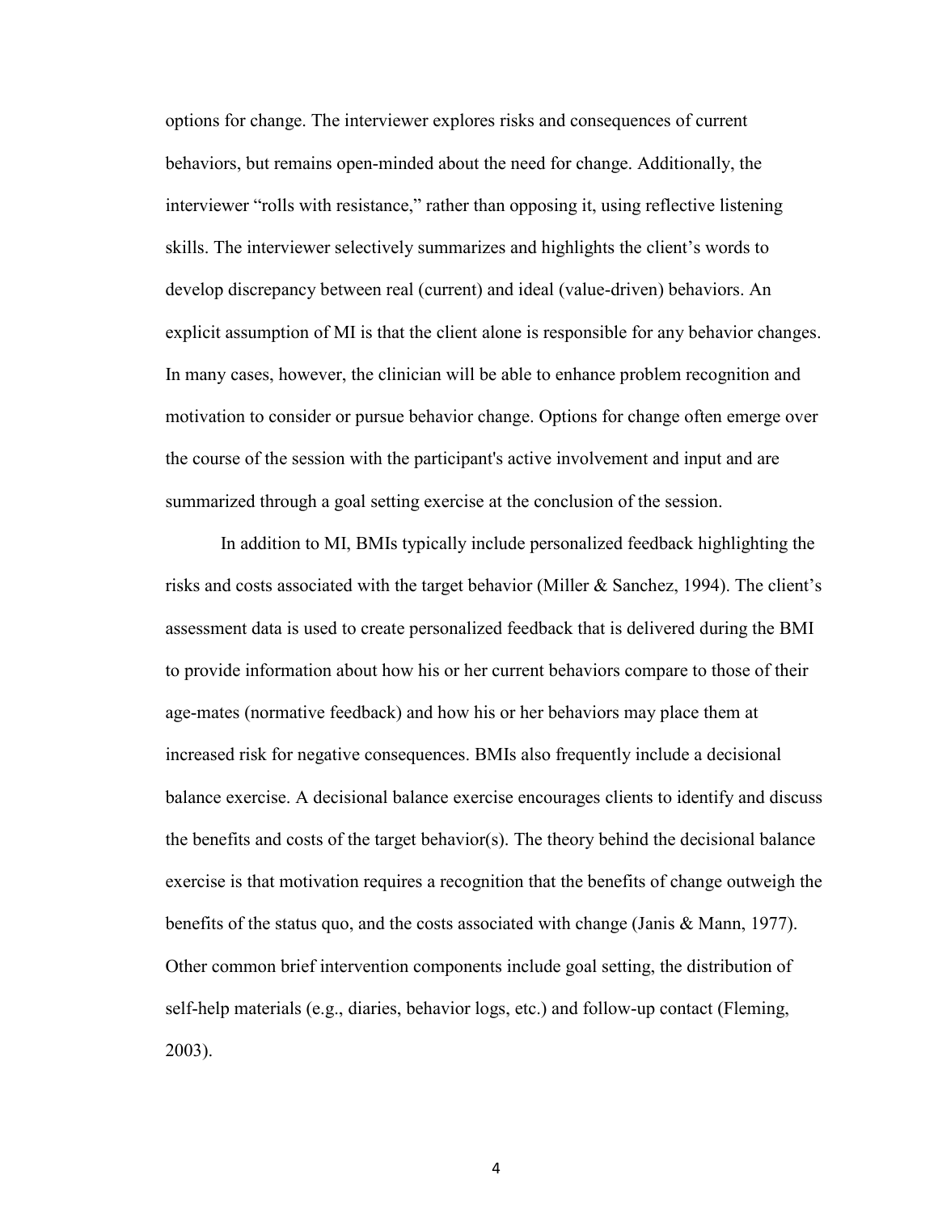options for change. The interviewer explores risks and consequences of current behaviors, but remains open-minded about the need for change. Additionally, the interviewer "rolls with resistance," rather than opposing it, using reflective listening skills. The interviewer selectively summarizes and highlights the client's words to develop discrepancy between real (current) and ideal (value-driven) behaviors. An explicit assumption of MI is that the client alone is responsible for any behavior changes. In many cases, however, the clinician will be able to enhance problem recognition and motivation to consider or pursue behavior change. Options for change often emerge over the course of the session with the participant's active involvement and input and are summarized through a goal setting exercise at the conclusion of the session.

In addition to MI, BMIs typically include personalized feedback highlighting the risks and costs associated with the target behavior (Miller & Sanchez, 1994). The client's assessment data is used to create personalized feedback that is delivered during the BMI to provide information about how his or her current behaviors compare to those of their age-mates (normative feedback) and how his or her behaviors may place them at increased risk for negative consequences. BMIs also frequently include a decisional balance exercise. A decisional balance exercise encourages clients to identify and discuss the benefits and costs of the target behavior(s). The theory behind the decisional balance exercise is that motivation requires a recognition that the benefits of change outweigh the benefits of the status quo, and the costs associated with change (Janis & Mann, 1977). Other common brief intervention components include goal setting, the distribution of self-help materials (e.g., diaries, behavior logs, etc.) and follow-up contact (Fleming, 2003).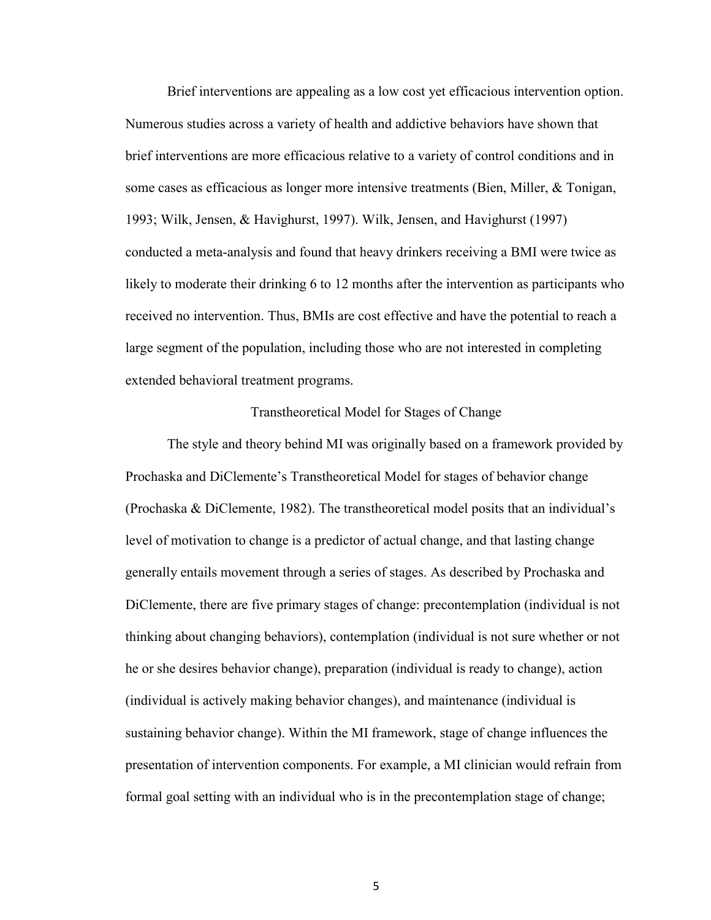Brief interventions are appealing as a low cost yet efficacious intervention option. Numerous studies across a variety of health and addictive behaviors have shown that brief interventions are more efficacious relative to a variety of control conditions and in some cases as efficacious as longer more intensive treatments (Bien, Miller, & Tonigan, 1993; Wilk, Jensen, & Havighurst, 1997). Wilk, Jensen, and Havighurst (1997) conducted a meta-analysis and found that heavy drinkers receiving a BMI were twice as likely to moderate their drinking 6 to 12 months after the intervention as participants who received no intervention. Thus, BMIs are cost effective and have the potential to reach a large segment of the population, including those who are not interested in completing extended behavioral treatment programs.

## Transtheoretical Model for Stages of Change

The style and theory behind MI was originally based on a framework provided by Prochaska and DiClemente's Transtheoretical Model for stages of behavior change (Prochaska & DiClemente, 1982). The transtheoretical model posits that an individual's level of motivation to change is a predictor of actual change, and that lasting change generally entails movement through a series of stages. As described by Prochaska and DiClemente, there are five primary stages of change: precontemplation (individual is not thinking about changing behaviors), contemplation (individual is not sure whether or not he or she desires behavior change), preparation (individual is ready to change), action (individual is actively making behavior changes), and maintenance (individual is sustaining behavior change). Within the MI framework, stage of change influences the presentation of intervention components. For example, a MI clinician would refrain from formal goal setting with an individual who is in the precontemplation stage of change;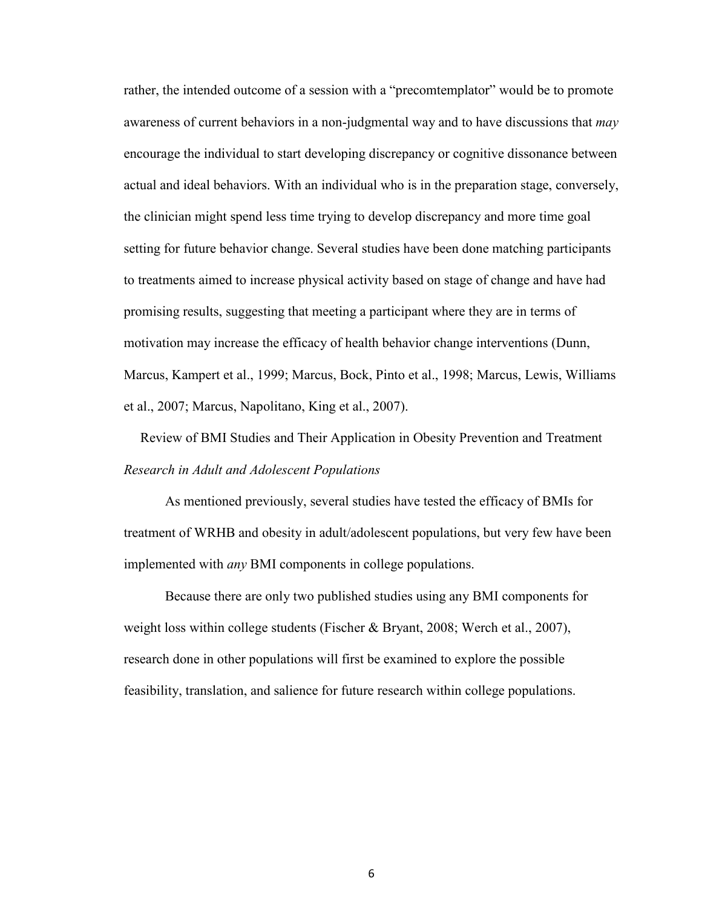rather, the intended outcome of a session with a "precomtemplator" would be to promote awareness of current behaviors in a non-judgmental way and to have discussions that *may* encourage the individual to start developing discrepancy or cognitive dissonance between actual and ideal behaviors. With an individual who is in the preparation stage, conversely, the clinician might spend less time trying to develop discrepancy and more time goal setting for future behavior change. Several studies have been done matching participants to treatments aimed to increase physical activity based on stage of change and have had promising results, suggesting that meeting a participant where they are in terms of motivation may increase the efficacy of health behavior change interventions (Dunn, Marcus, Kampert et al., 1999; Marcus, Bock, Pinto et al., 1998; Marcus, Lewis, Williams et al., 2007; Marcus, Napolitano, King et al., 2007).

## Review of BMI Studies and Their Application in Obesity Prevention and Treatment

### *Research in Adult and Adolescent Populations*

As mentioned previously, several studies have tested the efficacy of BMIs for treatment of WRHB and obesity in adult/adolescent populations, but very few have been implemented with *any* BMI components in college populations.

Because there are only two published studies using any BMI components for weight loss within college students (Fischer & Bryant, 2008; Werch et al., 2007), research done in other populations will first be examined to explore the possible feasibility, translation, and salience for future research within college populations.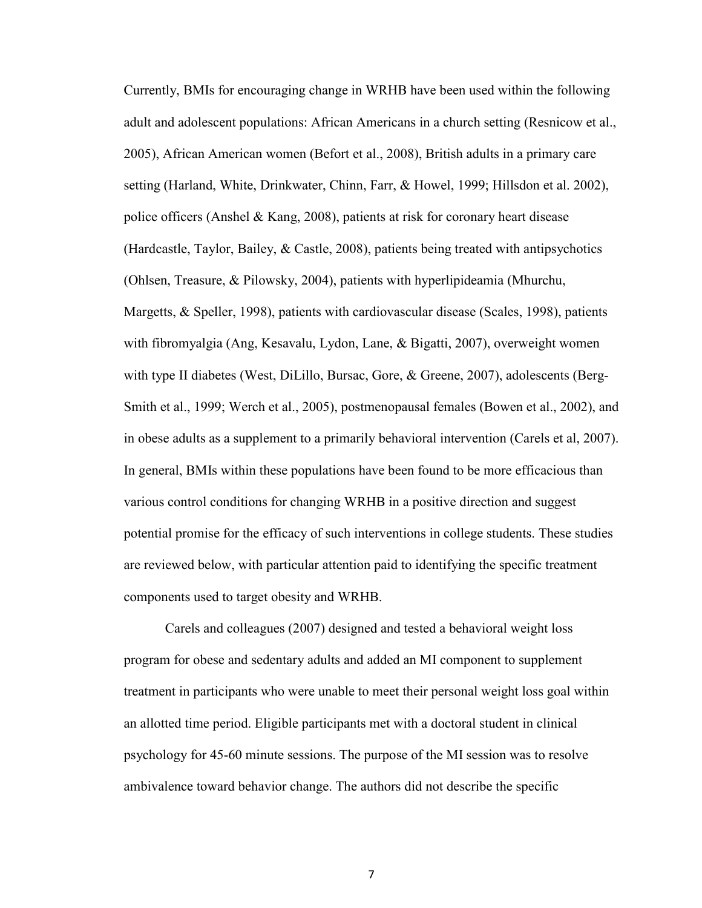Currently, BMIs for encouraging change in WRHB have been used within the following adult and adolescent populations: African Americans in a church setting (Resnicow et al., 2005), African American women (Befort et al., 2008), British adults in a primary care setting (Harland, White, Drinkwater, Chinn, Farr, & Howel, 1999; Hillsdon et al. 2002), police officers (Anshel & Kang, 2008), patients at risk for coronary heart disease (Hardcastle, Taylor, Bailey, & Castle, 2008), patients being treated with antipsychotics (Ohlsen, Treasure, & Pilowsky, 2004), patients with hyperlipideamia (Mhurchu, Margetts, & Speller, 1998), patients with cardiovascular disease (Scales, 1998), patients with fibromyalgia (Ang, Kesavalu, Lydon, Lane, & Bigatti, 2007), overweight women with type II diabetes (West, DiLillo, Bursac, Gore, & Greene, 2007), adolescents (Berg-Smith et al., 1999; Werch et al., 2005), postmenopausal females (Bowen et al., 2002), and in obese adults as a supplement to a primarily behavioral intervention (Carels et al, 2007). In general, BMIs within these populations have been found to be more efficacious than various control conditions for changing WRHB in a positive direction and suggest potential promise for the efficacy of such interventions in college students. These studies are reviewed below, with particular attention paid to identifying the specific treatment components used to target obesity and WRHB.

Carels and colleagues (2007) designed and tested a behavioral weight loss program for obese and sedentary adults and added an MI component to supplement treatment in participants who were unable to meet their personal weight loss goal within an allotted time period. Eligible participants met with a doctoral student in clinical psychology for 45-60 minute sessions. The purpose of the MI session was to resolve ambivalence toward behavior change. The authors did not describe the specific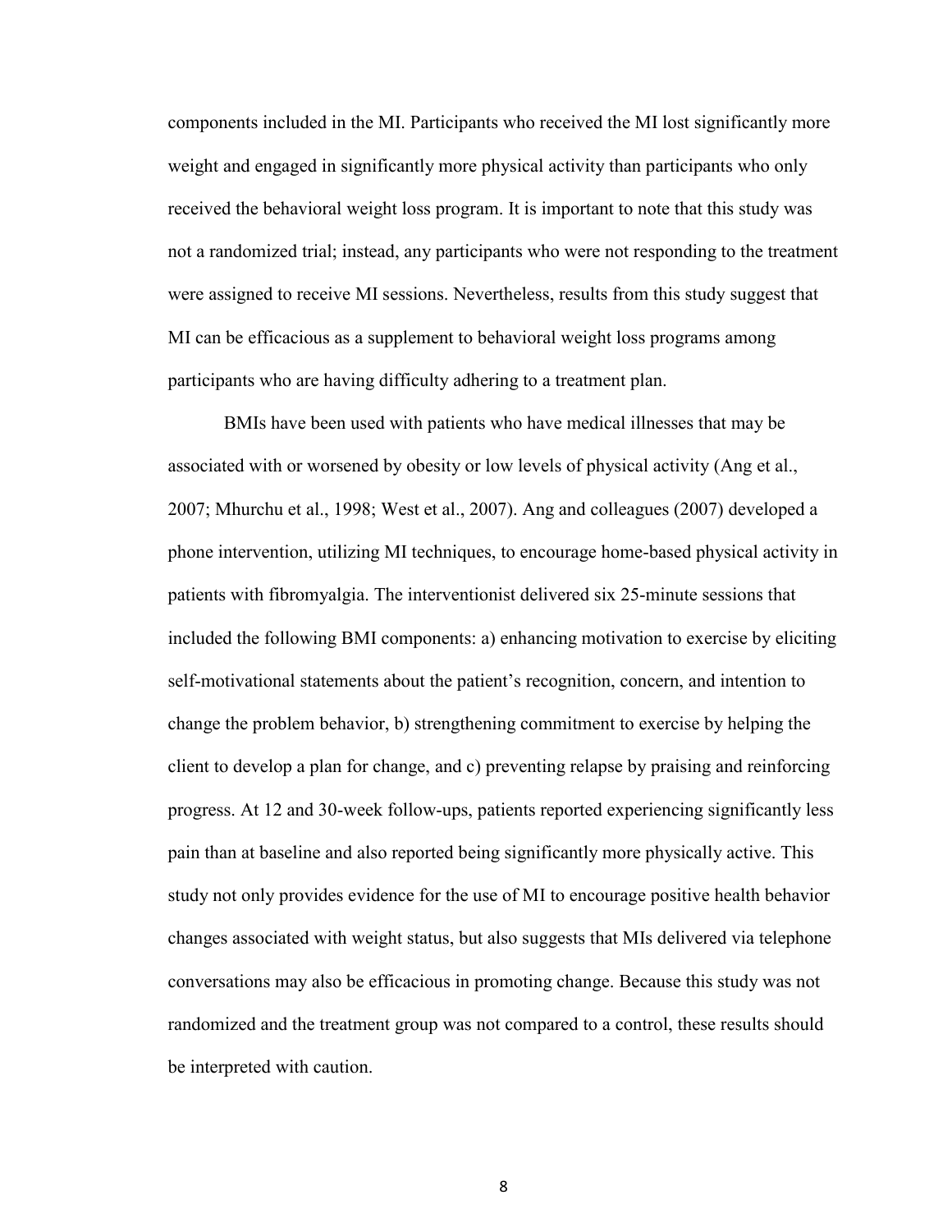components included in the MI. Participants who received the MI lost significantly more weight and engaged in significantly more physical activity than participants who only received the behavioral weight loss program. It is important to note that this study was not a randomized trial; instead, any participants who were not responding to the treatment were assigned to receive MI sessions. Nevertheless, results from this study suggest that MI can be efficacious as a supplement to behavioral weight loss programs among participants who are having difficulty adhering to a treatment plan.

BMIs have been used with patients who have medical illnesses that may be associated with or worsened by obesity or low levels of physical activity (Ang et al., 2007; Mhurchu et al., 1998; West et al., 2007). Ang and colleagues (2007) developed a phone intervention, utilizing MI techniques, to encourage home-based physical activity in patients with fibromyalgia. The interventionist delivered six 25-minute sessions that included the following BMI components: a) enhancing motivation to exercise by eliciting self-motivational statements about the patient's recognition, concern, and intention to change the problem behavior, b) strengthening commitment to exercise by helping the client to develop a plan for change, and c) preventing relapse by praising and reinforcing progress. At 12 and 30-week follow-ups, patients reported experiencing significantly less pain than at baseline and also reported being significantly more physically active. This study not only provides evidence for the use of MI to encourage positive health behavior changes associated with weight status, but also suggests that MIs delivered via telephone conversations may also be efficacious in promoting change. Because this study was not randomized and the treatment group was not compared to a control, these results should be interpreted with caution.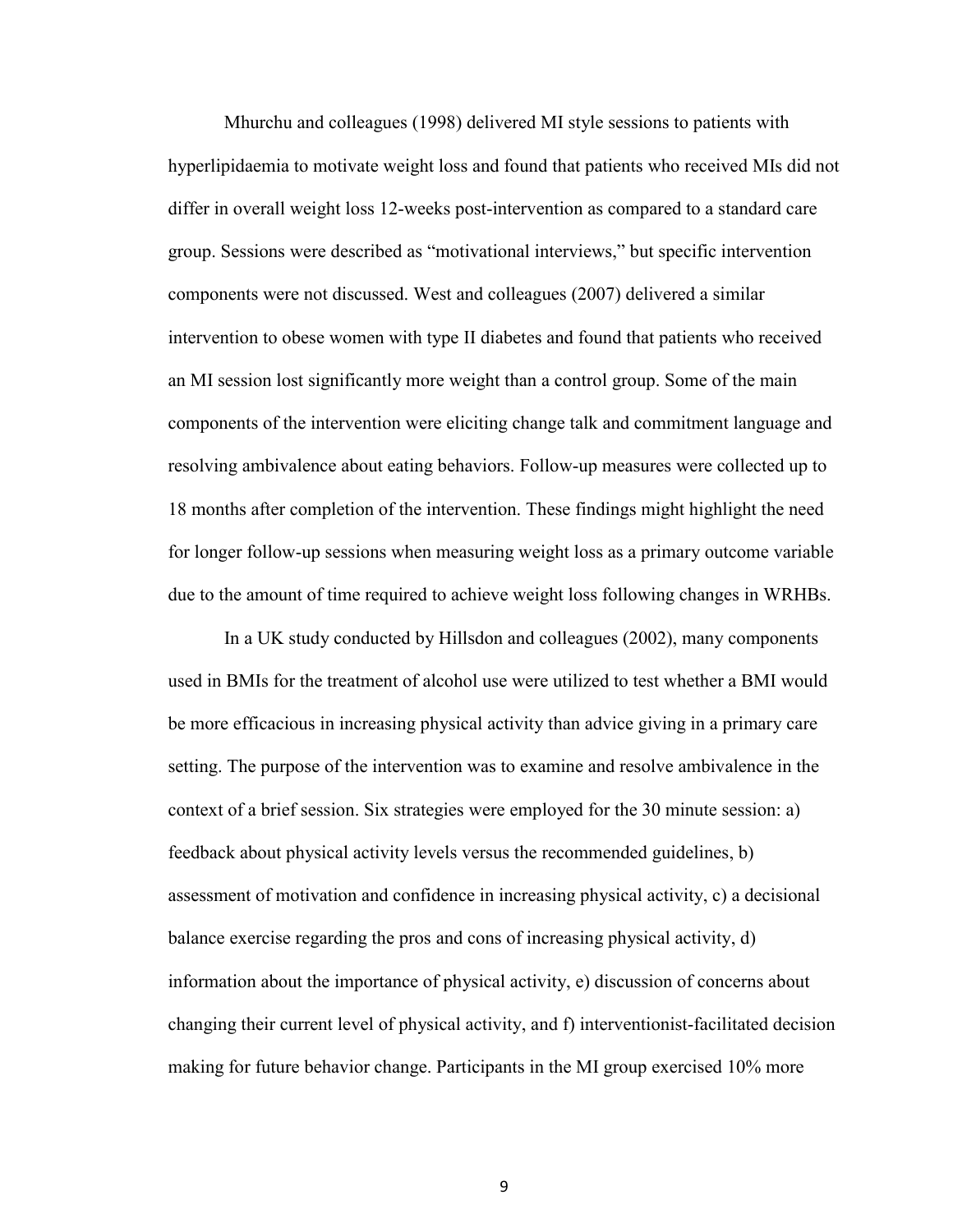Mhurchu and colleagues (1998) delivered MI style sessions to patients with hyperlipidaemia to motivate weight loss and found that patients who received MIs did not differ in overall weight loss 12-weeks post-intervention as compared to a standard care group. Sessions were described as "motivational interviews," but specific intervention components were not discussed. West and colleagues (2007) delivered a similar intervention to obese women with type II diabetes and found that patients who received an MI session lost significantly more weight than a control group. Some of the main components of the intervention were eliciting change talk and commitment language and resolving ambivalence about eating behaviors. Follow-up measures were collected up to 18 months after completion of the intervention. These findings might highlight the need for longer follow-up sessions when measuring weight loss as a primary outcome variable due to the amount of time required to achieve weight loss following changes in WRHBs.

In a UK study conducted by Hillsdon and colleagues (2002), many components used in BMIs for the treatment of alcohol use were utilized to test whether a BMI would be more efficacious in increasing physical activity than advice giving in a primary care setting. The purpose of the intervention was to examine and resolve ambivalence in the context of a brief session. Six strategies were employed for the 30 minute session: a) feedback about physical activity levels versus the recommended guidelines, b) assessment of motivation and confidence in increasing physical activity, c) a decisional balance exercise regarding the pros and cons of increasing physical activity, d) information about the importance of physical activity, e) discussion of concerns about changing their current level of physical activity, and f) interventionist-facilitated decision making for future behavior change. Participants in the MI group exercised 10% more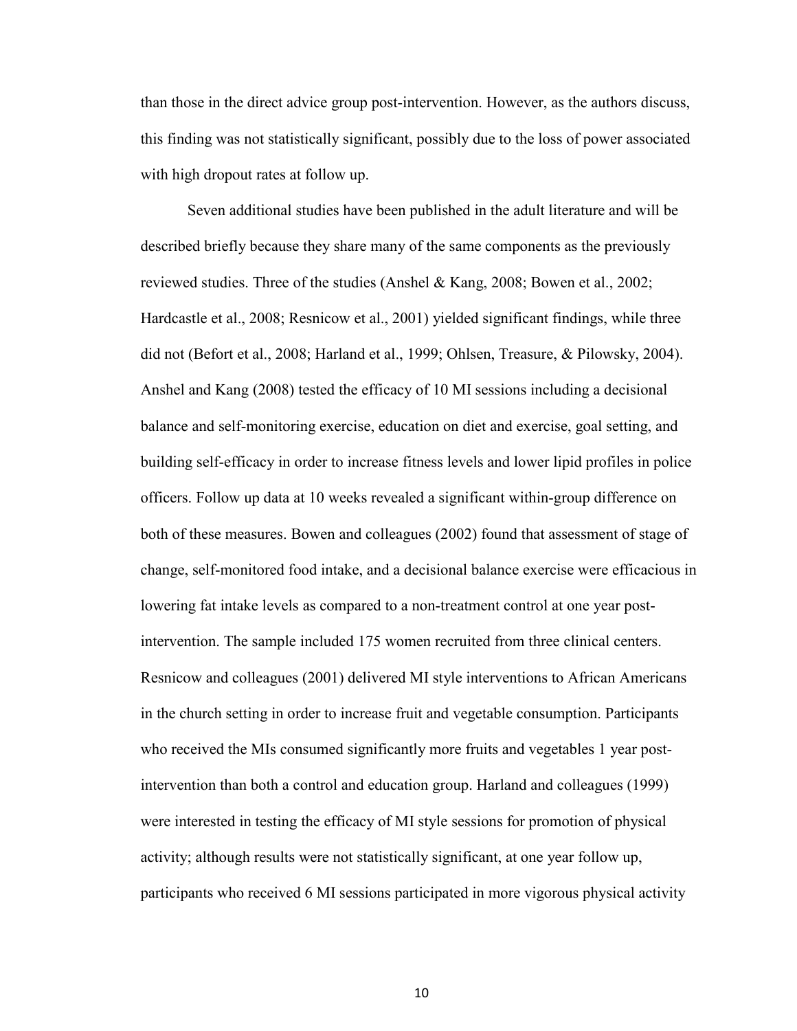than those in the direct advice group post-intervention. However, as the authors discuss, this finding was not statistically significant, possibly due to the loss of power associated with high dropout rates at follow up.

Seven additional studies have been published in the adult literature and will be described briefly because they share many of the same components as the previously reviewed studies. Three of the studies (Anshel & Kang, 2008; Bowen et al., 2002; Hardcastle et al., 2008; Resnicow et al., 2001) yielded significant findings, while three did not (Befort et al., 2008; Harland et al., 1999; Ohlsen, Treasure, & Pilowsky, 2004). Anshel and Kang (2008) tested the efficacy of 10 MI sessions including a decisional balance and self-monitoring exercise, education on diet and exercise, goal setting, and building self-efficacy in order to increase fitness levels and lower lipid profiles in police officers. Follow up data at 10 weeks revealed a significant within-group difference on both of these measures. Bowen and colleagues (2002) found that assessment of stage of change, self-monitored food intake, and a decisional balance exercise were efficacious in lowering fat intake levels as compared to a non-treatment control at one year post-intervention. The sample included 175 women recruited from three clinical centers. Resnicow and colleagues (2001) delivered MI style interventions to African Americans in the church setting in order to increase fruit and vegetable consumption. Participants who received the MIs consumed significantly more fruits and vegetables 1 year post-intervention than both a control and education group. Harland and colleagues (1999) were interested in testing the efficacy of MI style sessions for promotion of physical activity; although results were not statistically significant, at one year follow up, participants who received 6 MI sessions participated in more vigorous physical activity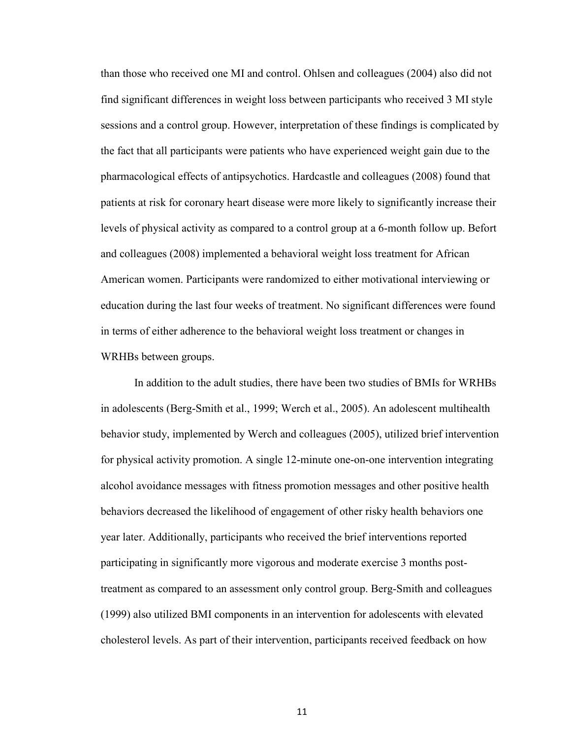than those who received one MI and control. Ohlsen and colleagues (2004) also did not find significant differences in weight loss between participants who received 3 MI style sessions and a control group. However, interpretation of these findings is complicated by the fact that all participants were patients who have experienced weight gain due to the pharmacological effects of antipsychotics. Hardcastle and colleagues (2008) found that patients at risk for coronary heart disease were more likely to significantly increase their levels of physical activity as compared to a control group at a 6-month follow up. Befort and colleagues (2008) implemented a behavioral weight loss treatment for African American women. Participants were randomized to either motivational interviewing or education during the last four weeks of treatment. No significant differences were found in terms of either adherence to the behavioral weight loss treatment or changes in WRHBs between groups.

In addition to the adult studies, there have been two studies of BMIs for WRHBs in adolescents (Berg-Smith et al., 1999; Werch et al., 2005). An adolescent multihealth behavior study, implemented by Werch and colleagues (2005), utilized brief intervention for physical activity promotion. A single 12-minute one-on-one intervention integrating alcohol avoidance messages with fitness promotion messages and other positive health behaviors decreased the likelihood of engagement of other risky health behaviors one year later. Additionally, participants who received the brief interventions reported participating in significantly more vigorous and moderate exercise 3 months post-treatment as compared to an assessment only control group. Berg-Smith and colleagues (1999) also utilized BMI components in an intervention for adolescents with elevated cholesterol levels. As part of their intervention, participants received feedback on how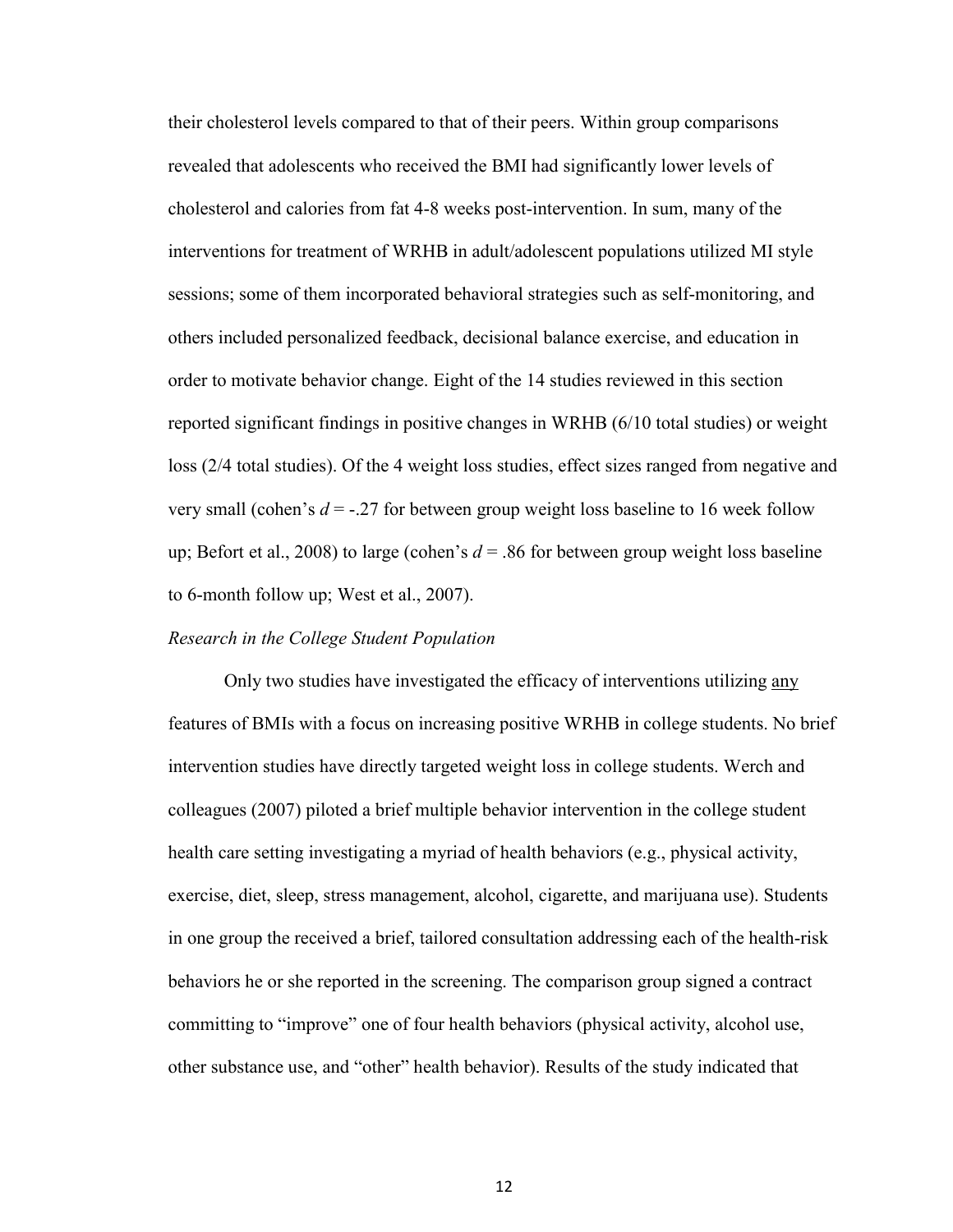their cholesterol levels compared to that of their peers. Within group comparisons revealed that adolescents who received the BMI had significantly lower levels of cholesterol and calories from fat 4-8 weeks post-intervention. In sum, many of the interventions for treatment of WRHB in adult/adolescent populations utilized MI style sessions; some of them incorporated behavioral strategies such as self-monitoring, and others included personalized feedback, decisional balance exercise, and education in order to motivate behavior change. Eight of the 14 studies reviewed in this section reported significant findings in positive changes in WRHB (6/10 total studies) or weight loss (2/4 total studies). Of the 4 weight loss studies, effect sizes ranged from negative and very small (cohen's $d = -.27$ for between group weight loss baseline to 16 week follow up; Befort et al., 2008) to large (cohen's $d = .86$ for between group weight loss baseline to 6-month follow up; West et al., 2007).

*Research in the College Student Population*

Only two studies have investigated the efficacy of interventions utilizing <u>any</u> features of BMIs with a focus on increasing positive WRHB in college students. No brief intervention studies have directly targeted weight loss in college students. Werch and colleagues (2007) piloted a brief multiple behavior intervention in the college student health care setting investigating a myriad of health behaviors (e.g., physical activity, exercise, diet, sleep, stress management, alcohol, cigarette, and marijuana use). Students in one group the received a brief, tailored consultation addressing each of the health-risk behaviors he or she reported in the screening. The comparison group signed a contract committing to "improve" one of four health behaviors (physical activity, alcohol use, other substance use, and "other" health behavior). Results of the study indicated that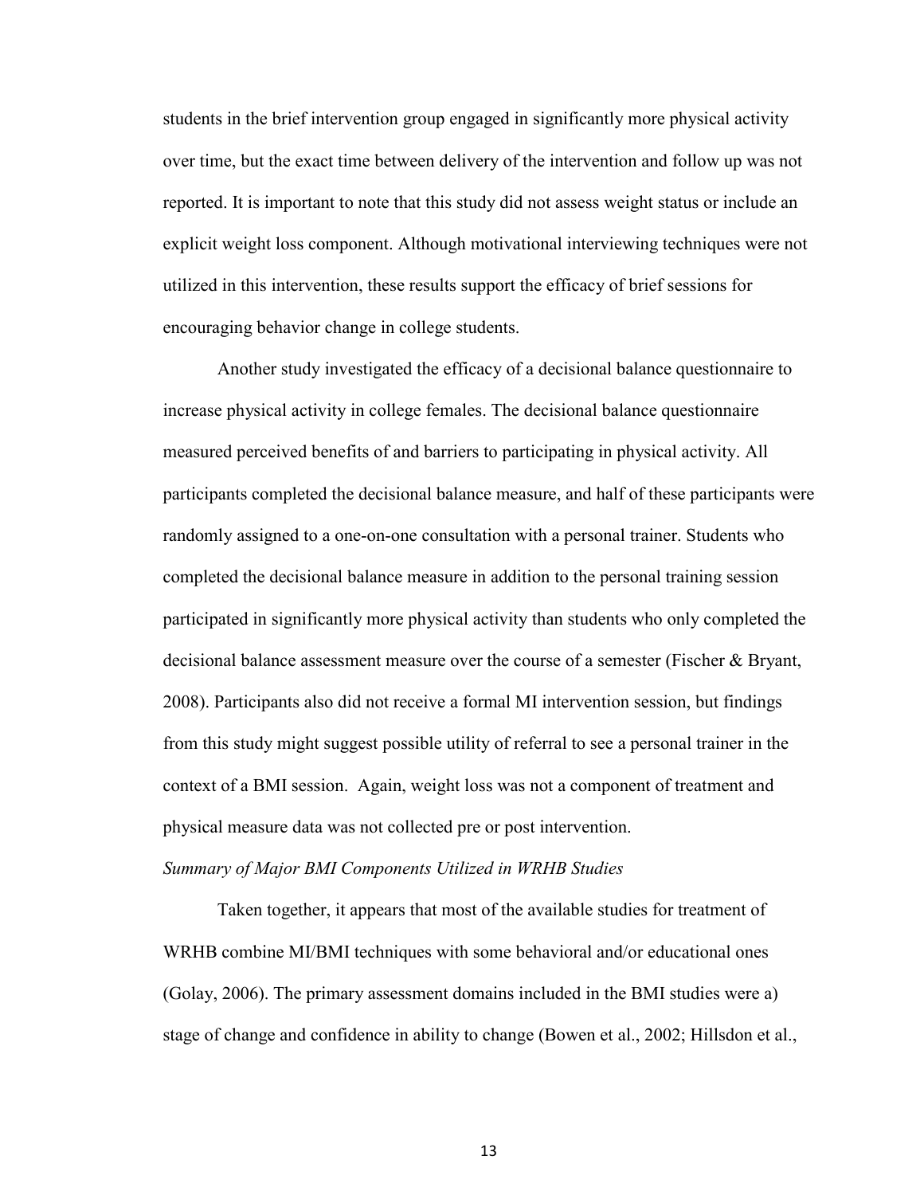students in the brief intervention group engaged in significantly more physical activity over time, but the exact time between delivery of the intervention and follow up was not reported. It is important to note that this study did not assess weight status or include an explicit weight loss component. Although motivational interviewing techniques were not utilized in this intervention, these results support the efficacy of brief sessions for encouraging behavior change in college students.

Another study investigated the efficacy of a decisional balance questionnaire to increase physical activity in college females. The decisional balance questionnaire measured perceived benefits of and barriers to participating in physical activity. All participants completed the decisional balance measure, and half of these participants were randomly assigned to a one-on-one consultation with a personal trainer. Students who completed the decisional balance measure in addition to the personal training session participated in significantly more physical activity than students who only completed the decisional balance assessment measure over the course of a semester (Fischer & Bryant, 2008). Participants also did not receive a formal MI intervention session, but findings from this study might suggest possible utility of referral to see a personal trainer in the context of a BMI session. Again, weight loss was not a component of treatment and physical measure data was not collected pre or post intervention.

*Summary of Major BMI Components Utilized in WRHB Studies*

Taken together, it appears that most of the available studies for treatment of WRHB combine MI/BMI techniques with some behavioral and/or educational ones (Golay, 2006). The primary assessment domains included in the BMI studies were a) stage of change and confidence in ability to change (Bowen et al., 2002; Hillsdon et al.,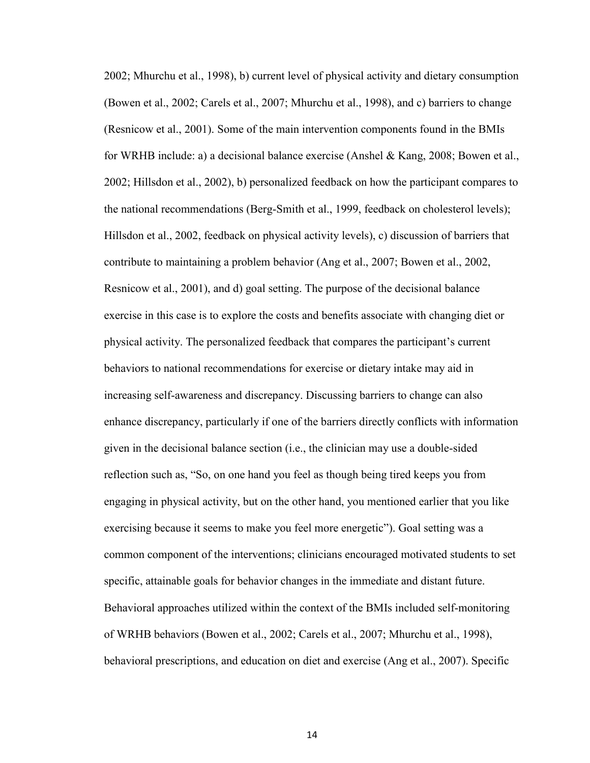2002; Mhurchu et al., 1998), b) current level of physical activity and dietary consumption (Bowen et al., 2002; Carels et al., 2007; Mhurchu et al., 1998), and c) barriers to change (Resnicow et al., 2001). Some of the main intervention components found in the BMIs for WRHB include: a) a decisional balance exercise (Anshel & Kang, 2008; Bowen et al., 2002; Hillsdon et al., 2002), b) personalized feedback on how the participant compares to the national recommendations (Berg-Smith et al., 1999, feedback on cholesterol levels); Hillsdon et al., 2002, feedback on physical activity levels), c) discussion of barriers that contribute to maintaining a problem behavior (Ang et al., 2007; Bowen et al., 2002, Resnicow et al., 2001), and d) goal setting. The purpose of the decisional balance exercise in this case is to explore the costs and benefits associate with changing diet or physical activity. The personalized feedback that compares the participant's current behaviors to national recommendations for exercise or dietary intake may aid in increasing self-awareness and discrepancy. Discussing barriers to change can also enhance discrepancy, particularly if one of the barriers directly conflicts with information given in the decisional balance section (i.e., the clinician may use a double-sided reflection such as, "So, on one hand you feel as though being tired keeps you from engaging in physical activity, but on the other hand, you mentioned earlier that you like exercising because it seems to make you feel more energetic"). Goal setting was a common component of the interventions; clinicians encouraged motivated students to set specific, attainable goals for behavior changes in the immediate and distant future. Behavioral approaches utilized within the context of the BMIs included self-monitoring of WRHB behaviors (Bowen et al., 2002; Carels et al., 2007; Mhurchu et al., 1998), behavioral prescriptions, and education on diet and exercise (Ang et al., 2007). Specific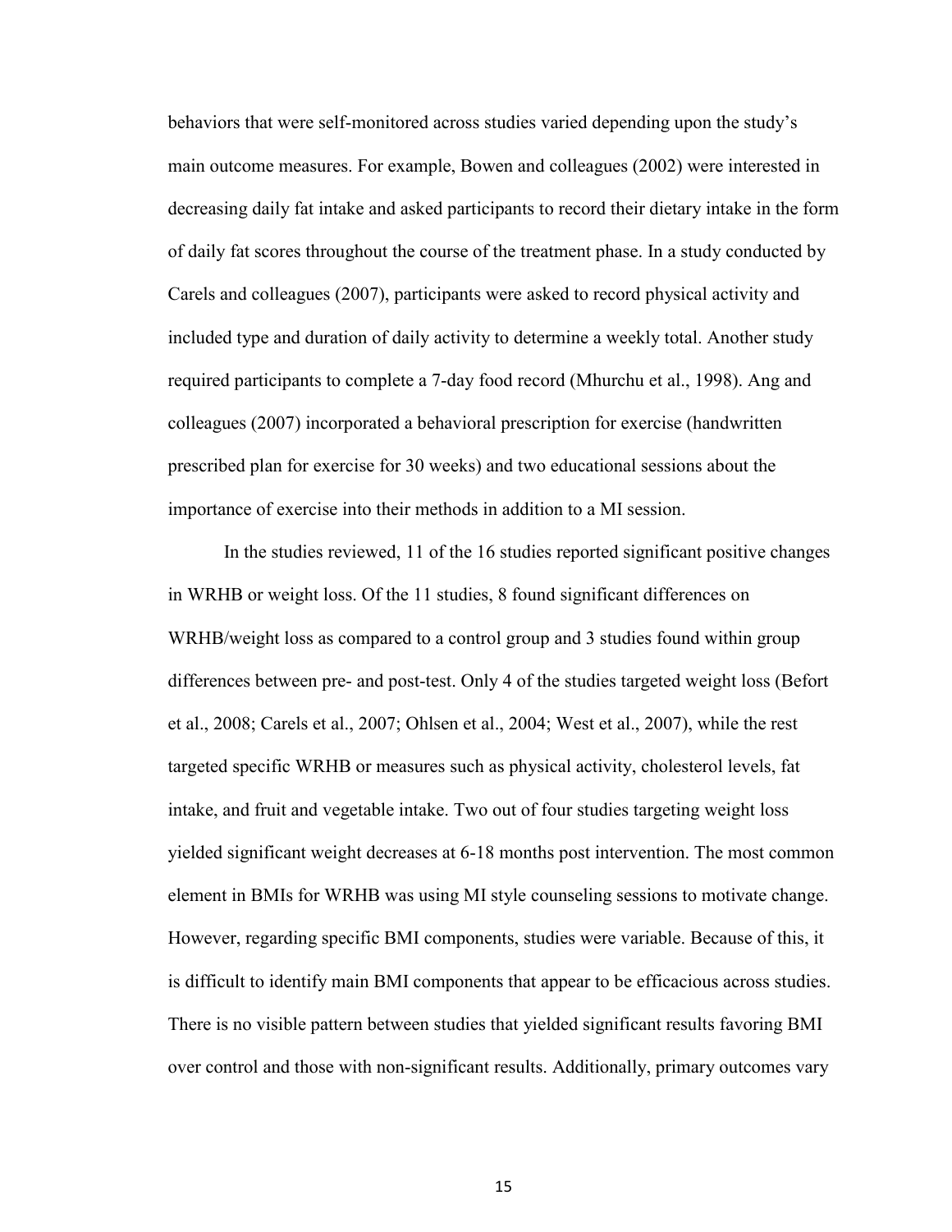behaviors that were self-monitored across studies varied depending upon the study's main outcome measures. For example, Bowen and colleagues (2002) were interested in decreasing daily fat intake and asked participants to record their dietary intake in the form of daily fat scores throughout the course of the treatment phase. In a study conducted by Carels and colleagues (2007), participants were asked to record physical activity and included type and duration of daily activity to determine a weekly total. Another study required participants to complete a 7-day food record (Mhurchu et al., 1998). Ang and colleagues (2007) incorporated a behavioral prescription for exercise (handwritten prescribed plan for exercise for 30 weeks) and two educational sessions about the importance of exercise into their methods in addition to a MI session.

In the studies reviewed, 11 of the 16 studies reported significant positive changes in WRHB or weight loss. Of the 11 studies, 8 found significant differences on WRHB/weight loss as compared to a control group and 3 studies found within group differences between pre- and post-test. Only 4 of the studies targeted weight loss (Befort et al., 2008; Carels et al., 2007; Ohlsen et al., 2004; West et al., 2007), while the rest targeted specific WRHB or measures such as physical activity, cholesterol levels, fat intake, and fruit and vegetable intake. Two out of four studies targeting weight loss yielded significant weight decreases at 6-18 months post intervention. The most common element in BMIs for WRHB was using MI style counseling sessions to motivate change. However, regarding specific BMI components, studies were variable. Because of this, it is difficult to identify main BMI components that appear to be efficacious across studies. There is no visible pattern between studies that yielded significant results favoring BMI over control and those with non-significant results. Additionally, primary outcomes vary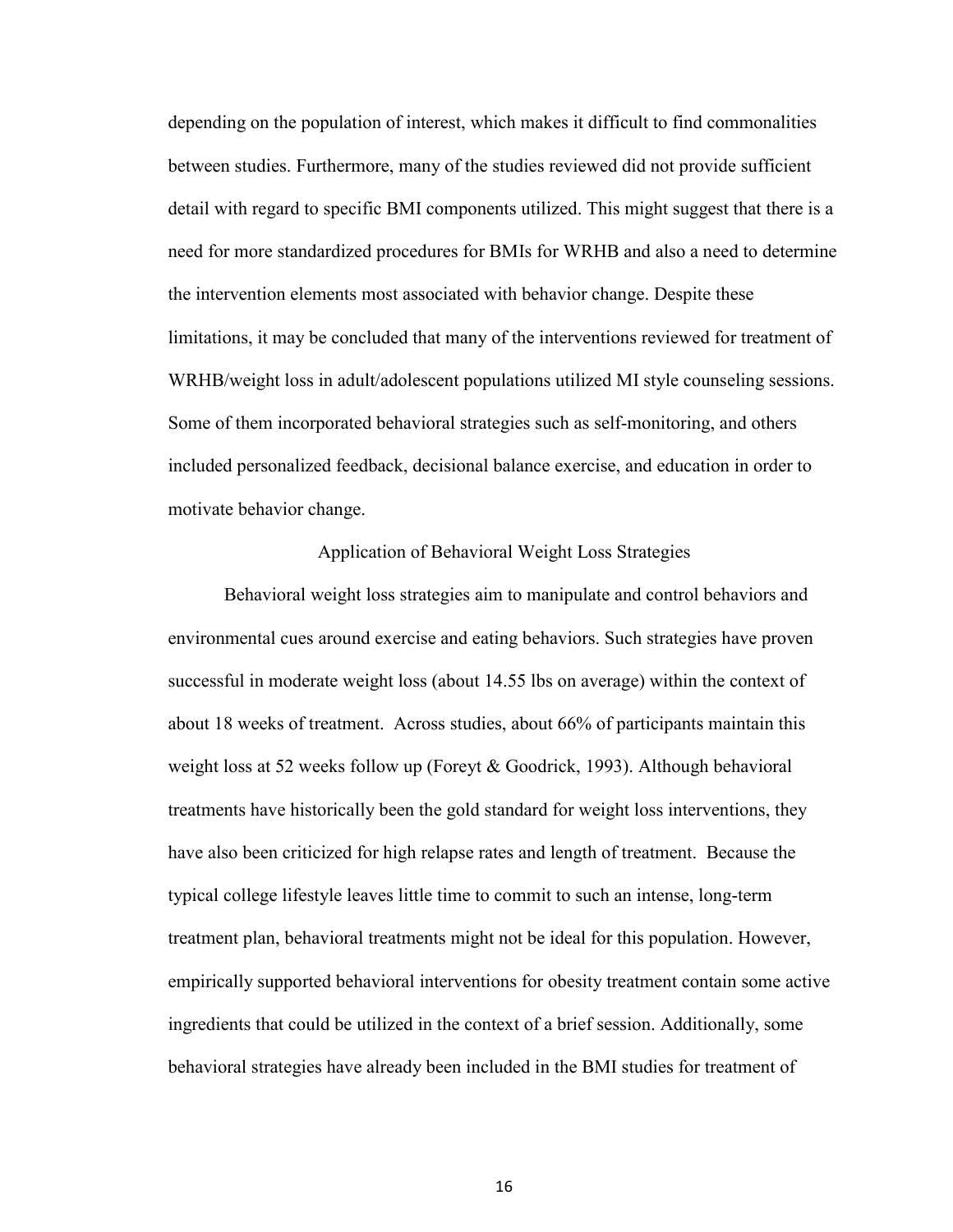depending on the population of interest, which makes it difficult to find commonalities between studies. Furthermore, many of the studies reviewed did not provide sufficient detail with regard to specific BMI components utilized. This might suggest that there is a need for more standardized procedures for BMIs for WRHB and also a need to determine the intervention elements most associated with behavior change. Despite these limitations, it may be concluded that many of the interventions reviewed for treatment of WRHB/weight loss in adult/adolescent populations utilized MI style counseling sessions. Some of them incorporated behavioral strategies such as self-monitoring, and others included personalized feedback, decisional balance exercise, and education in order to motivate behavior change.

## Application of Behavioral Weight Loss Strategies

Behavioral weight loss strategies aim to manipulate and control behaviors and environmental cues around exercise and eating behaviors. Such strategies have proven successful in moderate weight loss (about 14.55 lbs on average) within the context of about 18 weeks of treatment. Across studies, about 66% of participants maintain this weight loss at 52 weeks follow up (Foreyt & Goodrick, 1993). Although behavioral treatments have historically been the gold standard for weight loss interventions, they have also been criticized for high relapse rates and length of treatment. Because the typical college lifestyle leaves little time to commit to such an intense, long-term treatment plan, behavioral treatments might not be ideal for this population. However, empirically supported behavioral interventions for obesity treatment contain some active ingredients that could be utilized in the context of a brief session. Additionally, some behavioral strategies have already been included in the BMI studies for treatment of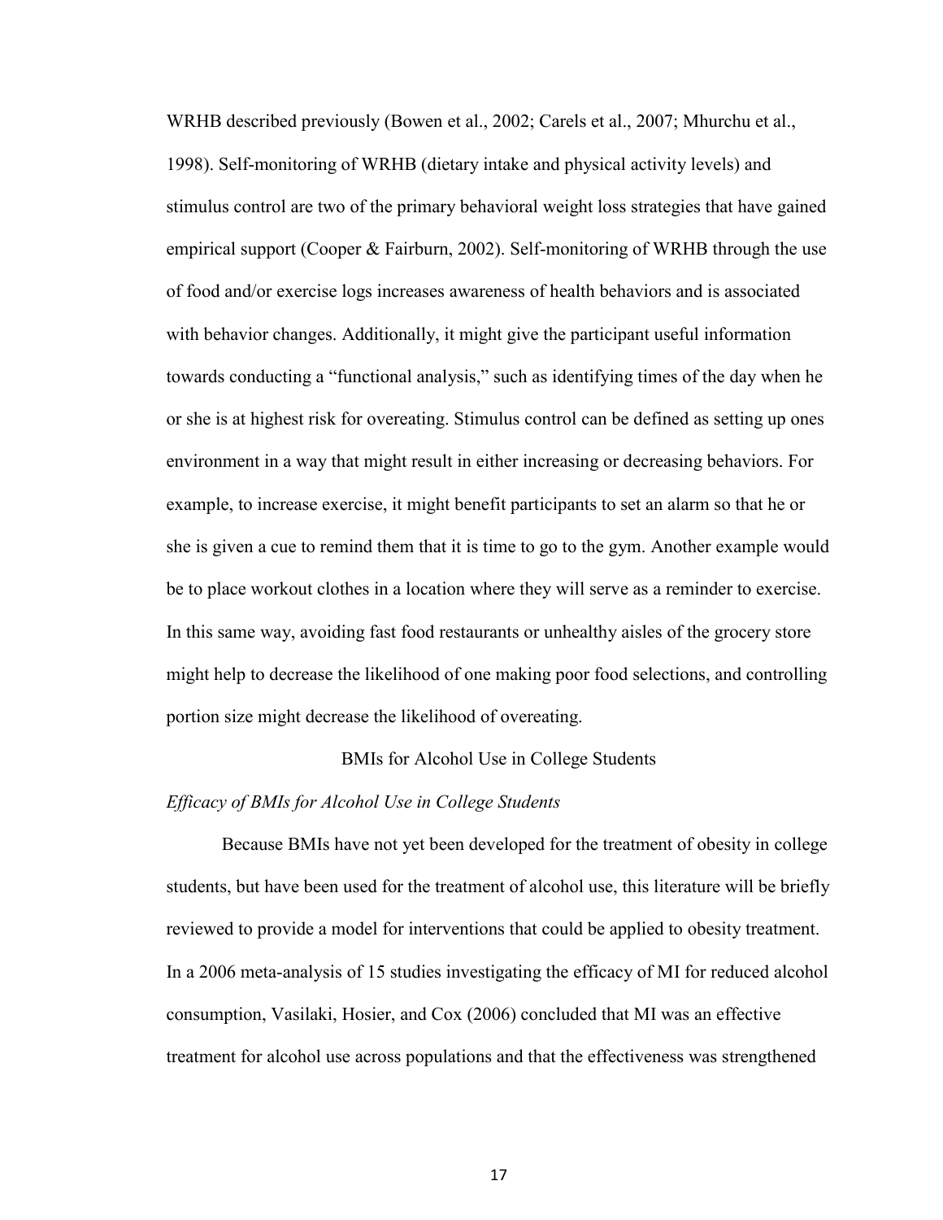WRHB described previously (Bowen et al., 2002; Carels et al., 2007; Mhurchu et al., 1998). Self-monitoring of WRHB (dietary intake and physical activity levels) and stimulus control are two of the primary behavioral weight loss strategies that have gained empirical support (Cooper & Fairburn, 2002). Self-monitoring of WRHB through the use of food and/or exercise logs increases awareness of health behaviors and is associated with behavior changes. Additionally, it might give the participant useful information towards conducting a "functional analysis," such as identifying times of the day when he or she is at highest risk for overeating. Stimulus control can be defined as setting up ones environment in a way that might result in either increasing or decreasing behaviors. For example, to increase exercise, it might benefit participants to set an alarm so that he or she is given a cue to remind them that it is time to go to the gym. Another example would be to place workout clothes in a location where they will serve as a reminder to exercise. In this same way, avoiding fast food restaurants or unhealthy aisles of the grocery store might help to decrease the likelihood of one making poor food selections, and controlling portion size might decrease the likelihood of overeating.

## BMIs for Alcohol Use in College Students

### *Efficacy of BMIs for Alcohol Use in College Students*

Because BMIs have not yet been developed for the treatment of obesity in college students, but have been used for the treatment of alcohol use, this literature will be briefly reviewed to provide a model for interventions that could be applied to obesity treatment. In a 2006 meta-analysis of 15 studies investigating the efficacy of MI for reduced alcohol consumption, Vasilaki, Hosier, and Cox (2006) concluded that MI was an effective treatment for alcohol use across populations and that the effectiveness was strengthened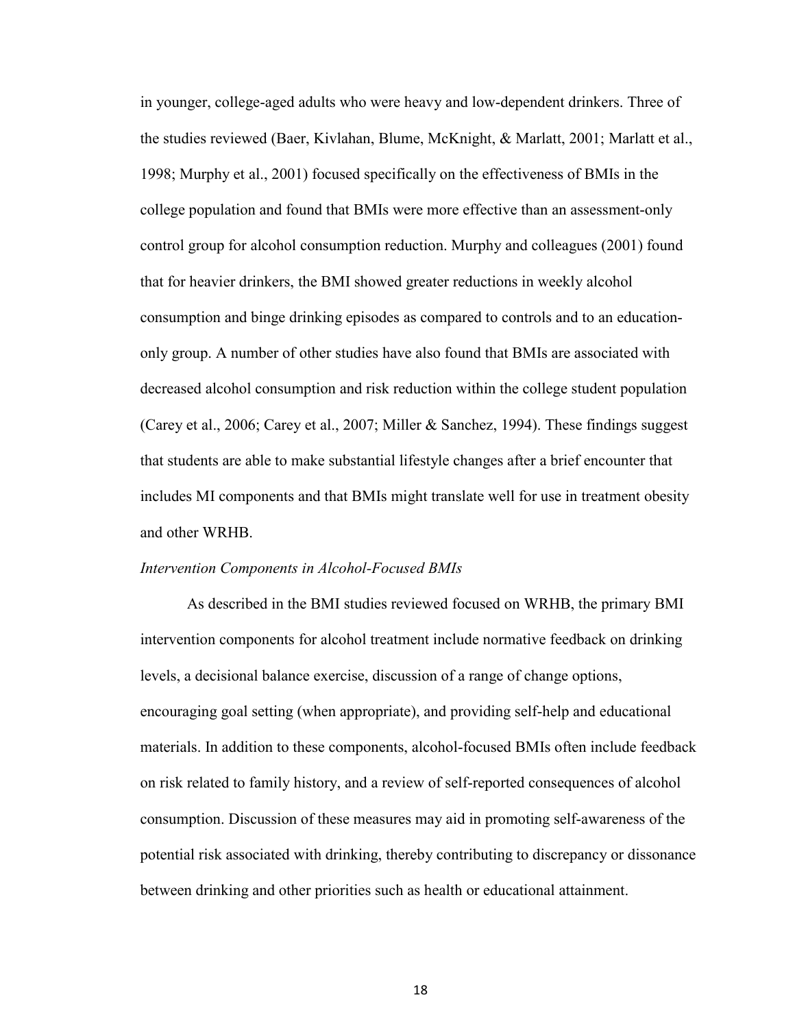in younger, college-aged adults who were heavy and low-dependent drinkers. Three of the studies reviewed (Baer, Kivlahan, Blume, McKnight, & Marlatt, 2001; Marlatt et al., 1998; Murphy et al., 2001) focused specifically on the effectiveness of BMIs in the college population and found that BMIs were more effective than an assessment-only control group for alcohol consumption reduction. Murphy and colleagues (2001) found that for heavier drinkers, the BMI showed greater reductions in weekly alcohol consumption and binge drinking episodes as compared to controls and to an education-only group. A number of other studies have also found that BMIs are associated with decreased alcohol consumption and risk reduction within the college student population (Carey et al., 2006; Carey et al., 2007; Miller & Sanchez, 1994). These findings suggest that students are able to make substantial lifestyle changes after a brief encounter that includes MI components and that BMIs might translate well for use in treatment obesity and other WRHB.

*Intervention Components in Alcohol-Focused BMIs*

As described in the BMI studies reviewed focused on WRHB, the primary BMI intervention components for alcohol treatment include normative feedback on drinking levels, a decisional balance exercise, discussion of a range of change options, encouraging goal setting (when appropriate), and providing self-help and educational materials. In addition to these components, alcohol-focused BMIs often include feedback on risk related to family history, and a review of self-reported consequences of alcohol consumption. Discussion of these measures may aid in promoting self-awareness of the potential risk associated with drinking, thereby contributing to discrepancy or dissonance between drinking and other priorities such as health or educational attainment.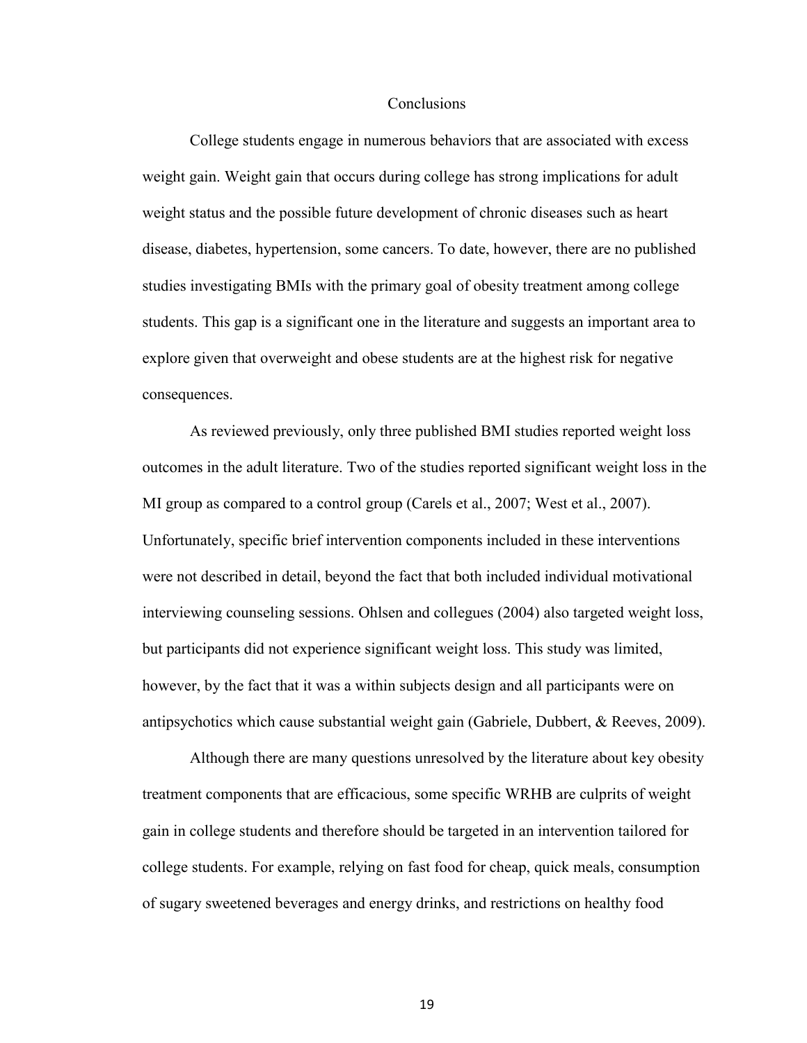## Conclusions

College students engage in numerous behaviors that are associated with excess weight gain. Weight gain that occurs during college has strong implications for adult weight status and the possible future development of chronic diseases such as heart disease, diabetes, hypertension, some cancers. To date, however, there are no published studies investigating BMIs with the primary goal of obesity treatment among college students. This gap is a significant one in the literature and suggests an important area to explore given that overweight and obese students are at the highest risk for negative consequences.

As reviewed previously, only three published BMI studies reported weight loss outcomes in the adult literature. Two of the studies reported significant weight loss in the MI group as compared to a control group (Carels et al., 2007; West et al., 2007). Unfortunately, specific brief intervention components included in these interventions were not described in detail, beyond the fact that both included individual motivational interviewing counseling sessions. Ohlsen and collegues (2004) also targeted weight loss, but participants did not experience significant weight loss. This study was limited, however, by the fact that it was a within subjects design and all participants were on antipsychotics which cause substantial weight gain (Gabriele, Dubbert, & Reeves, 2009).

Although there are many questions unresolved by the literature about key obesity treatment components that are efficacious, some specific WRHB are culprits of weight gain in college students and therefore should be targeted in an intervention tailored for college students. For example, relying on fast food for cheap, quick meals, consumption of sugary sweetened beverages and energy drinks, and restrictions on healthy food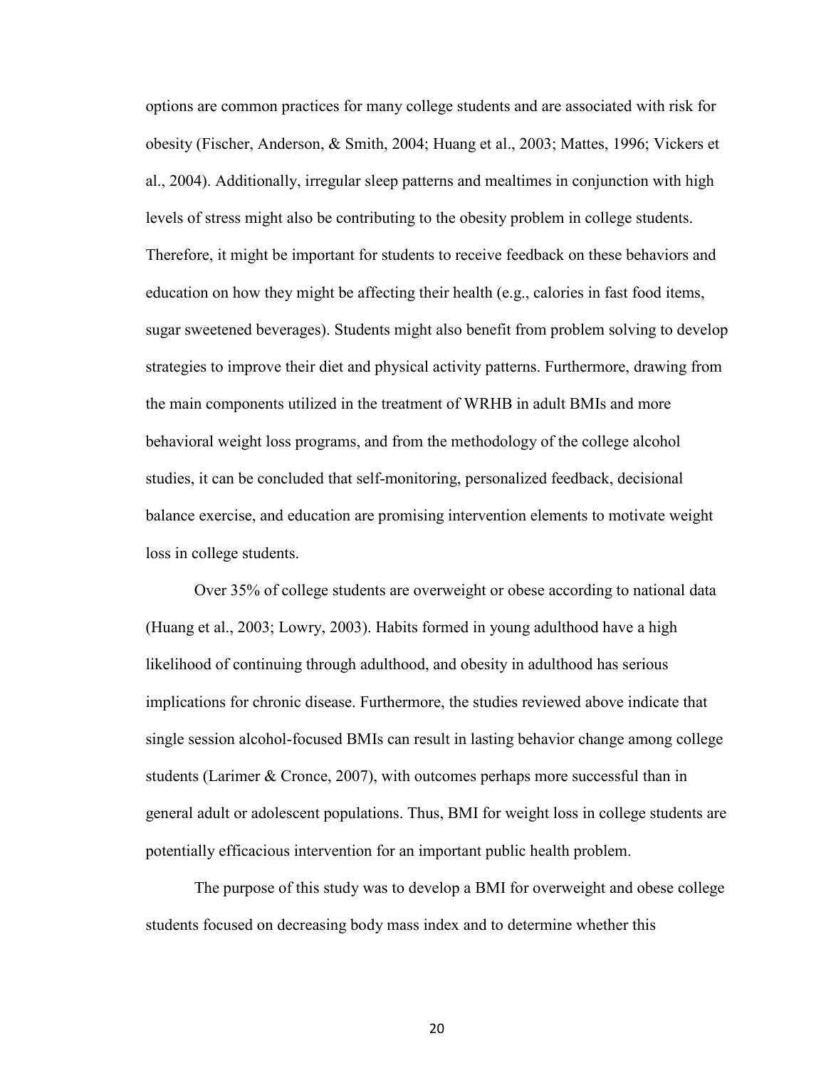options are common practices for many college students and are associated with risk for obesity (Fischer, Anderson, & Smith, 2004; Huang et al., 2003; Mattes, 1996; Vickers et al., 2004). Additionally, irregular sleep patterns and mealtimes in conjunction with high levels of stress might also be contributing to the obesity problem in college students. Therefore, it might be important for students to receive feedback on these behaviors and education on how they might be affecting their health (e.g., calories in fast food items, sugar sweetened beverages). Students might also benefit from problem solving to develop strategies to improve their diet and physical activity patterns. Furthermore, drawing from the main components utilized in the treatment of WRHB in adult BMIs and more behavioral weight loss programs, and from the methodology of the college alcohol studies, it can be concluded that self-monitoring, personalized feedback, decisional balance exercise, and education are promising intervention elements to motivate weight loss in college students.

Over 35% of college students are overweight or obese according to national data (Huang et al., 2003; Lowry, 2003). Habits formed in young adulthood have a high likelihood of continuing through adulthood, and obesity in adulthood has serious implications for chronic disease. Furthermore, the studies reviewed above indicate that single session alcohol-focused BMIs can result in lasting behavior change among college students (Larimer & Cronce, 2007), with outcomes perhaps more successful than in general adult or adolescent populations. Thus, BMI for weight loss in college students are potentially efficacious intervention for an important public health problem.

The purpose of this study was to develop a BMI for overweight and obese college students focused on decreasing body mass index and to determine whether this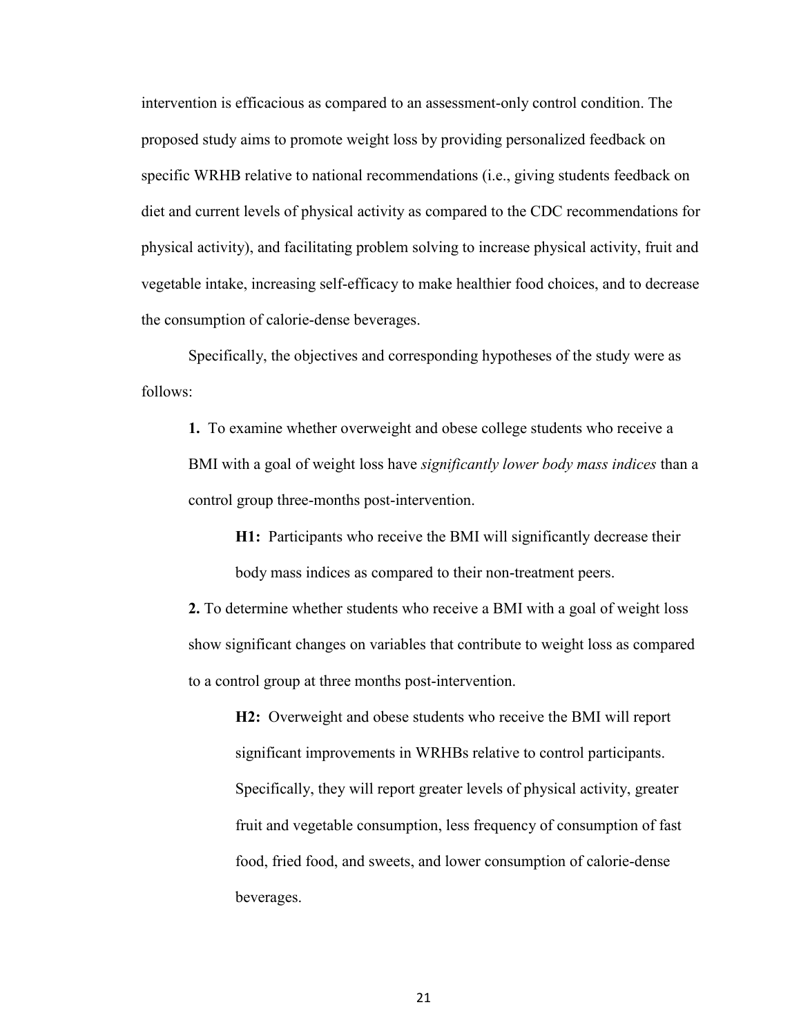intervention is efficacious as compared to an assessment-only control condition. The proposed study aims to promote weight loss by providing personalized feedback on specific WRHB relative to national recommendations (i.e., giving students feedback on diet and current levels of physical activity as compared to the CDC recommendations for physical activity), and facilitating problem solving to increase physical activity, fruit and vegetable intake, increasing self-efficacy to make healthier food choices, and to decrease the consumption of calorie-dense beverages.

Specifically, the objectives and corresponding hypotheses of the study were as follows:

**1.** To examine whether overweight and obese college students who receive a BMI with a goal of weight loss have *significantly lower body mass indices* than a control group three-months post-intervention.

> **H1:** Participants who receive the BMI will significantly decrease their body mass indices as compared to their non-treatment peers.

**2.** To determine whether students who receive a BMI with a goal of weight loss show significant changes on variables that contribute to weight loss as compared to a control group at three months post-intervention.

> **H2:** Overweight and obese students who receive the BMI will report significant improvements in WRHBs relative to control participants. Specifically, they will report greater levels of physical activity, greater fruit and vegetable consumption, less frequency of consumption of fast food, fried food, and sweets, and lower consumption of calorie-dense beverages.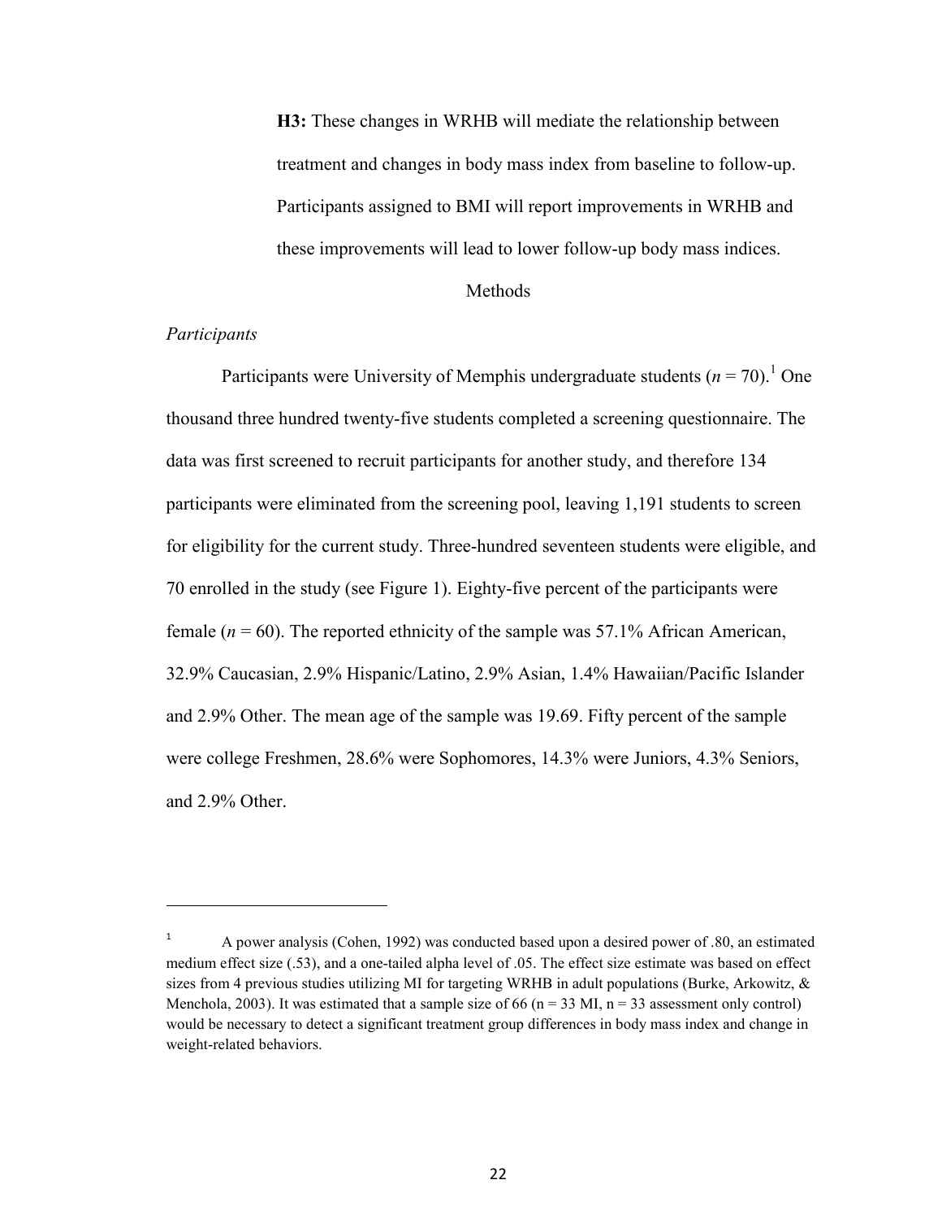**H3:** These changes in WRHB will mediate the relationship between treatment and changes in body mass index from baseline to follow-up. Participants assigned to BMI will report improvements in WRHB and these improvements will lead to lower follow-up body mass indices.

## Methods

### *Participants*

Participants were University of Memphis undergraduate students ($n$ = 70).[1] One thousand three hundred twenty-five students completed a screening questionnaire. The data was first screened to recruit participants for another study, and therefore 134 participants were eliminated from the screening pool, leaving 1,191 students to screen for eligibility for the current study. Three-hundred seventeen students were eligible, and 70 enrolled in the study (see Figure 1). Eighty-five percent of the participants were female ($n$ = 60). The reported ethnicity of the sample was 57.1% African American, 32.9% Caucasian, 2.9% Hispanic/Latino, 2.9% Asian, 1.4% Hawaiian/Pacific Islander and 2.9% Other. The mean age of the sample was 19.69. Fifty percent of the sample were college Freshmen, 28.6% were Sophomores, 14.3% were Juniors, 4.3% Seniors, and 2.9% Other.

---

[1] A power analysis (Cohen, 1992) was conducted based upon a desired power of .80, an estimated medium effect size (.53), and a one-tailed alpha level of .05. The effect size estimate was based on effect sizes from 4 previous studies utilizing MI for targeting WRHB in adult populations (Burke, Arkowitz, & Menchola, 2003). It was estimated that a sample size of 66 (n = 33 MI, n = 33 assessment only control) would be necessary to detect a significant treatment group differences in body mass index and change in weight-related behaviors.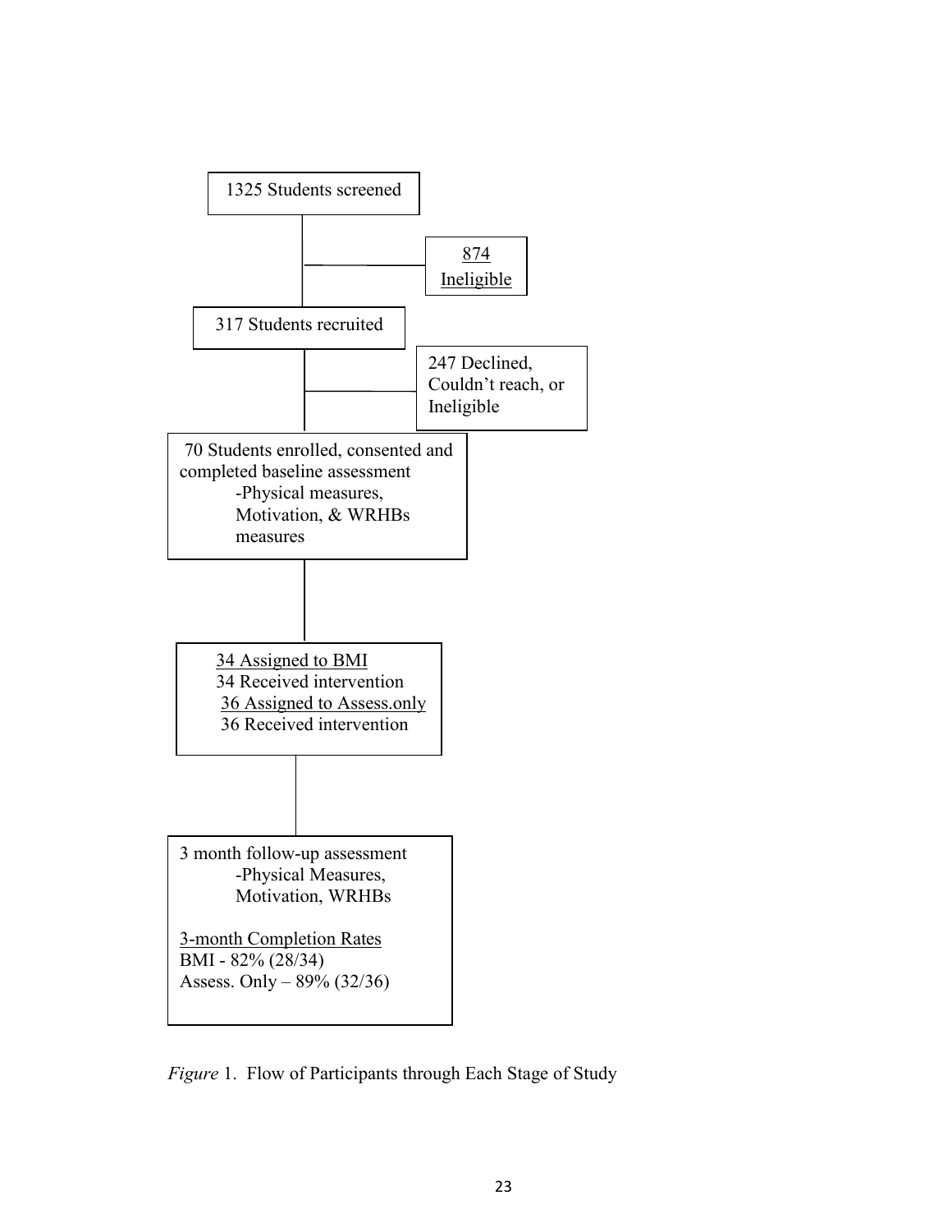1325 Students screened

874 Ineligible

317 Students recruited

247 Declined, Couldn't reach, or Ineligible

70 Students enrolled, consented and completed baseline assessment
- Physical measures, Motivation, & WRHBs measures

34 Assigned to BMI
34 Received intervention
36 Assigned to Assess.only
36 Received intervention

3 month follow-up assessment
- Physical Measures, Motivation, WRHBs

3-month Completion Rates
BMI - 82% (28/34)
Assess. Only – 89% (32/36)

*Figure* 1. Flow of Participants through Each Stage of Study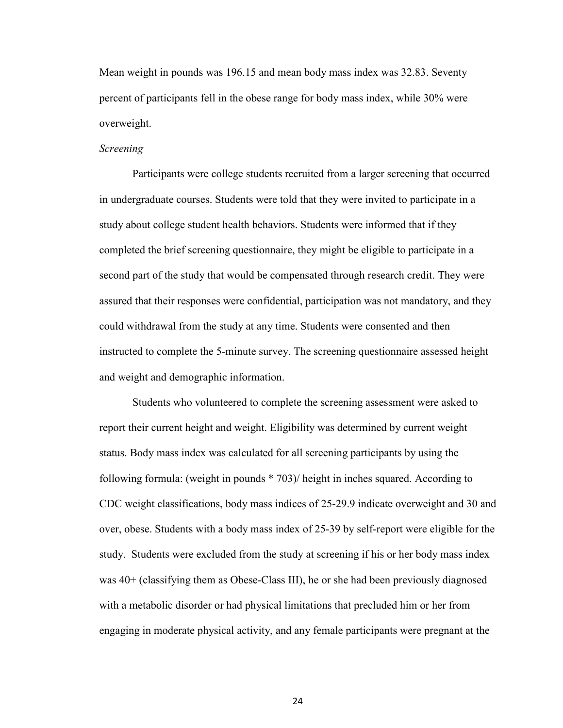Mean weight in pounds was 196.15 and mean body mass index was 32.83. Seventy percent of participants fell in the obese range for body mass index, while 30% were overweight.

*Screening*

Participants were college students recruited from a larger screening that occurred in undergraduate courses. Students were told that they were invited to participate in a study about college student health behaviors. Students were informed that if they completed the brief screening questionnaire, they might be eligible to participate in a second part of the study that would be compensated through research credit. They were assured that their responses were confidential, participation was not mandatory, and they could withdrawal from the study at any time. Students were consented and then instructed to complete the 5-minute survey. The screening questionnaire assessed height and weight and demographic information.

Students who volunteered to complete the screening assessment were asked to report their current height and weight. Eligibility was determined by current weight status. Body mass index was calculated for all screening participants by using the following formula: (weight in pounds * 703)/ height in inches squared. According to CDC weight classifications, body mass indices of 25-29.9 indicate overweight and 30 and over, obese. Students with a body mass index of 25-39 by self-report were eligible for the study. Students were excluded from the study at screening if his or her body mass index was 40+ (classifying them as Obese-Class III), he or she had been previously diagnosed with a metabolic disorder or had physical limitations that precluded him or her from engaging in moderate physical activity, and any female participants were pregnant at the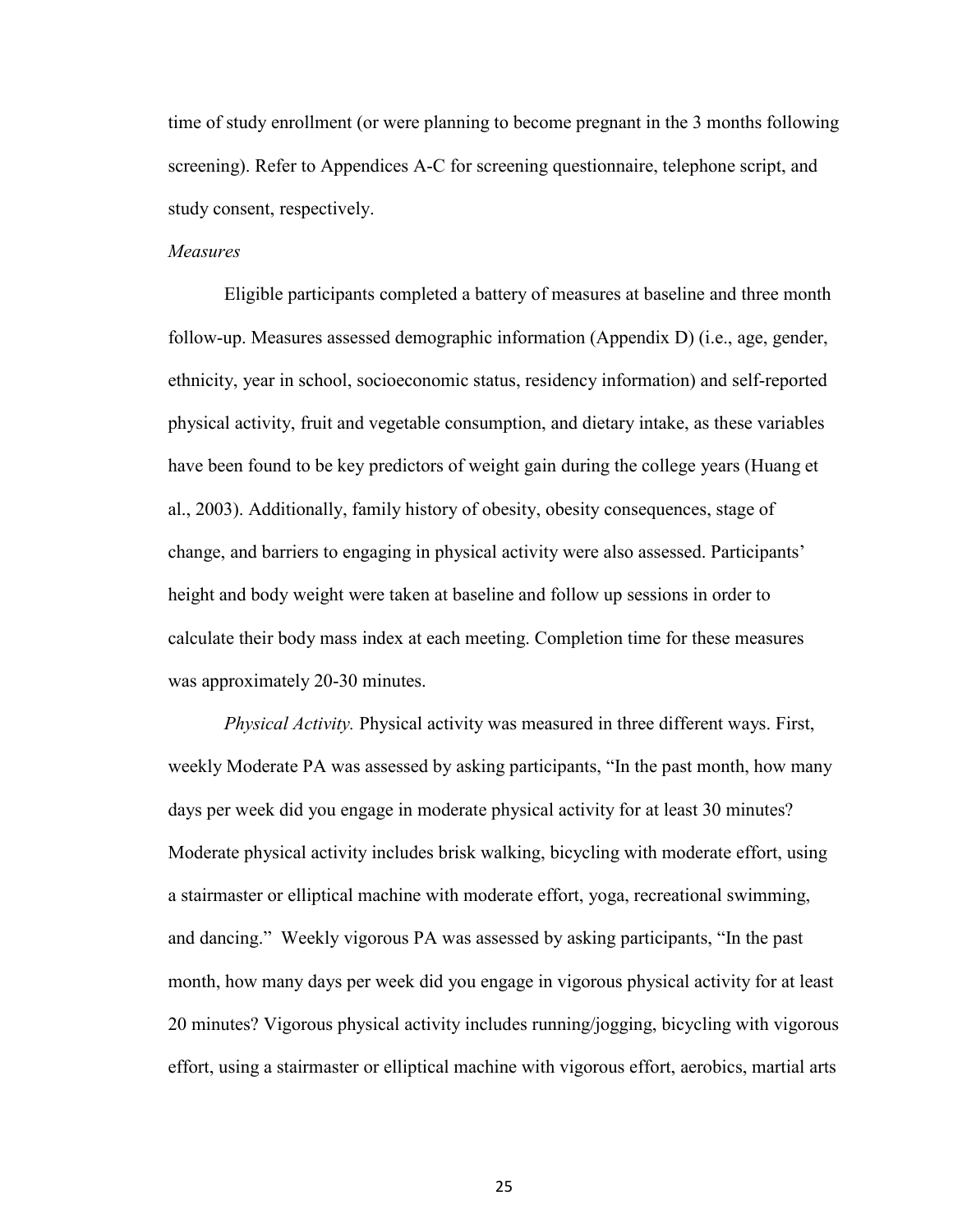time of study enrollment (or were planning to become pregnant in the 3 months following screening). Refer to Appendices A-C for screening questionnaire, telephone script, and study consent, respectively.

*Measures*

Eligible participants completed a battery of measures at baseline and three month follow-up. Measures assessed demographic information (Appendix D) (i.e., age, gender, ethnicity, year in school, socioeconomic status, residency information) and self-reported physical activity, fruit and vegetable consumption, and dietary intake, as these variables have been found to be key predictors of weight gain during the college years (Huang et al., 2003). Additionally, family history of obesity, obesity consequences, stage of change, and barriers to engaging in physical activity were also assessed. Participants' height and body weight were taken at baseline and follow up sessions in order to calculate their body mass index at each meeting. Completion time for these measures was approximately 20-30 minutes.

*Physical Activity.* Physical activity was measured in three different ways. First, weekly Moderate PA was assessed by asking participants, "In the past month, how many days per week did you engage in moderate physical activity for at least 30 minutes? Moderate physical activity includes brisk walking, bicycling with moderate effort, using a stairmaster or elliptical machine with moderate effort, yoga, recreational swimming, and dancing." Weekly vigorous PA was assessed by asking participants, "In the past month, how many days per week did you engage in vigorous physical activity for at least 20 minutes? Vigorous physical activity includes running/jogging, bicycling with vigorous effort, using a stairmaster or elliptical machine with vigorous effort, aerobics, martial arts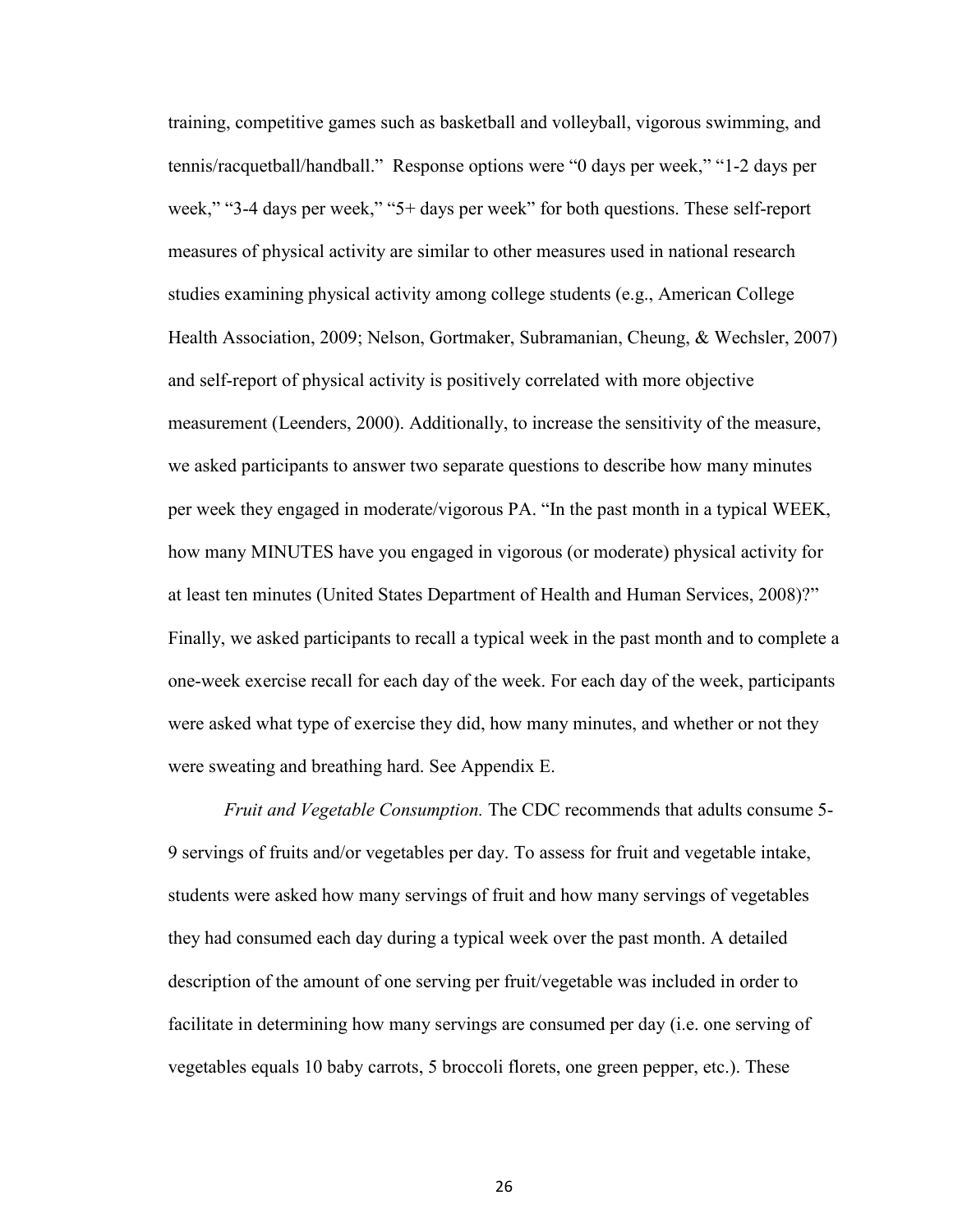training, competitive games such as basketball and volleyball, vigorous swimming, and tennis/racquetball/handball." Response options were "0 days per week," "1-2 days per week," "3-4 days per week," "5+ days per week" for both questions. These self-report measures of physical activity are similar to other measures used in national research studies examining physical activity among college students (e.g., American College Health Association, 2009; Nelson, Gortmaker, Subramanian, Cheung, & Wechsler, 2007) and self-report of physical activity is positively correlated with more objective measurement (Leenders, 2000). Additionally, to increase the sensitivity of the measure, we asked participants to answer two separate questions to describe how many minutes per week they engaged in moderate/vigorous PA. "In the past month in a typical WEEK, how many MINUTES have you engaged in vigorous (or moderate) physical activity for at least ten minutes (United States Department of Health and Human Services, 2008)?" Finally, we asked participants to recall a typical week in the past month and to complete a one-week exercise recall for each day of the week. For each day of the week, participants were asked what type of exercise they did, how many minutes, and whether or not they were sweating and breathing hard. See Appendix E.

*Fruit and Vegetable Consumption.* The CDC recommends that adults consume 5-9 servings of fruits and/or vegetables per day. To assess for fruit and vegetable intake, students were asked how many servings of fruit and how many servings of vegetables they had consumed each day during a typical week over the past month. A detailed description of the amount of one serving per fruit/vegetable was included in order to facilitate in determining how many servings are consumed per day (i.e. one serving of vegetables equals 10 baby carrots, 5 broccoli florets, one green pepper, etc.). These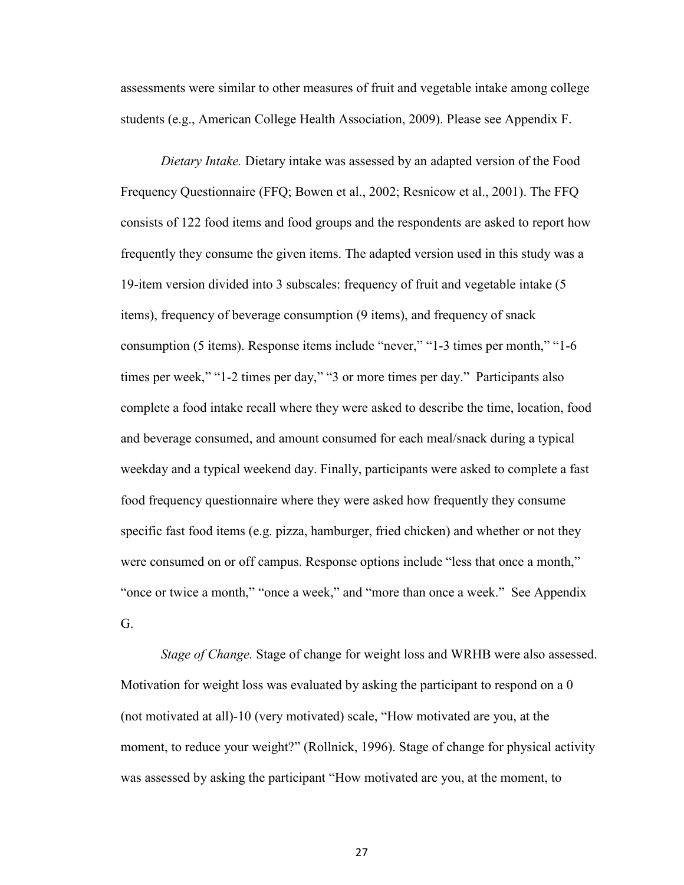assessments were similar to other measures of fruit and vegetable intake among college students (e.g., American College Health Association, 2009). Please see Appendix F.

*Dietary Intake.* Dietary intake was assessed by an adapted version of the Food Frequency Questionnaire (FFQ; Bowen et al., 2002; Resnicow et al., 2001). The FFQ consists of 122 food items and food groups and the respondents are asked to report how frequently they consume the given items. The adapted version used in this study was a 19-item version divided into 3 subscales: frequency of fruit and vegetable intake (5 items), frequency of beverage consumption (9 items), and frequency of snack consumption (5 items). Response items include "never," "1-3 times per month," "1-6 times per week," "1-2 times per day," "3 or more times per day." Participants also complete a food intake recall where they were asked to describe the time, location, food and beverage consumed, and amount consumed for each meal/snack during a typical weekday and a typical weekend day. Finally, participants were asked to complete a fast food frequency questionnaire where they were asked how frequently they consume specific fast food items (e.g. pizza, hamburger, fried chicken) and whether or not they were consumed on or off campus. Response options include "less that once a month," "once or twice a month," "once a week," and "more than once a week." See Appendix G.

*Stage of Change.* Stage of change for weight loss and WRHB were also assessed. Motivation for weight loss was evaluated by asking the participant to respond on a 0 (not motivated at all)-10 (very motivated) scale, "How motivated are you, at the moment, to reduce your weight?" (Rollnick, 1996). Stage of change for physical activity was assessed by asking the participant "How motivated are you, at the moment, to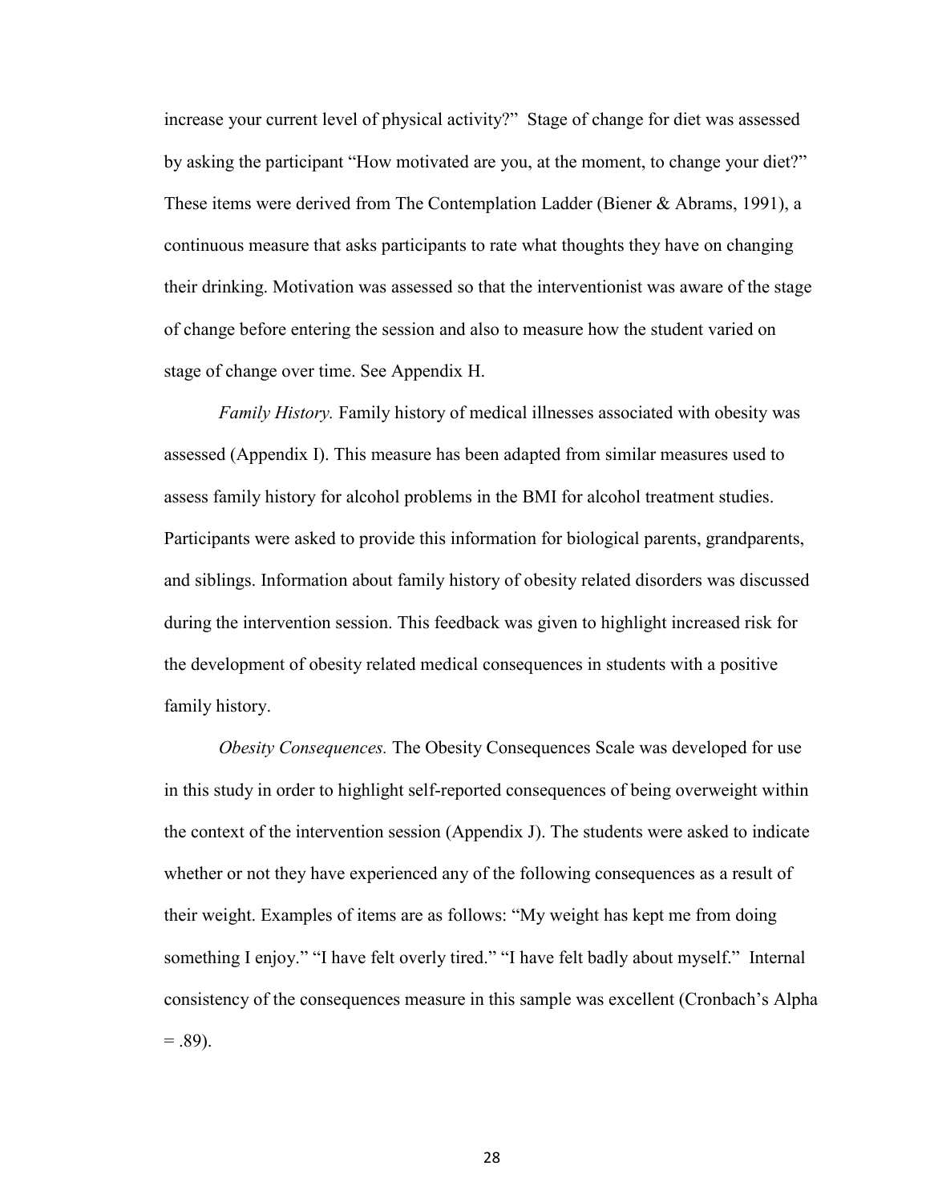increase your current level of physical activity?" Stage of change for diet was assessed by asking the participant "How motivated are you, at the moment, to change your diet?" These items were derived from The Contemplation Ladder (Biener & Abrams, 1991), a continuous measure that asks participants to rate what thoughts they have on changing their drinking. Motivation was assessed so that the interventionist was aware of the stage of change before entering the session and also to measure how the student varied on stage of change over time. See Appendix H.

*Family History.* Family history of medical illnesses associated with obesity was assessed (Appendix I). This measure has been adapted from similar measures used to assess family history for alcohol problems in the BMI for alcohol treatment studies. Participants were asked to provide this information for biological parents, grandparents, and siblings. Information about family history of obesity related disorders was discussed during the intervention session. This feedback was given to highlight increased risk for the development of obesity related medical consequences in students with a positive family history.

*Obesity Consequences.* The Obesity Consequences Scale was developed for use in this study in order to highlight self-reported consequences of being overweight within the context of the intervention session (Appendix J). The students were asked to indicate whether or not they have experienced any of the following consequences as a result of their weight. Examples of items are as follows: "My weight has kept me from doing something I enjoy." "I have felt overly tired." "I have felt badly about myself." Internal consistency of the consequences measure in this sample was excellent (Cronbach's Alpha = .89).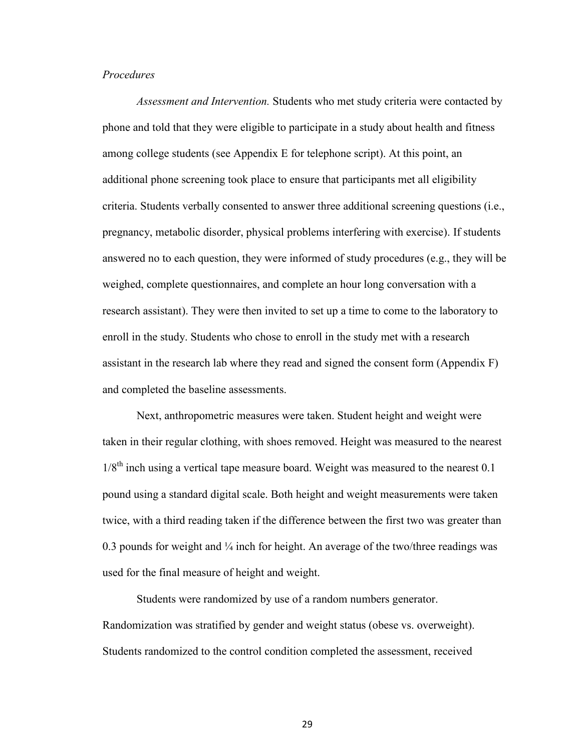*Procedures*

*Assessment and Intervention.* Students who met study criteria were contacted by phone and told that they were eligible to participate in a study about health and fitness among college students (see Appendix E for telephone script). At this point, an additional phone screening took place to ensure that participants met all eligibility criteria. Students verbally consented to answer three additional screening questions (i.e., pregnancy, metabolic disorder, physical problems interfering with exercise). If students answered no to each question, they were informed of study procedures (e.g., they will be weighed, complete questionnaires, and complete an hour long conversation with a research assistant). They were then invited to set up a time to come to the laboratory to enroll in the study. Students who chose to enroll in the study met with a research assistant in the research lab where they read and signed the consent form (Appendix F) and completed the baseline assessments.

Next, anthropometric measures were taken. Student height and weight were taken in their regular clothing, with shoes removed. Height was measured to the nearest 1/8th inch using a vertical tape measure board. Weight was measured to the nearest 0.1 pound using a standard digital scale. Both height and weight measurements were taken twice, with a third reading taken if the difference between the first two was greater than 0.3 pounds for weight and ¼ inch for height. An average of the two/three readings was used for the final measure of height and weight.

Students were randomized by use of a random numbers generator. Randomization was stratified by gender and weight status (obese vs. overweight). Students randomized to the control condition completed the assessment, received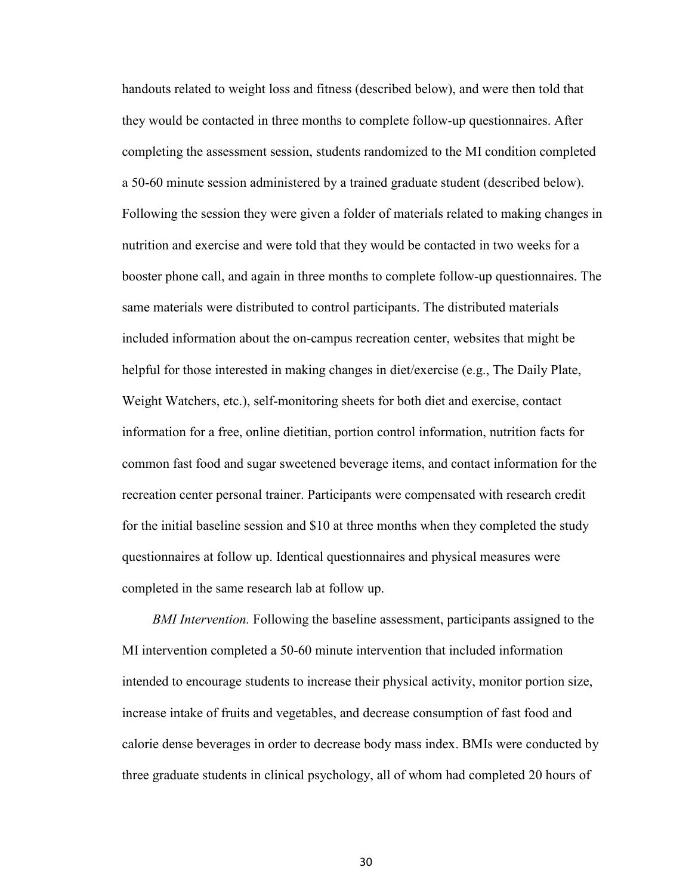handouts related to weight loss and fitness (described below), and were then told that they would be contacted in three months to complete follow-up questionnaires. After completing the assessment session, students randomized to the MI condition completed a 50-60 minute session administered by a trained graduate student (described below). Following the session they were given a folder of materials related to making changes in nutrition and exercise and were told that they would be contacted in two weeks for a booster phone call, and again in three months to complete follow-up questionnaires. The same materials were distributed to control participants. The distributed materials included information about the on-campus recreation center, websites that might be helpful for those interested in making changes in diet/exercise (e.g., The Daily Plate, Weight Watchers, etc.), self-monitoring sheets for both diet and exercise, contact information for a free, online dietitian, portion control information, nutrition facts for common fast food and sugar sweetened beverage items, and contact information for the recreation center personal trainer. Participants were compensated with research credit for the initial baseline session and $10 at three months when they completed the study questionnaires at follow up. Identical questionnaires and physical measures were completed in the same research lab at follow up.

*BMI Intervention.* Following the baseline assessment, participants assigned to the MI intervention completed a 50-60 minute intervention that included information intended to encourage students to increase their physical activity, monitor portion size, increase intake of fruits and vegetables, and decrease consumption of fast food and calorie dense beverages in order to decrease body mass index. BMIs were conducted by three graduate students in clinical psychology, all of whom had completed 20 hours of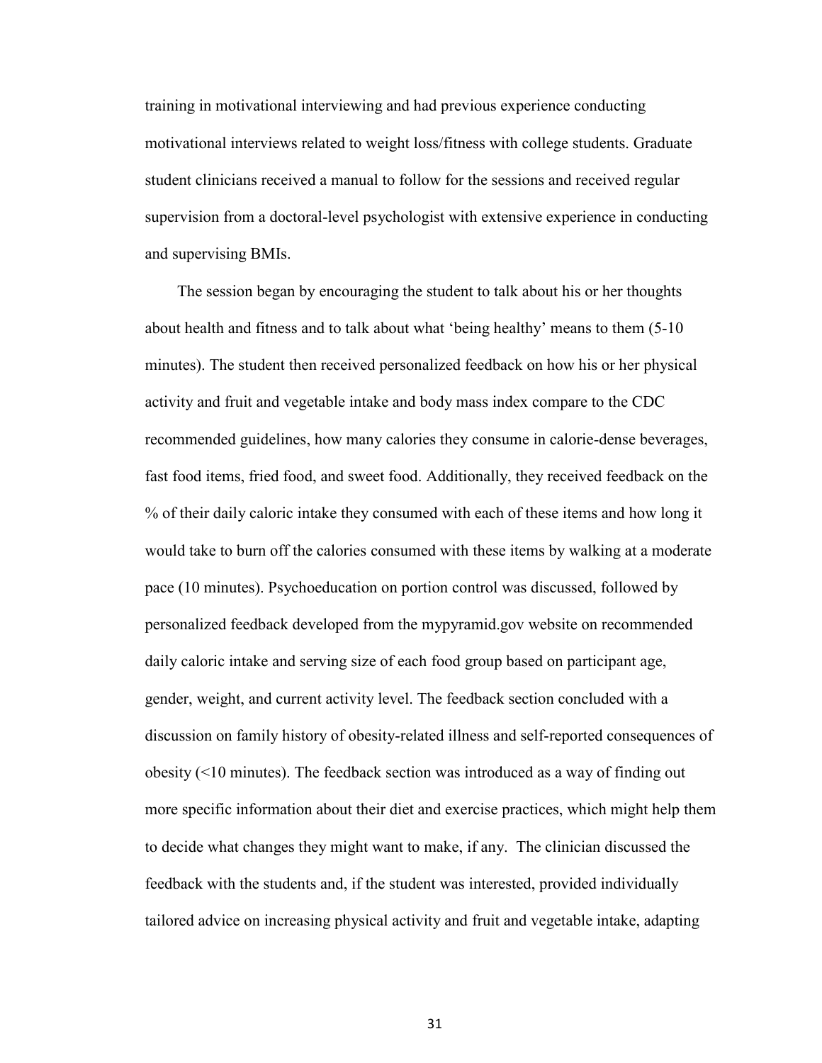training in motivational interviewing and had previous experience conducting motivational interviews related to weight loss/fitness with college students. Graduate student clinicians received a manual to follow for the sessions and received regular supervision from a doctoral-level psychologist with extensive experience in conducting and supervising BMIs.

The session began by encouraging the student to talk about his or her thoughts about health and fitness and to talk about what 'being healthy' means to them (5-10 minutes). The student then received personalized feedback on how his or her physical activity and fruit and vegetable intake and body mass index compare to the CDC recommended guidelines, how many calories they consume in calorie-dense beverages, fast food items, fried food, and sweet food. Additionally, they received feedback on the % of their daily caloric intake they consumed with each of these items and how long it would take to burn off the calories consumed with these items by walking at a moderate pace (10 minutes). Psychoeducation on portion control was discussed, followed by personalized feedback developed from the mypyramid.gov website on recommended daily caloric intake and serving size of each food group based on participant age, gender, weight, and current activity level. The feedback section concluded with a discussion on family history of obesity-related illness and self-reported consequences of obesity (<10 minutes). The feedback section was introduced as a way of finding out more specific information about their diet and exercise practices, which might help them to decide what changes they might want to make, if any. The clinician discussed the feedback with the students and, if the student was interested, provided individually tailored advice on increasing physical activity and fruit and vegetable intake, adapting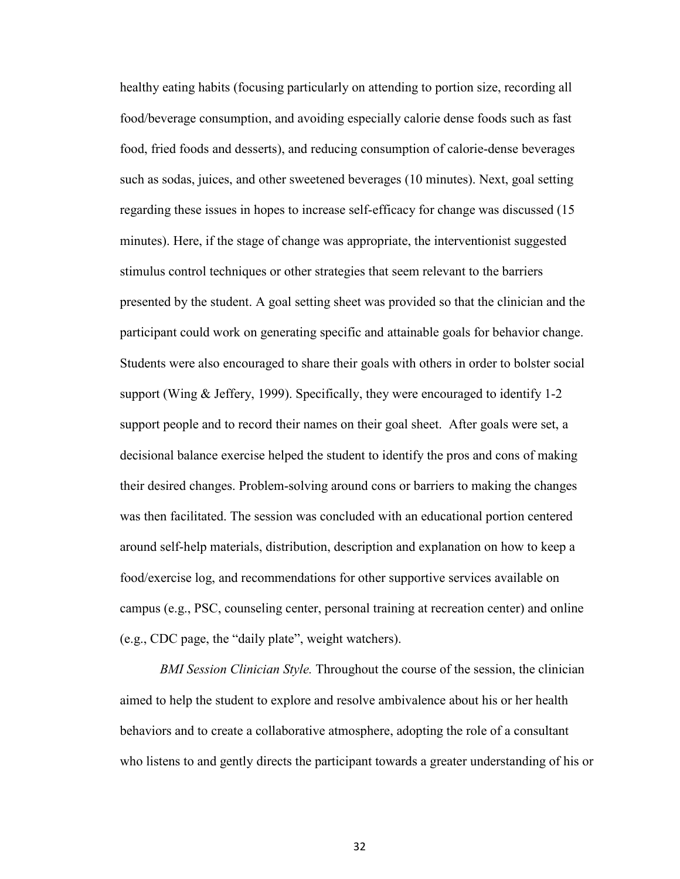healthy eating habits (focusing particularly on attending to portion size, recording all food/beverage consumption, and avoiding especially calorie dense foods such as fast food, fried foods and desserts), and reducing consumption of calorie-dense beverages such as sodas, juices, and other sweetened beverages (10 minutes). Next, goal setting regarding these issues in hopes to increase self-efficacy for change was discussed (15 minutes). Here, if the stage of change was appropriate, the interventionist suggested stimulus control techniques or other strategies that seem relevant to the barriers presented by the student. A goal setting sheet was provided so that the clinician and the participant could work on generating specific and attainable goals for behavior change. Students were also encouraged to share their goals with others in order to bolster social support (Wing & Jeffery, 1999). Specifically, they were encouraged to identify 1-2 support people and to record their names on their goal sheet. After goals were set, a decisional balance exercise helped the student to identify the pros and cons of making their desired changes. Problem-solving around cons or barriers to making the changes was then facilitated. The session was concluded with an educational portion centered around self-help materials, distribution, description and explanation on how to keep a food/exercise log, and recommendations for other supportive services available on campus (e.g., PSC, counseling center, personal training at recreation center) and online (e.g., CDC page, the "daily plate", weight watchers).

*BMI Session Clinician Style.* Throughout the course of the session, the clinician aimed to help the student to explore and resolve ambivalence about his or her health behaviors and to create a collaborative atmosphere, adopting the role of a consultant who listens to and gently directs the participant towards a greater understanding of his or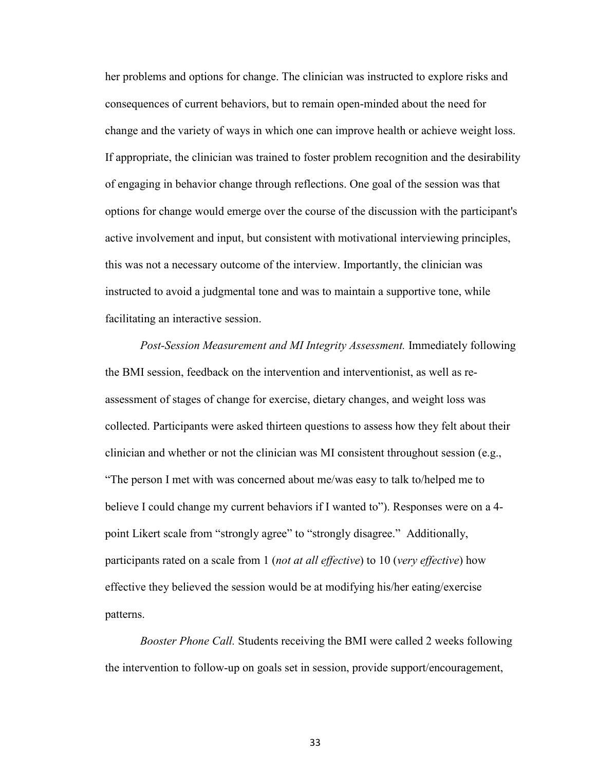her problems and options for change. The clinician was instructed to explore risks and consequences of current behaviors, but to remain open-minded about the need for change and the variety of ways in which one can improve health or achieve weight loss. If appropriate, the clinician was trained to foster problem recognition and the desirability of engaging in behavior change through reflections. One goal of the session was that options for change would emerge over the course of the discussion with the participant's active involvement and input, but consistent with motivational interviewing principles, this was not a necessary outcome of the interview. Importantly, the clinician was instructed to avoid a judgmental tone and was to maintain a supportive tone, while facilitating an interactive session.

*Post-Session Measurement and MI Integrity Assessment.* Immediately following the BMI session, feedback on the intervention and interventionist, as well as re-assessment of stages of change for exercise, dietary changes, and weight loss was collected. Participants were asked thirteen questions to assess how they felt about their clinician and whether or not the clinician was MI consistent throughout session (e.g., "The person I met with was concerned about me/was easy to talk to/helped me to believe I could change my current behaviors if I wanted to"). Responses were on a 4-point Likert scale from "strongly agree" to "strongly disagree." Additionally, participants rated on a scale from 1 (*not at all effective*) to 10 (*very effective*) how effective they believed the session would be at modifying his/her eating/exercise patterns.

*Booster Phone Call.* Students receiving the BMI were called 2 weeks following the intervention to follow-up on goals set in session, provide support/encouragement,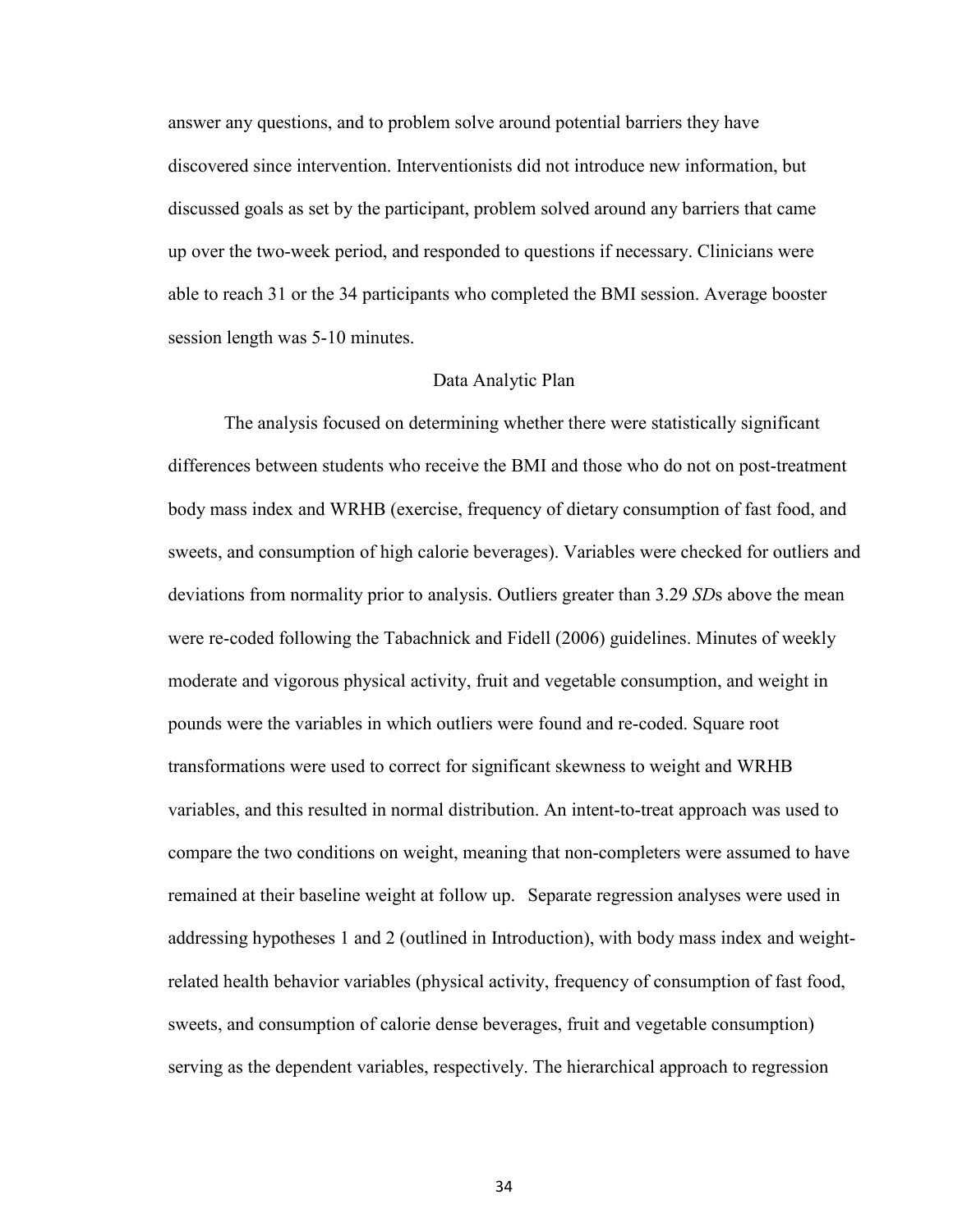answer any questions, and to problem solve around potential barriers they have discovered since intervention. Interventionists did not introduce new information, but discussed goals as set by the participant, problem solved around any barriers that came up over the two-week period, and responded to questions if necessary. Clinicians were able to reach 31 or the 34 participants who completed the BMI session. Average booster session length was 5-10 minutes.

## Data Analytic Plan

The analysis focused on determining whether there were statistically significant differences between students who receive the BMI and those who do not on post-treatment body mass index and WRHB (exercise, frequency of dietary consumption of fast food, and sweets, and consumption of high calorie beverages). Variables were checked for outliers and deviations from normality prior to analysis. Outliers greater than 3.29 *SD*s above the mean were re-coded following the Tabachnick and Fidell (2006) guidelines. Minutes of weekly moderate and vigorous physical activity, fruit and vegetable consumption, and weight in pounds were the variables in which outliers were found and re-coded. Square root transformations were used to correct for significant skewness to weight and WRHB variables, and this resulted in normal distribution. An intent-to-treat approach was used to compare the two conditions on weight, meaning that non-completers were assumed to have remained at their baseline weight at follow up. Separate regression analyses were used in addressing hypotheses 1 and 2 (outlined in Introduction), with body mass index and weight-related health behavior variables (physical activity, frequency of consumption of fast food, sweets, and consumption of calorie dense beverages, fruit and vegetable consumption) serving as the dependent variables, respectively. The hierarchical approach to regression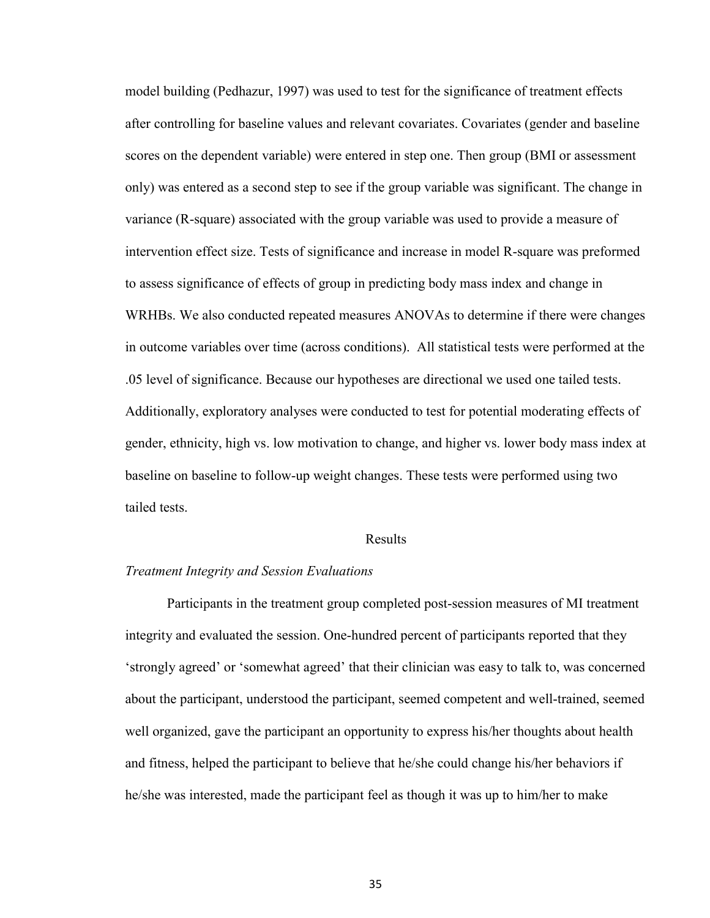model building (Pedhazur, 1997) was used to test for the significance of treatment effects after controlling for baseline values and relevant covariates. Covariates (gender and baseline scores on the dependent variable) were entered in step one. Then group (BMI or assessment only) was entered as a second step to see if the group variable was significant. The change in variance (R-square) associated with the group variable was used to provide a measure of intervention effect size. Tests of significance and increase in model R-square was preformed to assess significance of effects of group in predicting body mass index and change in WRHBs. We also conducted repeated measures ANOVAs to determine if there were changes in outcome variables over time (across conditions). All statistical tests were performed at the .05 level of significance. Because our hypotheses are directional we used one tailed tests. Additionally, exploratory analyses were conducted to test for potential moderating effects of gender, ethnicity, high vs. low motivation to change, and higher vs. lower body mass index at baseline on baseline to follow-up weight changes. These tests were performed using two tailed tests.

## Results

### *Treatment Integrity and Session Evaluations*

Participants in the treatment group completed post-session measures of MI treatment integrity and evaluated the session. One-hundred percent of participants reported that they 'strongly agreed' or 'somewhat agreed' that their clinician was easy to talk to, was concerned about the participant, understood the participant, seemed competent and well-trained, seemed well organized, gave the participant an opportunity to express his/her thoughts about health and fitness, helped the participant to believe that he/she could change his/her behaviors if he/she was interested, made the participant feel as though it was up to him/her to make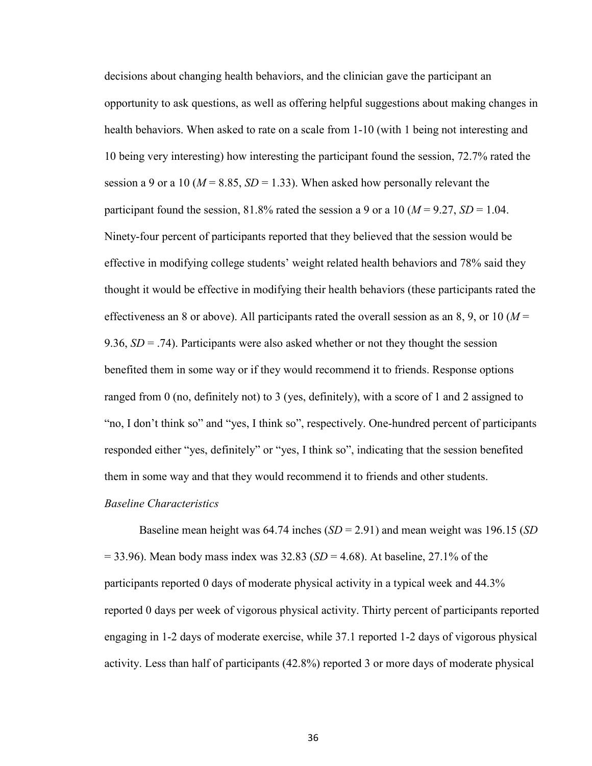decisions about changing health behaviors, and the clinician gave the participant an opportunity to ask questions, as well as offering helpful suggestions about making changes in health behaviors. When asked to rate on a scale from 1-10 (with 1 being not interesting and 10 being very interesting) how interesting the participant found the session, 72.7% rated the session a 9 or a 10 ($M$ = 8.85, $SD$ = 1.33). When asked how personally relevant the participant found the session, 81.8% rated the session a 9 or a 10 ($M$ = 9.27, $SD$ = 1.04. Ninety-four percent of participants reported that they believed that the session would be effective in modifying college students' weight related health behaviors and 78% said they thought it would be effective in modifying their health behaviors (these participants rated the effectiveness an 8 or above). All participants rated the overall session as an 8, 9, or 10 ($M$ = 9.36, $SD$ = .74). Participants were also asked whether or not they thought the session benefited them in some way or if they would recommend it to friends. Response options ranged from 0 (no, definitely not) to 3 (yes, definitely), with a score of 1 and 2 assigned to "no, I don't think so" and "yes, I think so", respectively. One-hundred percent of participants responded either "yes, definitely" or "yes, I think so", indicating that the session benefited them in some way and that they would recommend it to friends and other students.

*Baseline Characteristics*

Baseline mean height was 64.74 inches ($SD$ = 2.91) and mean weight was 196.15 ($SD$ = 33.96). Mean body mass index was 32.83 ($SD$ = 4.68). At baseline, 27.1% of the participants reported 0 days of moderate physical activity in a typical week and 44.3% reported 0 days per week of vigorous physical activity. Thirty percent of participants reported engaging in 1-2 days of moderate exercise, while 37.1 reported 1-2 days of vigorous physical activity. Less than half of participants (42.8%) reported 3 or more days of moderate physical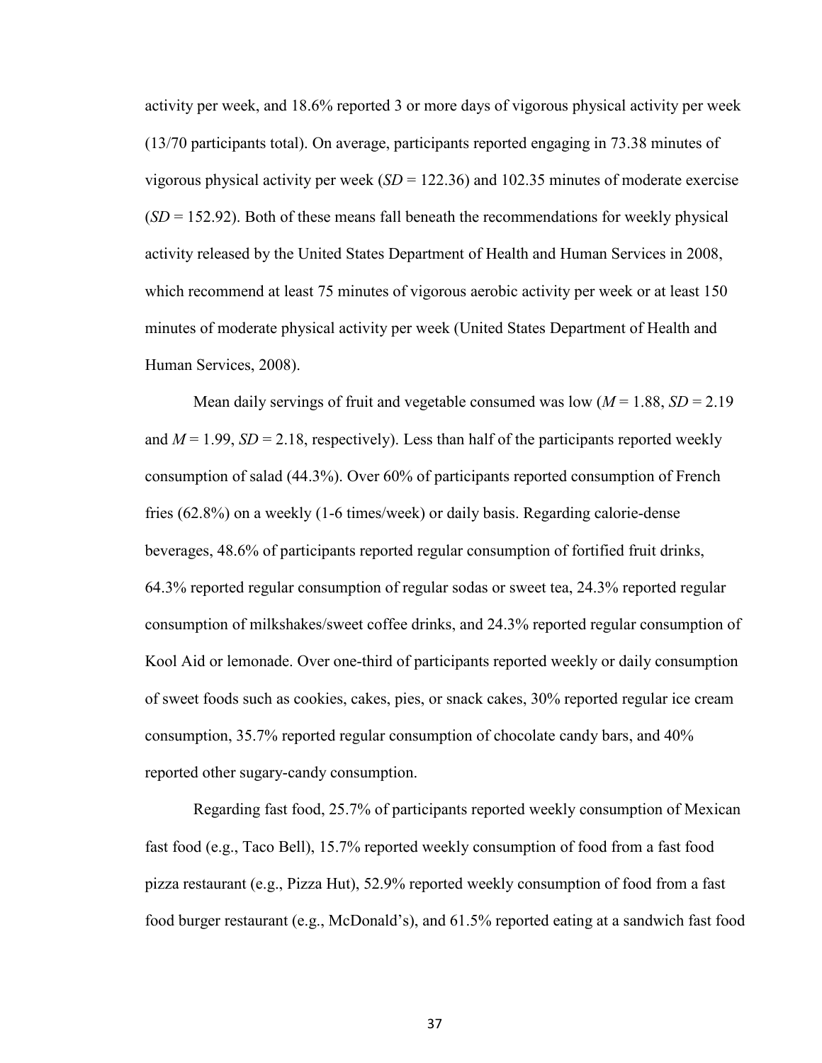activity per week, and 18.6% reported 3 or more days of vigorous physical activity per week (13/70 participants total). On average, participants reported engaging in 73.38 minutes of vigorous physical activity per week ($SD$ = 122.36) and 102.35 minutes of moderate exercise ($SD$ = 152.92). Both of these means fall beneath the recommendations for weekly physical activity released by the United States Department of Health and Human Services in 2008, which recommend at least 75 minutes of vigorous aerobic activity per week or at least 150 minutes of moderate physical activity per week (United States Department of Health and Human Services, 2008).

Mean daily servings of fruit and vegetable consumed was low ($M$ = 1.88, $SD$ = 2.19 and $M$ = 1.99, $SD$ = 2.18, respectively). Less than half of the participants reported weekly consumption of salad (44.3%). Over 60% of participants reported consumption of French fries (62.8%) on a weekly (1-6 times/week) or daily basis. Regarding calorie-dense beverages, 48.6% of participants reported regular consumption of fortified fruit drinks, 64.3% reported regular consumption of regular sodas or sweet tea, 24.3% reported regular consumption of milkshakes/sweet coffee drinks, and 24.3% reported regular consumption of Kool Aid or lemonade. Over one-third of participants reported weekly or daily consumption of sweet foods such as cookies, cakes, pies, or snack cakes, 30% reported regular ice cream consumption, 35.7% reported regular consumption of chocolate candy bars, and 40% reported other sugary-candy consumption.

Regarding fast food, 25.7% of participants reported weekly consumption of Mexican fast food (e.g., Taco Bell), 15.7% reported weekly consumption of food from a fast food pizza restaurant (e.g., Pizza Hut), 52.9% reported weekly consumption of food from a fast food burger restaurant (e.g., McDonald's), and 61.5% reported eating at a sandwich fast food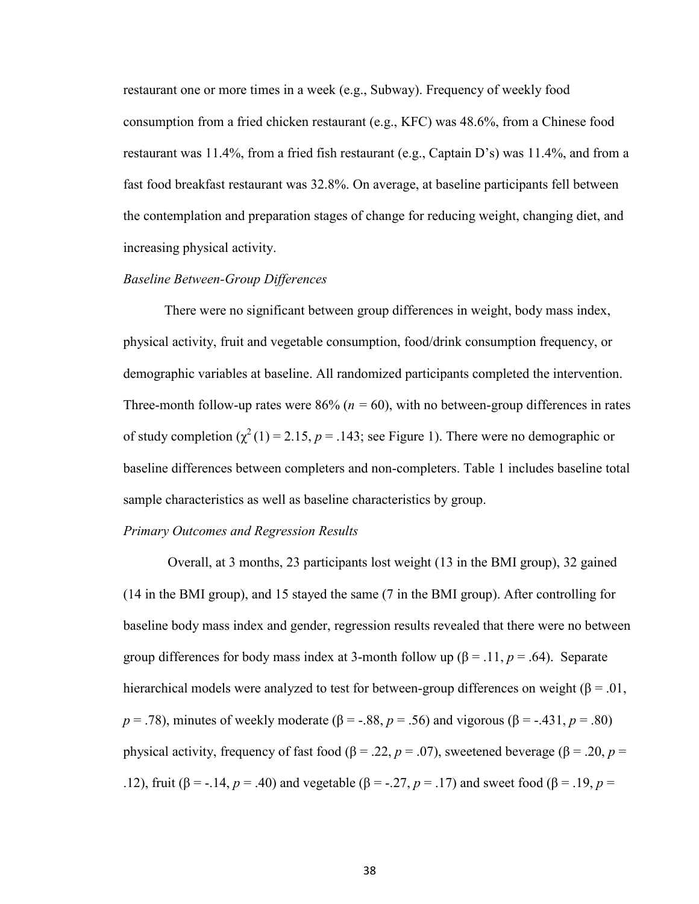restaurant one or more times in a week (e.g., Subway). Frequency of weekly food consumption from a fried chicken restaurant (e.g., KFC) was 48.6%, from a Chinese food restaurant was 11.4%, from a fried fish restaurant (e.g., Captain D's) was 11.4%, and from a fast food breakfast restaurant was 32.8%. On average, at baseline participants fell between the contemplation and preparation stages of change for reducing weight, changing diet, and increasing physical activity.

### *Baseline Between-Group Differences*

There were no significant between group differences in weight, body mass index, physical activity, fruit and vegetable consumption, food/drink consumption frequency, or demographic variables at baseline. All randomized participants completed the intervention. Three-month follow-up rates were 86% ($n$ = 60), with no between-group differences in rates of study completion ($\chi^2(1) = 2.15$, $p = .143$; see Figure 1). There were no demographic or baseline differences between completers and non-completers. Table 1 includes baseline total sample characteristics as well as baseline characteristics by group.

### *Primary Outcomes and Regression Results*

Overall, at 3 months, 23 participants lost weight (13 in the BMI group), 32 gained (14 in the BMI group), and 15 stayed the same (7 in the BMI group). After controlling for baseline body mass index and gender, regression results revealed that there were no between group differences for body mass index at 3-month follow up ($\beta = .11$, $p = .64$). Separate hierarchical models were analyzed to test for between-group differences on weight ($\beta = .01$, $p = .78$), minutes of weekly moderate ($\beta = -.88$, $p = .56$) and vigorous ($\beta = -.431$, $p = .80$) physical activity, frequency of fast food ($\beta = .22$, $p = .07$), sweetened beverage ($\beta = .20$, $p = .12$), fruit ($\beta = -.14$, $p = .40$) and vegetable ($\beta = -.27$, $p = .17$) and sweet food ($\beta = .19$, $p =$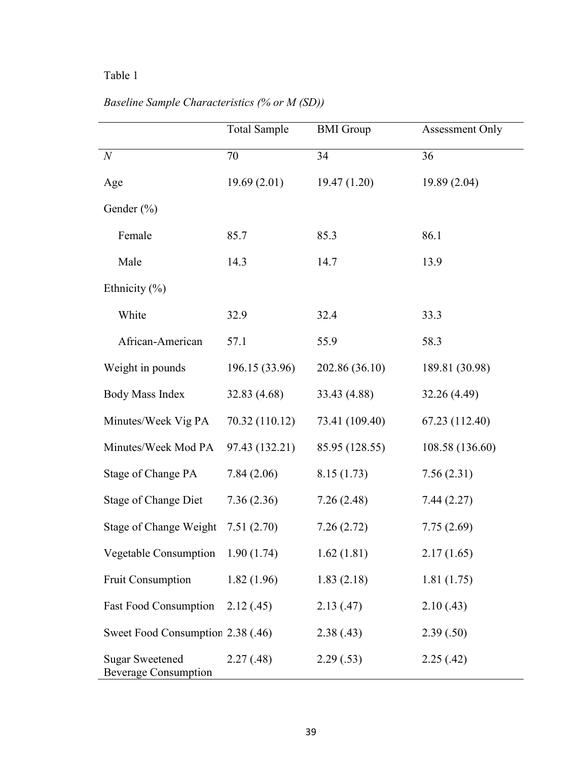Table 1

*Baseline Sample Characteristics (% or M (SD))*

| | Total Sample | BMI Group | Assessment Only |
|---|---|---|---|
| *N* | 70 | 34 | 36 |
| Age | 19.69 (2.01) | 19.47 (1.20) | 19.89 (2.04) |
| Gender (%) | | | |
| Female | 85.7 | 85.3 | 86.1 |
| Male | 14.3 | 14.7 | 13.9 |
| Ethnicity (%) | | | |
| White | 32.9 | 32.4 | 33.3 |
| African-American | 57.1 | 55.9 | 58.3 |
| Weight in pounds | 196.15 (33.96) | 202.86 (36.10) | 189.81 (30.98) |
| Body Mass Index | 32.83 (4.68) | 33.43 (4.88) | 32.26 (4.49) |
| Minutes/Week Vig PA | 70.32 (110.12) | 73.41 (109.40) | 67.23 (112.40) |
| Minutes/Week Mod PA | 97.43 (132.21) | 85.95 (128.55) | 108.58 (136.60) |
| Stage of Change PA | 7.84 (2.06) | 8.15 (1.73) | 7.56 (2.31) |
| Stage of Change Diet | 7.36 (2.36) | 7.26 (2.48) | 7.44 (2.27) |
| Stage of Change Weight | 7.51 (2.70) | 7.26 (2.72) | 7.75 (2.69) |
| Vegetable Consumption | 1.90 (1.74) | 1.62 (1.81) | 2.17 (1.65) |
| Fruit Consumption | 1.82 (1.96) | 1.83 (2.18) | 1.81 (1.75) |
| Fast Food Consumption | 2.12 (.45) | 2.13 (.47) | 2.10 (.43) |
| Sweet Food Consumption | 2.38 (.46) | 2.38 (.43) | 2.39 (.50) |
| Sugar Sweetened Beverage Consumption | 2.27 (.48) | 2.29 (.53) | 2.25 (.42) |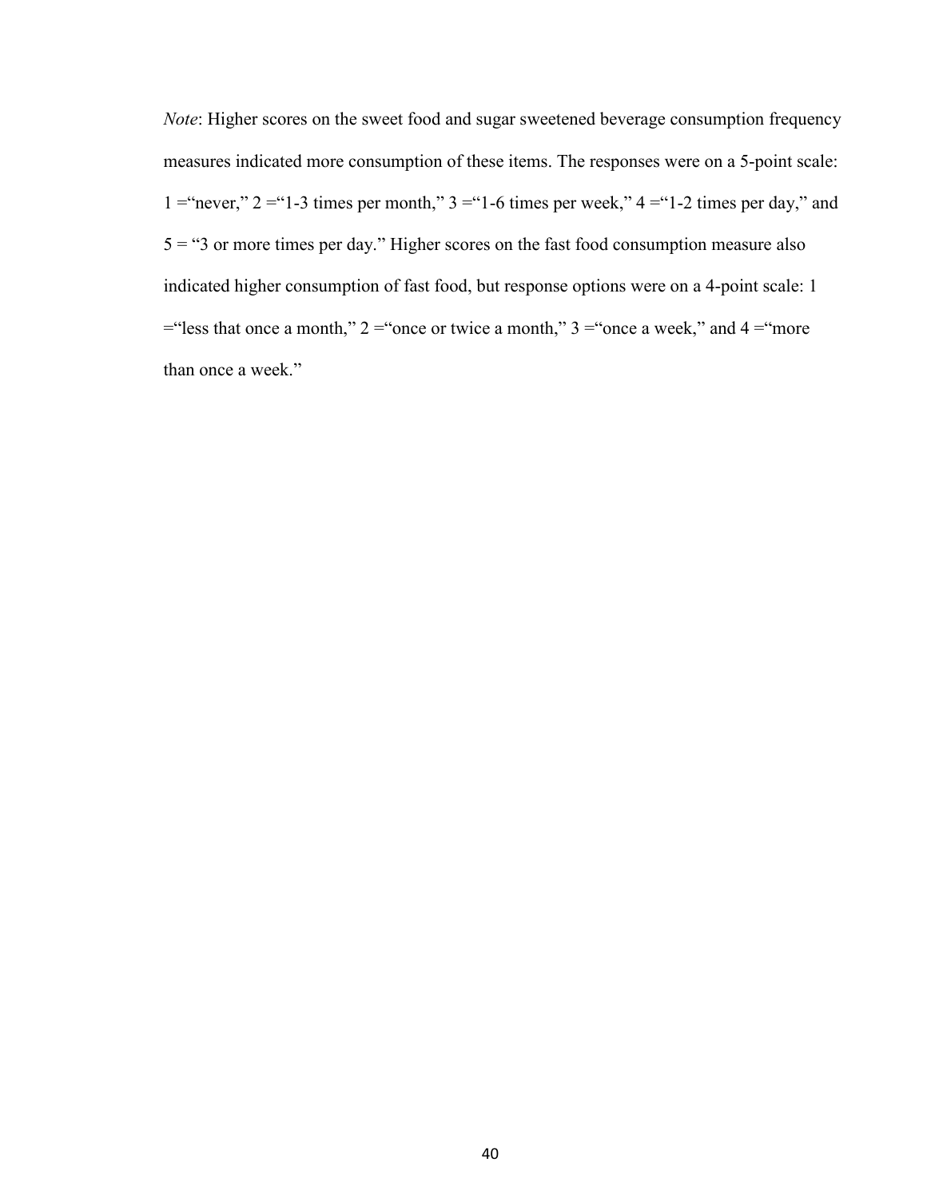*Note*: Higher scores on the sweet food and sugar sweetened beverage consumption frequency measures indicated more consumption of these items. The responses were on a 5-point scale: 1 ="never," 2 ="1-3 times per month," 3 ="1-6 times per week," 4 ="1-2 times per day," and 5 = "3 or more times per day." Higher scores on the fast food consumption measure also indicated higher consumption of fast food, but response options were on a 4-point scale: 1 ="less that once a month," 2 ="once or twice a month," 3 ="once a week," and 4 ="more than once a week."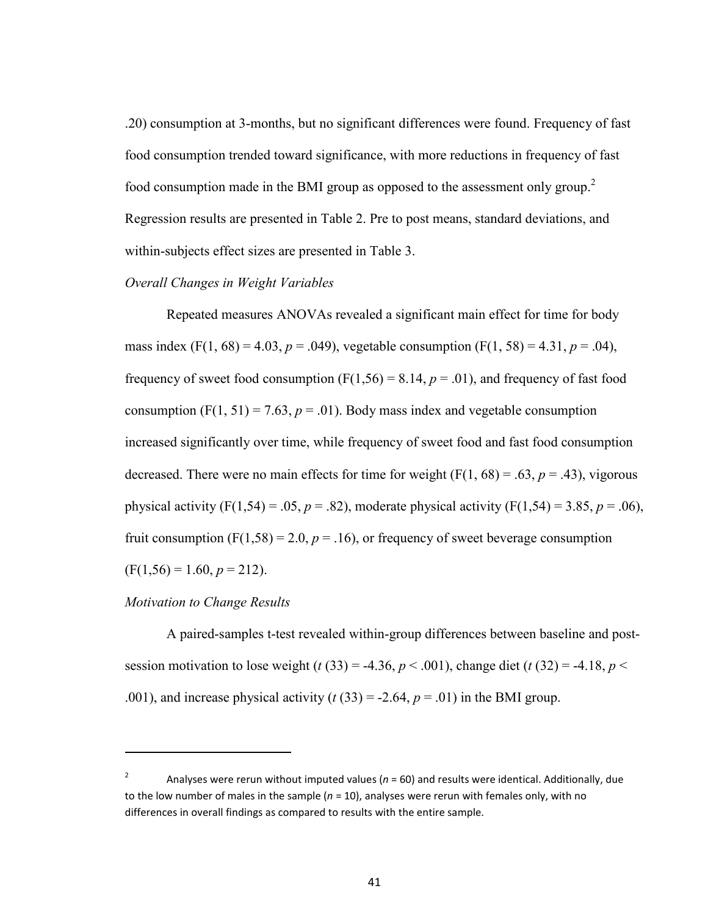.20) consumption at 3-months, but no significant differences were found. Frequency of fast food consumption trended toward significance, with more reductions in frequency of fast food consumption made in the BMI group as opposed to the assessment only group.[2] Regression results are presented in Table 2. Pre to post means, standard deviations, and within-subjects effect sizes are presented in Table 3.

*Overall Changes in Weight Variables*

Repeated measures ANOVAs revealed a significant main effect for time for body mass index ($F(1, 68) = 4.03$, $p = .049$), vegetable consumption ($F(1, 58) = 4.31$, $p = .04$), frequency of sweet food consumption ($F(1,56) = 8.14$, $p = .01$), and frequency of fast food consumption ($F(1, 51) = 7.63$, $p = .01$). Body mass index and vegetable consumption increased significantly over time, while frequency of sweet food and fast food consumption decreased. There were no main effects for time for weight ($F(1, 68) = .63$, $p = .43$), vigorous physical activity ($F(1,54) = .05$, $p = .82$), moderate physical activity ($F(1,54) = 3.85$, $p = .06$), fruit consumption ($F(1,58) = 2.0$, $p = .16$), or frequency of sweet beverage consumption ($F(1,56) = 1.60$, $p = 212$).

*Motivation to Change Results*

A paired-samples t-test revealed within-group differences between baseline and post-session motivation to lose weight ($t\ (33) = -4.36$, $p < .001$), change diet ($t\ (32) = -4.18$, $p < .001$), and increase physical activity ($t\ (33) = -2.64$, $p = .01$) in the BMI group.

---

[2] Analyses were rerun without imputed values ($n = 60$) and results were identical. Additionally, due to the low number of males in the sample ($n = 10$), analyses were rerun with females only, with no differences in overall findings as compared to results with the entire sample.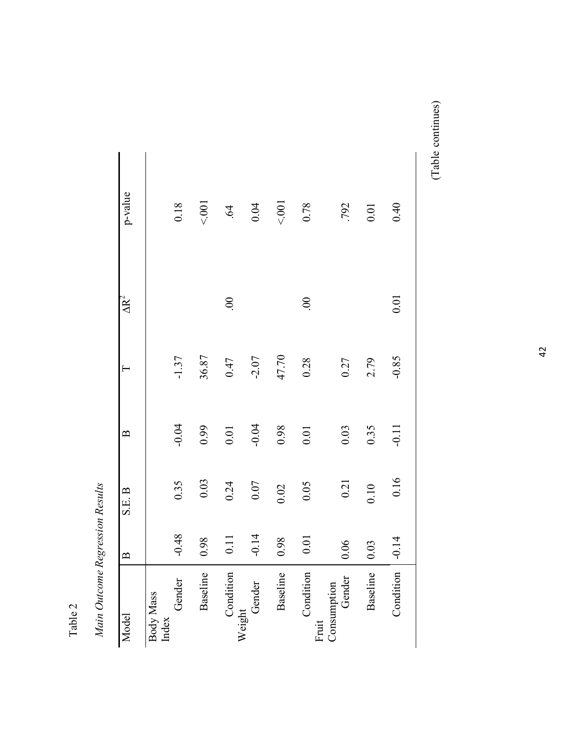Table 2

*Main Outcome Regression Results*

| Model | B | S.E. B | B | T | $\Delta R^2$ | p-value |
|---|---|---|---|---|---|---|
| Body Mass Index | | | | | | |
| Gender | -0.48 | 0.35 | -0.04 | -1.37 | | 0.18 |
| Baseline | 0.98 | 0.03 | 0.99 | 36.87 | | <.001 |
| Condition | 0.11 | 0.24 | 0.01 | 0.47 | .00 | .64 |
| Weight | | | | | | |
| Gender | -0.14 | 0.07 | -0.04 | -2.07 | | 0.04 |
| Baseline | 0.98 | 0.02 | 0.98 | 47.70 | | <.001 |
| Condition | 0.01 | 0.05 | 0.01 | 0.28 | .00 | 0.78 |
| Fruit Consumption | | | | | | |
| Gender | 0.06 | 0.21 | 0.03 | 0.27 | | .792 |
| Baseline | 0.03 | 0.10 | 0.35 | 2.79 | | 0.01 |
| Condition | -0.14 | 0.16 | -0.11 | -0.85 | 0.01 | 0.40 |

(Table continues)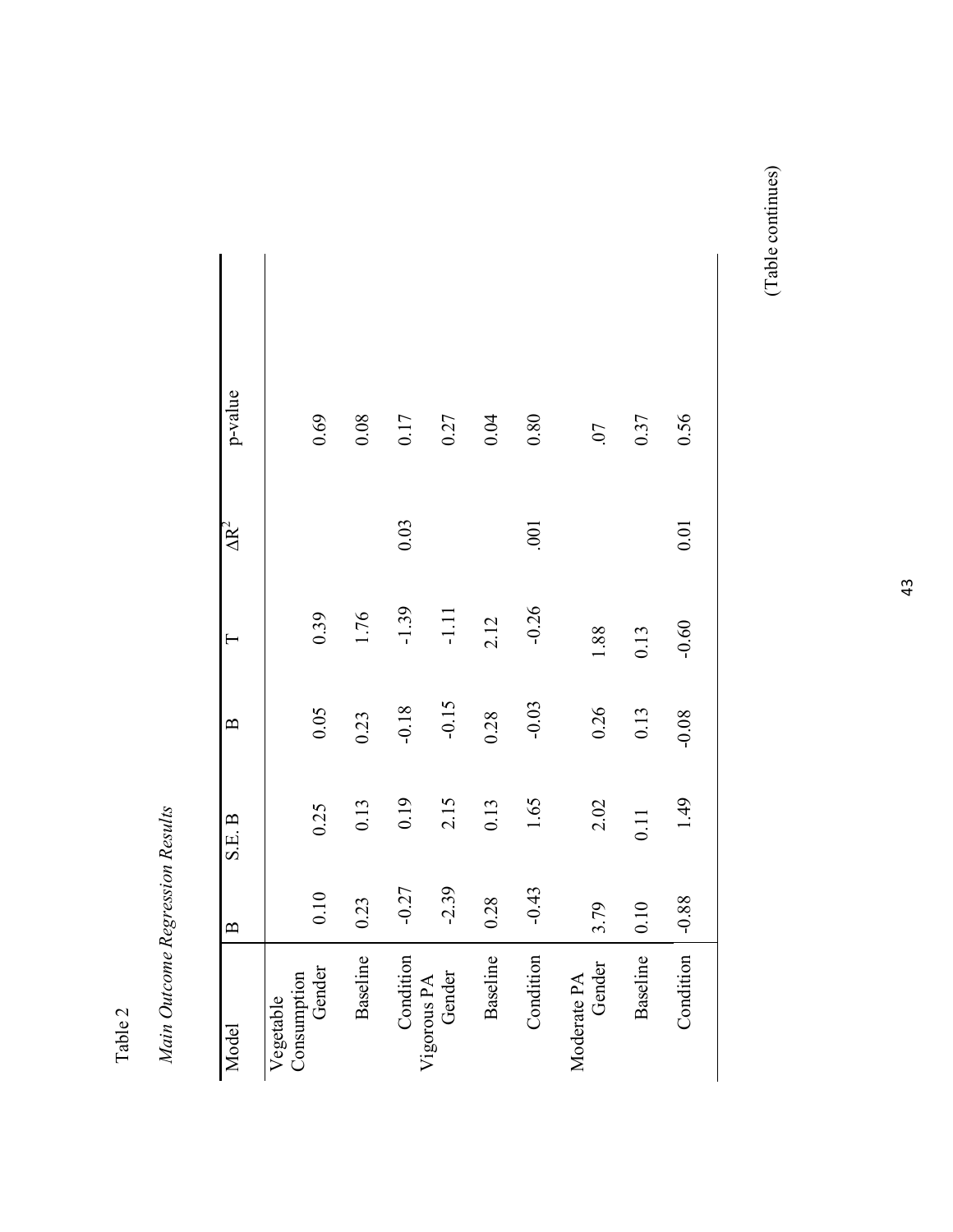Table 2

*Main Outcome Regression Results*

| Model | B | S.E. B | β | T | $\Delta R^2$ | p-value |
|---|---|---|---|---|---|---|
| Vegetable Consumption | | | | | | |
| Gender | 0.10 | 0.25 | 0.05 | 0.39 | | 0.69 |
| Baseline | 0.23 | 0.13 | 0.23 | 1.76 | | 0.08 |
| Condition | -0.27 | 0.19 | -0.18 | -1.39 | 0.03 | 0.17 |
| Vigorous PA | | | | | | |
| Gender | -2.39 | 2.15 | -0.15 | -1.11 | | 0.27 |
| Baseline | 0.28 | 0.13 | 0.28 | 2.12 | | 0.04 |
| Condition | -0.43 | 1.65 | -0.03 | -0.26 | .001 | 0.80 |
| Moderate PA | | | | | | |
| Gender | 3.79 | 2.02 | 0.26 | 1.88 | | .07 |
| Baseline | 0.10 | 0.11 | 0.13 | 0.13 | | 0.37 |
| Condition | -0.88 | 1.49 | -0.08 | -0.60 | 0.01 | 0.56 |

(Table continues)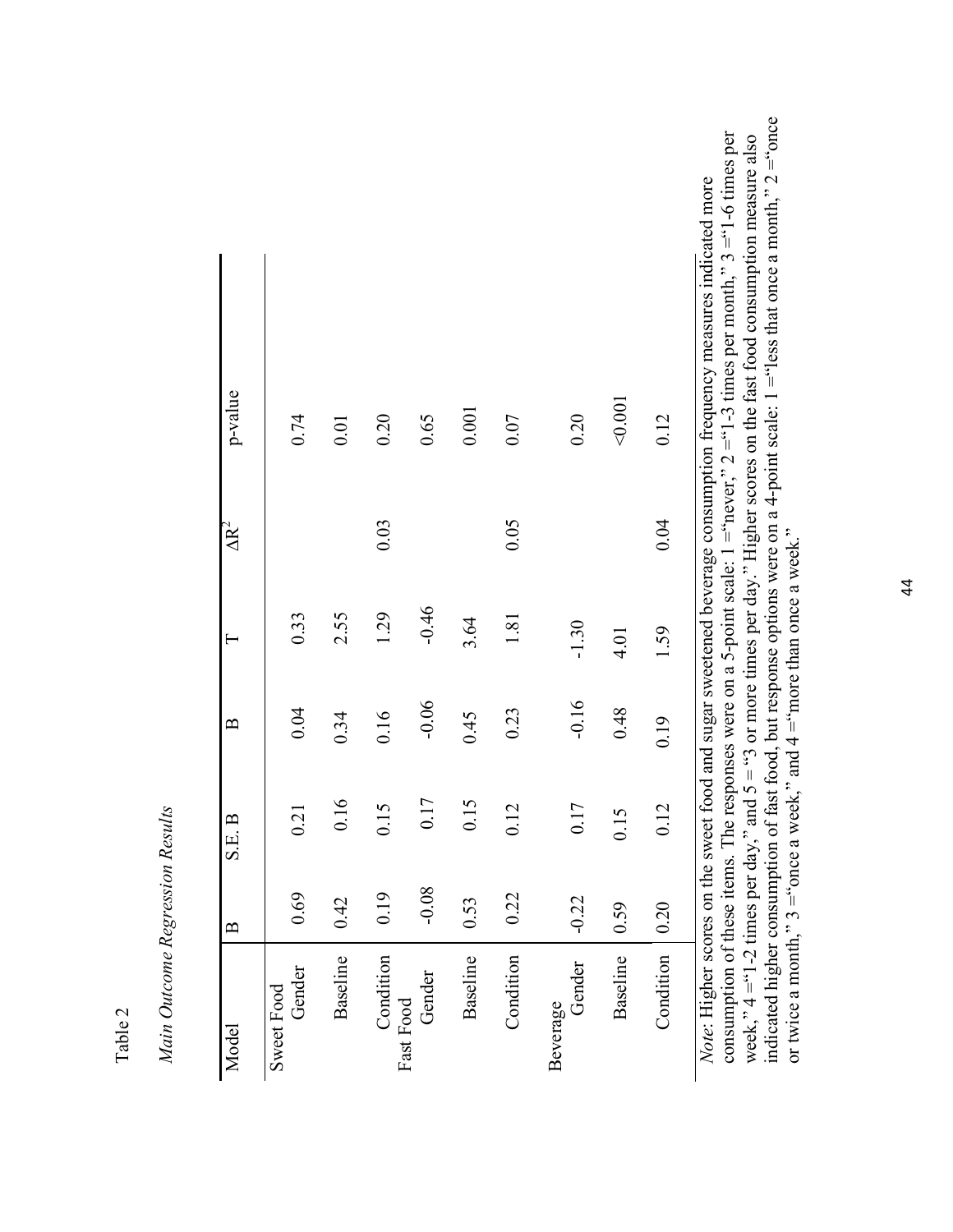Table 2

*Main Outcome Regression Results*

| Model | B | S.E. B | B | T | $\Delta R^2$ | p-value |
|---|---|---|---|---|---|---|
| Sweet Food | | | | | | |
| Gender | 0.69 | 0.21 | 0.04 | 0.33 | | 0.74 |
| Baseline | 0.42 | 0.16 | 0.34 | 2.55 | | 0.01 |
| Condition | 0.19 | 0.15 | 0.16 | 1.29 | 0.03 | 0.20 |
| Fast Food | | | | | | |
| Gender | -0.08 | 0.17 | -0.06 | -0.46 | | 0.65 |
| Baseline | 0.53 | 0.15 | 0.45 | 3.64 | | 0.001 |
| Condition | 0.22 | 0.12 | 0.23 | 1.81 | 0.05 | 0.07 |
| Beverage | | | | | | |
| Gender | -0.22 | 0.17 | -0.16 | -1.30 | | 0.20 |
| Baseline | 0.59 | 0.15 | 0.48 | 4.01 | | <0.001 |
| Condition | 0.20 | 0.12 | 0.19 | 1.59 | 0.04 | 0.12 |

*Note*: Higher scores on the sweet food and sugar sweetened beverage consumption frequency measures indicated more consumption of these items. The responses were on a 5-point scale: 1 = "never," 2 = "1-3 times per month," 3 = "1-6 times per week," 4 = "1-2 times per day," and 5 = "3 or more times per day." Higher scores on the fast food consumption measure also indicated higher consumption of fast food, but response options were on a 4-point scale: 1 = "less that once a month," 2 = "once or twice a month," 3 = "once a week," and 4 = "more than once a week."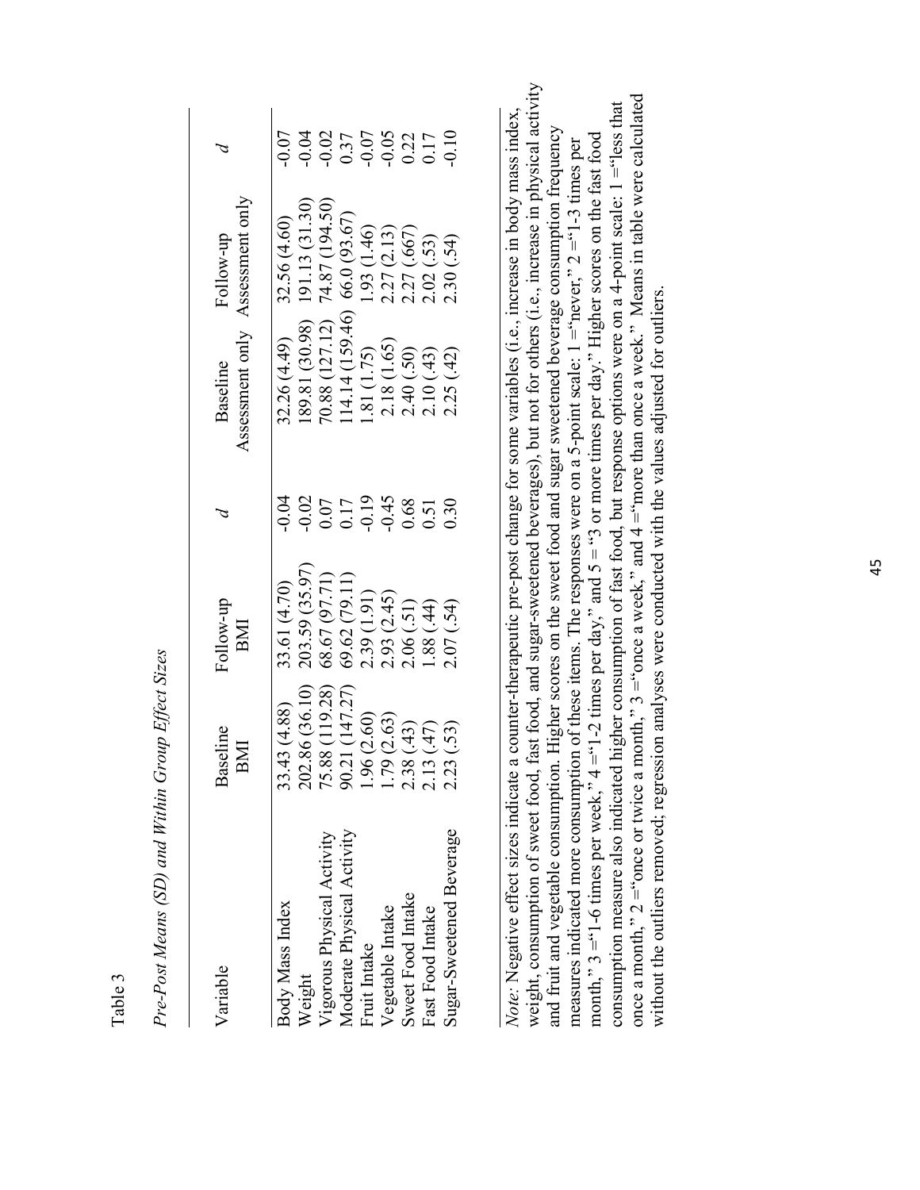Table 3

*Pre-Post Means (SD) and Within Group Effect Sizes*

| Variable | Baseline BMI | Follow-up BMI | *d* | Baseline Assessment only | Follow-up Assessment only | *d* |
|---|---|---|---|---|---|---|
| Body Mass Index | 33.43 (4.88) | 33.61 (4.70) | -0.04 | 32.26 (4.49) | 32.56 (4.60) | -0.07 |
| Weight | 202.86 (36.10) | 203.59 (35.97) | -0.02 | 189.81 (30.98) | 191.13 (31.30) | -0.04 |
| Vigorous Physical Activity | 75.88 (119.28) | 68.67 (97.71) | 0.07 | 70.88 (127.12) | 74.87 (194.50) | -0.02 |
| Moderate Physical Activity | 90.21 (147.27) | 69.62 (79.11) | 0.17 | 114.14 (159.46) | 66.0 (93.67) | 0.37 |
| Fruit Intake | 1.96 (2.60) | 2.39 (1.91) | -0.19 | 1.81 (1.75) | 1.93 (1.46) | -0.07 |
| Vegetable Intake | 1.79 (2.63) | 2.93 (2.45) | -0.45 | 2.18 (1.65) | 2.27 (2.13) | -0.05 |
| Sweet Food Intake | 2.38 (.43) | 2.06 (.51) | 0.68 | 2.40 (.50) | 2.27 (.667) | 0.22 |
| Fast Food Intake | 2.13 (.47) | 1.88 (.44) | 0.51 | 2.10 (.43) | 2.02 (.53) | 0.17 |
| Sugar-Sweetened Beverage | 2.23 (.53) | 2.07 (.54) | 0.30 | 2.25 (.42) | 2.30 (.54) | -0.10 |

*Note:* Negative effect sizes indicate a counter-therapeutic pre-post change for some variables (i.e., increase in body mass index, weight, consumption of sweet food, fast food, and sugar-sweetened beverages), but not for others (i.e., increase in physical activity and fruit and vegetable consumption. Higher scores on the sweet food and sugar sweetened beverage consumption frequency measures indicated more consumption of these items. The responses were on a 5-point scale: 1 ="never," 2 ="1-3 times per month," 3 ="1-6 times per week," 4 ="1-2 times per day," and 5 = "3 or more times per day." Higher scores on the fast food consumption measure also indicated higher consumption of fast food, but response options were on a 4-point scale: 1 ="less that once a month," 2 ="once or twice a month," 3 ="once a week," and 4 ="more than once a week." Means in table were calculated without the outliers removed; regression analyses were conducted with the values adjusted for outliers.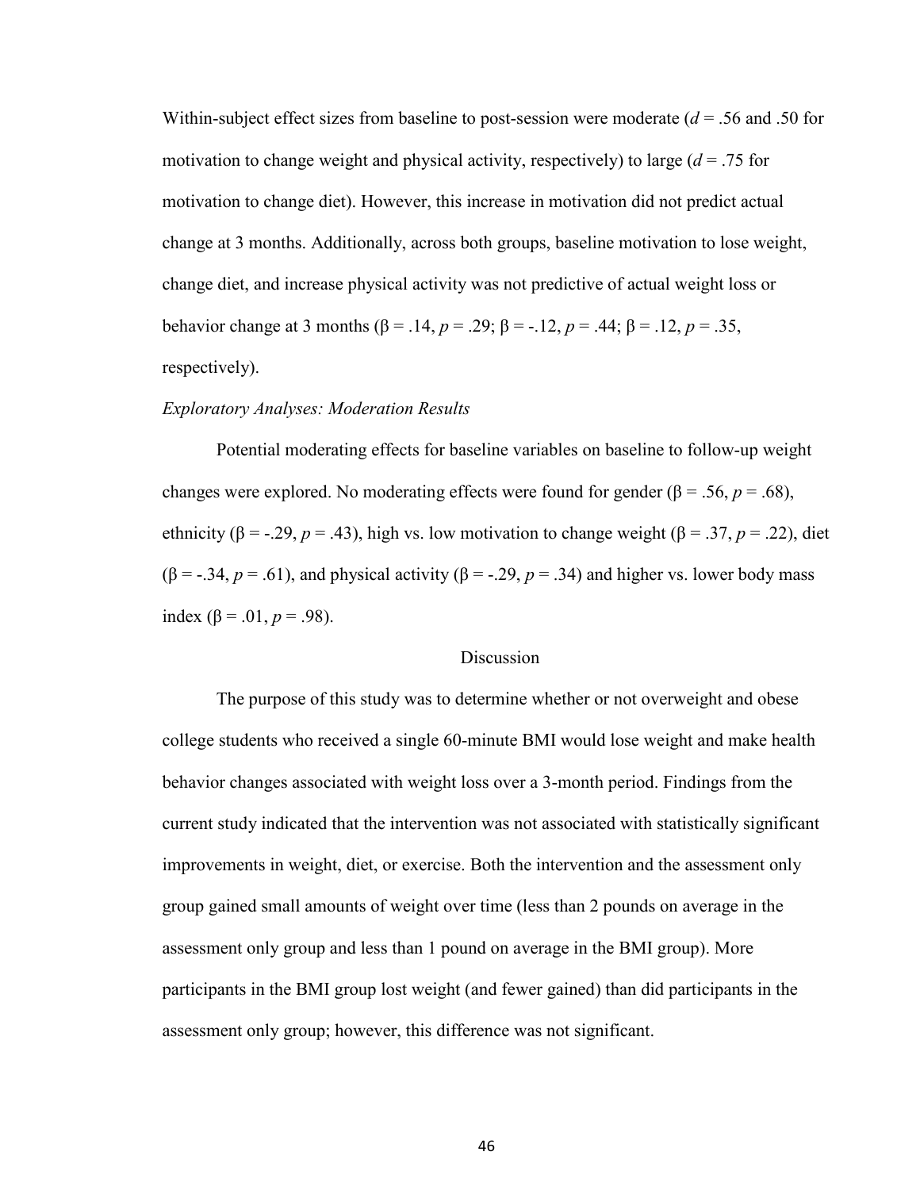Within-subject effect sizes from baseline to post-session were moderate ($d$ = .56 and .50 for motivation to change weight and physical activity, respectively) to large ($d$ = .75 for motivation to change diet). However, this increase in motivation did not predict actual change at 3 months. Additionally, across both groups, baseline motivation to lose weight, change diet, and increase physical activity was not predictive of actual weight loss or behavior change at 3 months ($\beta$ = .14, $p$ = .29; $\beta$ = -.12, $p$ = .44; $\beta$ = .12, $p$ = .35, respectively).

*Exploratory Analyses: Moderation Results*

Potential moderating effects for baseline variables on baseline to follow-up weight changes were explored. No moderating effects were found for gender ($\beta$ = .56, $p$ = .68), ethnicity ($\beta$ = -.29, $p$ = .43), high vs. low motivation to change weight ($\beta$ = .37, $p$ = .22), diet ($\beta$ = -.34, $p$ = .61), and physical activity ($\beta$ = -.29, $p$ = .34) and higher vs. lower body mass index ($\beta$ = .01, $p$ = .98).

## Discussion

The purpose of this study was to determine whether or not overweight and obese college students who received a single 60-minute BMI would lose weight and make health behavior changes associated with weight loss over a 3-month period. Findings from the current study indicated that the intervention was not associated with statistically significant improvements in weight, diet, or exercise. Both the intervention and the assessment only group gained small amounts of weight over time (less than 2 pounds on average in the assessment only group and less than 1 pound on average in the BMI group). More participants in the BMI group lost weight (and fewer gained) than did participants in the assessment only group; however, this difference was not significant.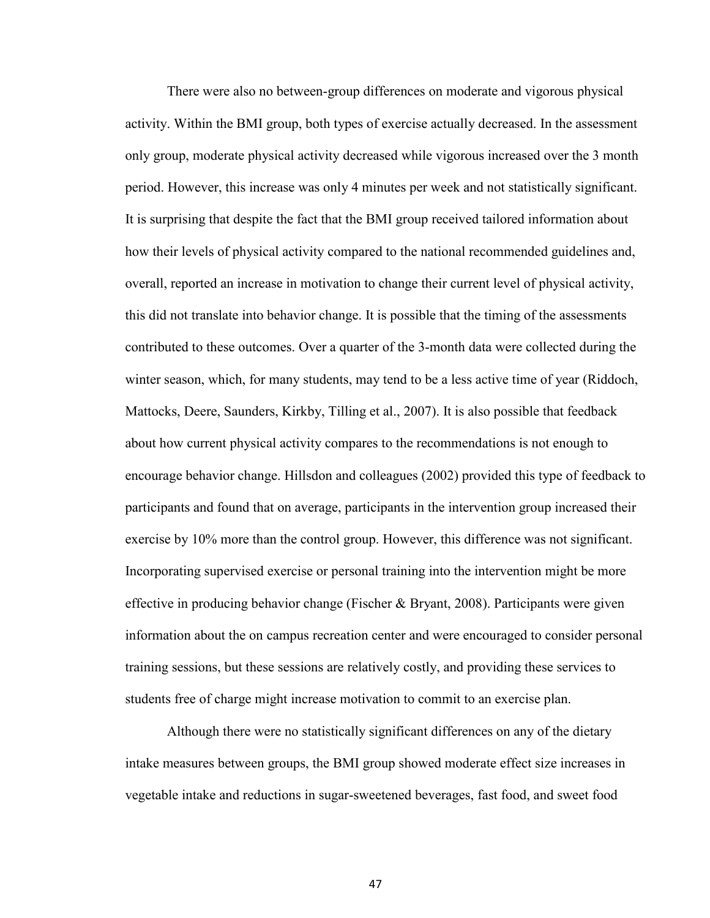There were also no between-group differences on moderate and vigorous physical activity. Within the BMI group, both types of exercise actually decreased. In the assessment only group, moderate physical activity decreased while vigorous increased over the 3 month period. However, this increase was only 4 minutes per week and not statistically significant. It is surprising that despite the fact that the BMI group received tailored information about how their levels of physical activity compared to the national recommended guidelines and, overall, reported an increase in motivation to change their current level of physical activity, this did not translate into behavior change. It is possible that the timing of the assessments contributed to these outcomes. Over a quarter of the 3-month data were collected during the winter season, which, for many students, may tend to be a less active time of year (Riddoch, Mattocks, Deere, Saunders, Kirkby, Tilling et al., 2007). It is also possible that feedback about how current physical activity compares to the recommendations is not enough to encourage behavior change. Hillsdon and colleagues (2002) provided this type of feedback to participants and found that on average, participants in the intervention group increased their exercise by 10% more than the control group. However, this difference was not significant. Incorporating supervised exercise or personal training into the intervention might be more effective in producing behavior change (Fischer & Bryant, 2008). Participants were given information about the on campus recreation center and were encouraged to consider personal training sessions, but these sessions are relatively costly, and providing these services to students free of charge might increase motivation to commit to an exercise plan.

Although there were no statistically significant differences on any of the dietary intake measures between groups, the BMI group showed moderate effect size increases in vegetable intake and reductions in sugar-sweetened beverages, fast food, and sweet food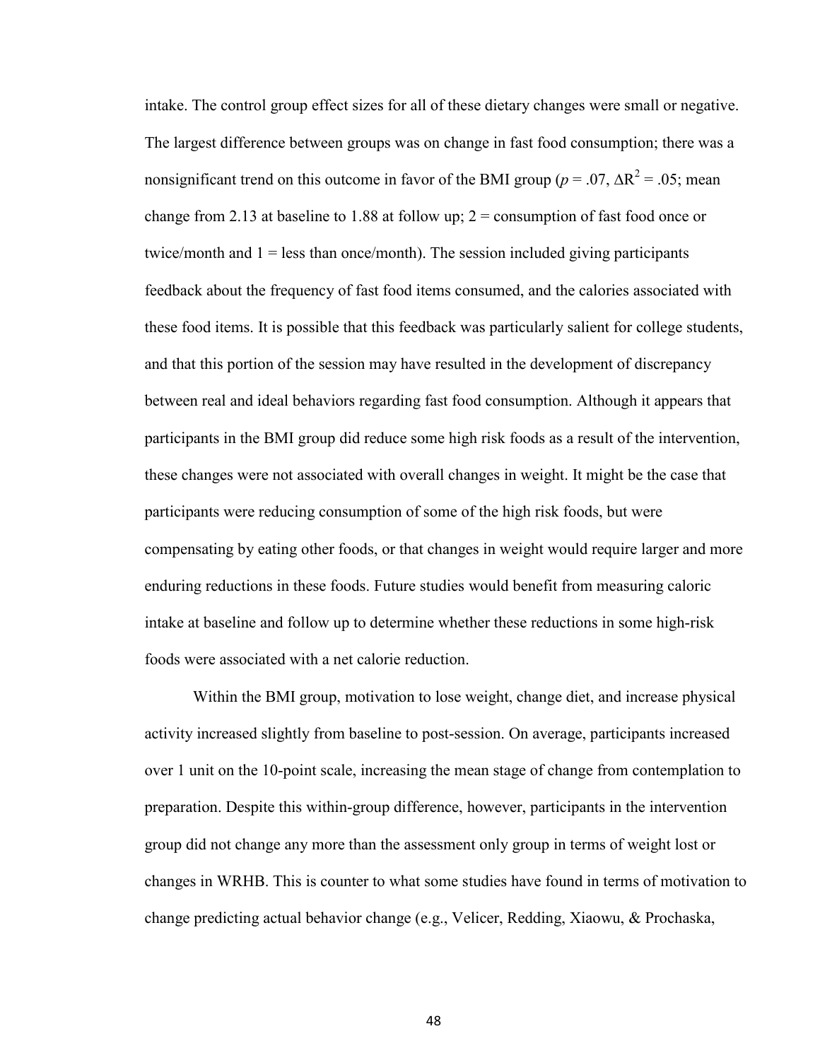intake. The control group effect sizes for all of these dietary changes were small or negative. The largest difference between groups was on change in fast food consumption; there was a nonsignificant trend on this outcome in favor of the BMI group ($p$ = .07, $\Delta R^2$ = .05; mean change from 2.13 at baseline to 1.88 at follow up; 2 = consumption of fast food once or twice/month and 1 = less than once/month). The session included giving participants feedback about the frequency of fast food items consumed, and the calories associated with these food items. It is possible that this feedback was particularly salient for college students, and that this portion of the session may have resulted in the development of discrepancy between real and ideal behaviors regarding fast food consumption. Although it appears that participants in the BMI group did reduce some high risk foods as a result of the intervention, these changes were not associated with overall changes in weight. It might be the case that participants were reducing consumption of some of the high risk foods, but were compensating by eating other foods, or that changes in weight would require larger and more enduring reductions in these foods. Future studies would benefit from measuring caloric intake at baseline and follow up to determine whether these reductions in some high-risk foods were associated with a net calorie reduction.

Within the BMI group, motivation to lose weight, change diet, and increase physical activity increased slightly from baseline to post-session. On average, participants increased over 1 unit on the 10-point scale, increasing the mean stage of change from contemplation to preparation. Despite this within-group difference, however, participants in the intervention group did not change any more than the assessment only group in terms of weight lost or changes in WRHB. This is counter to what some studies have found in terms of motivation to change predicting actual behavior change (e.g., Velicer, Redding, Xiaowu, & Prochaska,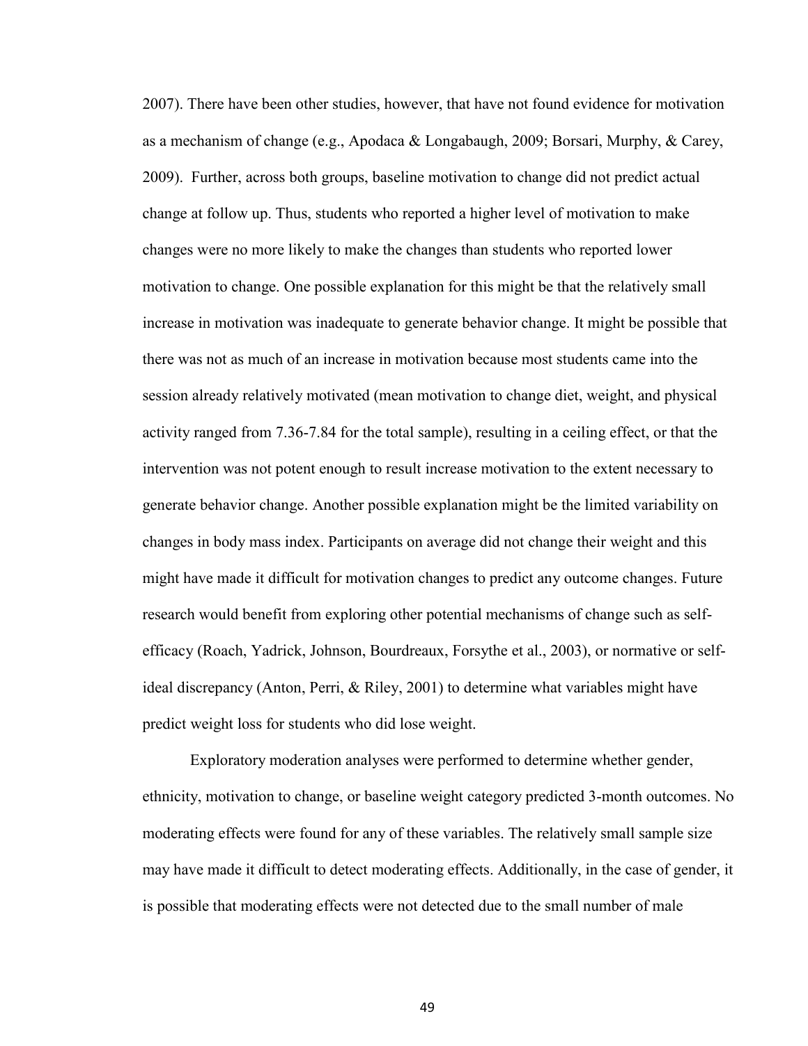2007). There have been other studies, however, that have not found evidence for motivation as a mechanism of change (e.g., Apodaca & Longabaugh, 2009; Borsari, Murphy, & Carey, 2009). Further, across both groups, baseline motivation to change did not predict actual change at follow up. Thus, students who reported a higher level of motivation to make changes were no more likely to make the changes than students who reported lower motivation to change. One possible explanation for this might be that the relatively small increase in motivation was inadequate to generate behavior change. It might be possible that there was not as much of an increase in motivation because most students came into the session already relatively motivated (mean motivation to change diet, weight, and physical activity ranged from 7.36-7.84 for the total sample), resulting in a ceiling effect, or that the intervention was not potent enough to result increase motivation to the extent necessary to generate behavior change. Another possible explanation might be the limited variability on changes in body mass index. Participants on average did not change their weight and this might have made it difficult for motivation changes to predict any outcome changes. Future research would benefit from exploring other potential mechanisms of change such as self-efficacy (Roach, Yadrick, Johnson, Bourdreaux, Forsythe et al., 2003), or normative or self-ideal discrepancy (Anton, Perri, & Riley, 2001) to determine what variables might have predict weight loss for students who did lose weight.

Exploratory moderation analyses were performed to determine whether gender, ethnicity, motivation to change, or baseline weight category predicted 3-month outcomes. No moderating effects were found for any of these variables. The relatively small sample size may have made it difficult to detect moderating effects. Additionally, in the case of gender, it is possible that moderating effects were not detected due to the small number of male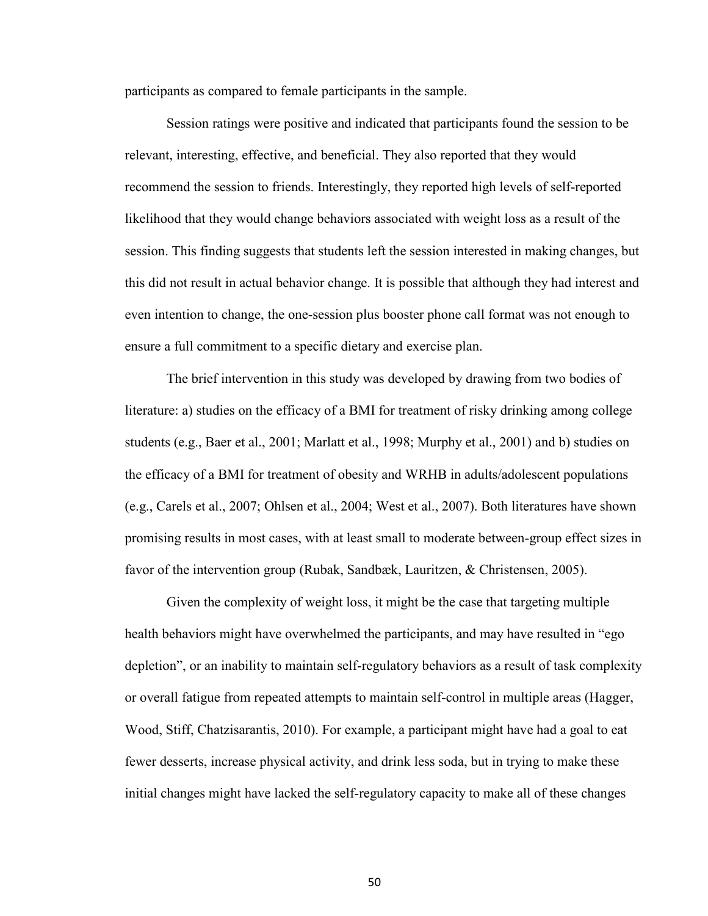participants as compared to female participants in the sample.

Session ratings were positive and indicated that participants found the session to be relevant, interesting, effective, and beneficial. They also reported that they would recommend the session to friends. Interestingly, they reported high levels of self-reported likelihood that they would change behaviors associated with weight loss as a result of the session. This finding suggests that students left the session interested in making changes, but this did not result in actual behavior change. It is possible that although they had interest and even intention to change, the one-session plus booster phone call format was not enough to ensure a full commitment to a specific dietary and exercise plan.

The brief intervention in this study was developed by drawing from two bodies of literature: a) studies on the efficacy of a BMI for treatment of risky drinking among college students (e.g., Baer et al., 2001; Marlatt et al., 1998; Murphy et al., 2001) and b) studies on the efficacy of a BMI for treatment of obesity and WRHB in adults/adolescent populations (e.g., Carels et al., 2007; Ohlsen et al., 2004; West et al., 2007). Both literatures have shown promising results in most cases, with at least small to moderate between-group effect sizes in favor of the intervention group (Rubak, Sandbæk, Lauritzen, & Christensen, 2005).

Given the complexity of weight loss, it might be the case that targeting multiple health behaviors might have overwhelmed the participants, and may have resulted in "ego depletion", or an inability to maintain self-regulatory behaviors as a result of task complexity or overall fatigue from repeated attempts to maintain self-control in multiple areas (Hagger, Wood, Stiff, Chatzisarantis, 2010). For example, a participant might have had a goal to eat fewer desserts, increase physical activity, and drink less soda, but in trying to make these initial changes might have lacked the self-regulatory capacity to make all of these changes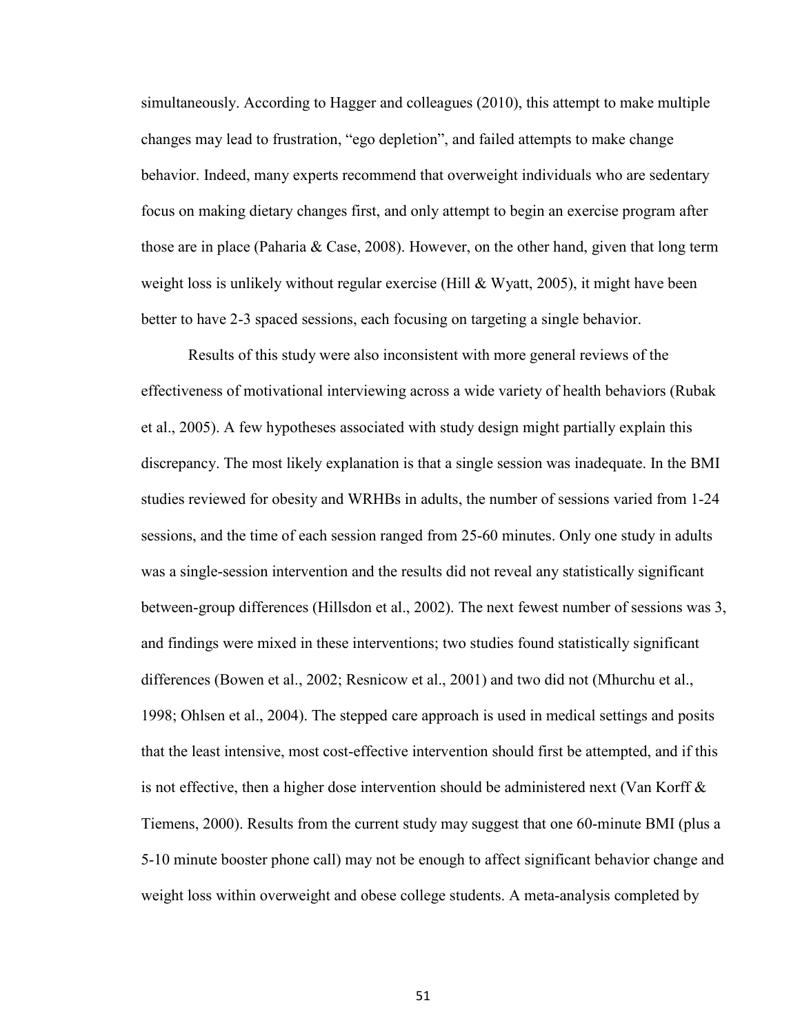simultaneously. According to Hagger and colleagues (2010), this attempt to make multiple changes may lead to frustration, "ego depletion", and failed attempts to make change behavior. Indeed, many experts recommend that overweight individuals who are sedentary focus on making dietary changes first, and only attempt to begin an exercise program after those are in place (Paharia & Case, 2008). However, on the other hand, given that long term weight loss is unlikely without regular exercise (Hill & Wyatt, 2005), it might have been better to have 2-3 spaced sessions, each focusing on targeting a single behavior.

Results of this study were also inconsistent with more general reviews of the effectiveness of motivational interviewing across a wide variety of health behaviors (Rubak et al., 2005). A few hypotheses associated with study design might partially explain this discrepancy. The most likely explanation is that a single session was inadequate. In the BMI studies reviewed for obesity and WRHBs in adults, the number of sessions varied from 1-24 sessions, and the time of each session ranged from 25-60 minutes. Only one study in adults was a single-session intervention and the results did not reveal any statistically significant between-group differences (Hillsdon et al., 2002). The next fewest number of sessions was 3, and findings were mixed in these interventions; two studies found statistically significant differences (Bowen et al., 2002; Resnicow et al., 2001) and two did not (Mhurchu et al., 1998; Ohlsen et al., 2004). The stepped care approach is used in medical settings and posits that the least intensive, most cost-effective intervention should first be attempted, and if this is not effective, then a higher dose intervention should be administered next (Van Korff & Tiemens, 2000). Results from the current study may suggest that one 60-minute BMI (plus a 5-10 minute booster phone call) may not be enough to affect significant behavior change and weight loss within overweight and obese college students. A meta-analysis completed by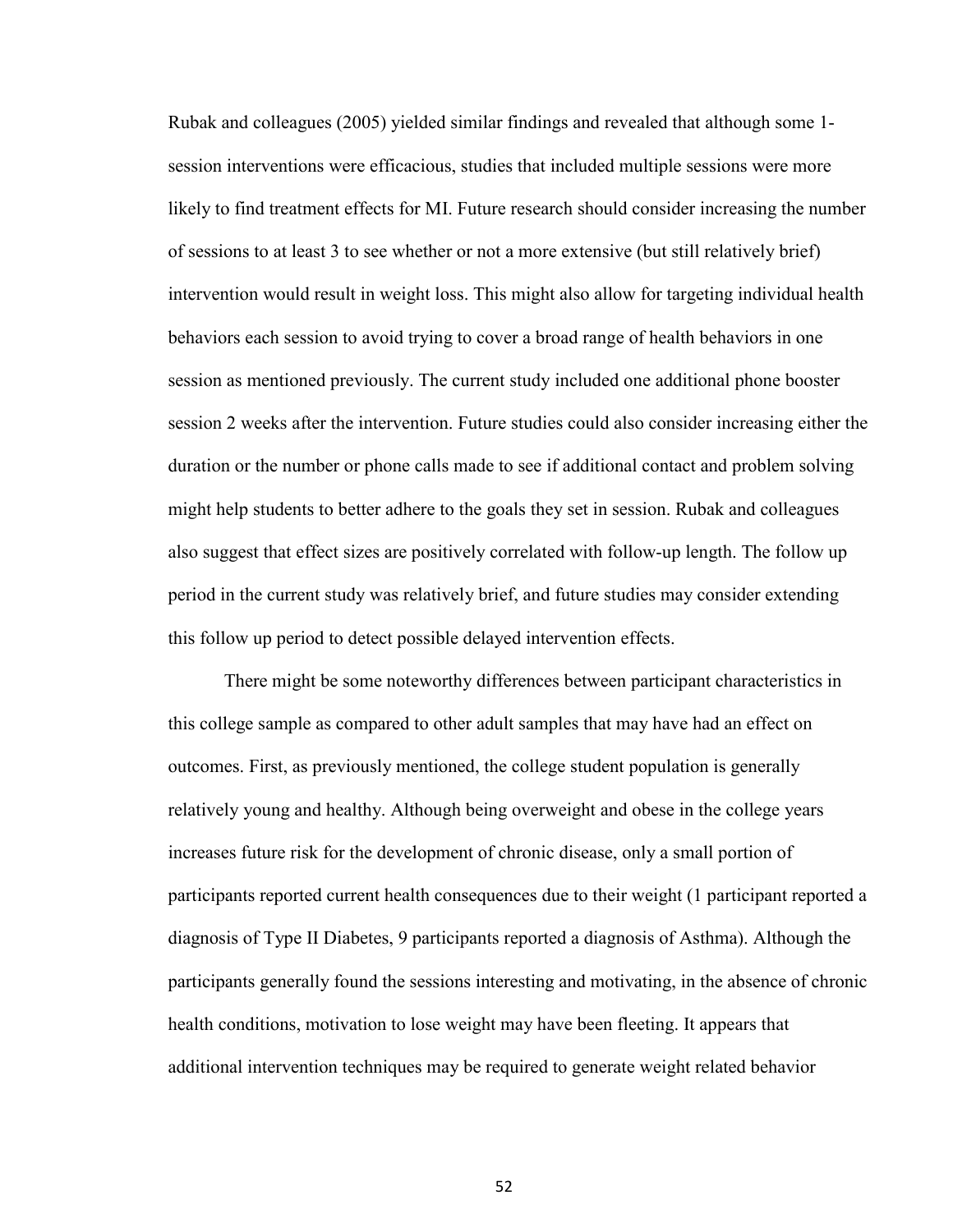Rubak and colleagues (2005) yielded similar findings and revealed that although some 1-session interventions were efficacious, studies that included multiple sessions were more likely to find treatment effects for MI. Future research should consider increasing the number of sessions to at least 3 to see whether or not a more extensive (but still relatively brief) intervention would result in weight loss. This might also allow for targeting individual health behaviors each session to avoid trying to cover a broad range of health behaviors in one session as mentioned previously. The current study included one additional phone booster session 2 weeks after the intervention. Future studies could also consider increasing either the duration or the number or phone calls made to see if additional contact and problem solving might help students to better adhere to the goals they set in session. Rubak and colleagues also suggest that effect sizes are positively correlated with follow-up length. The follow up period in the current study was relatively brief, and future studies may consider extending this follow up period to detect possible delayed intervention effects.

There might be some noteworthy differences between participant characteristics in this college sample as compared to other adult samples that may have had an effect on outcomes. First, as previously mentioned, the college student population is generally relatively young and healthy. Although being overweight and obese in the college years increases future risk for the development of chronic disease, only a small portion of participants reported current health consequences due to their weight (1 participant reported a diagnosis of Type II Diabetes, 9 participants reported a diagnosis of Asthma). Although the participants generally found the sessions interesting and motivating, in the absence of chronic health conditions, motivation to lose weight may have been fleeting. It appears that additional intervention techniques may be required to generate weight related behavior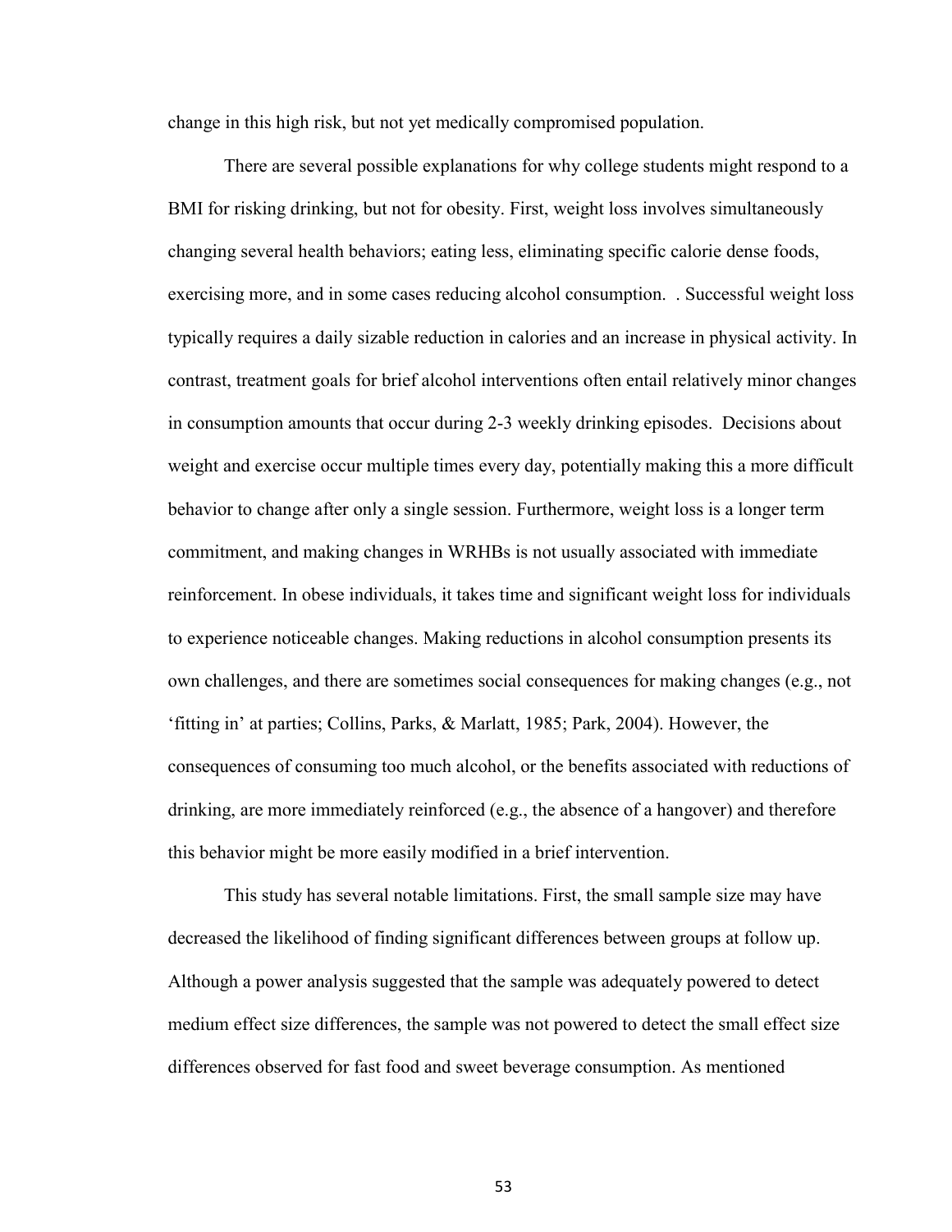change in this high risk, but not yet medically compromised population.

There are several possible explanations for why college students might respond to a BMI for risking drinking, but not for obesity. First, weight loss involves simultaneously changing several health behaviors; eating less, eliminating specific calorie dense foods, exercising more, and in some cases reducing alcohol consumption. . Successful weight loss typically requires a daily sizable reduction in calories and an increase in physical activity. In contrast, treatment goals for brief alcohol interventions often entail relatively minor changes in consumption amounts that occur during 2-3 weekly drinking episodes. Decisions about weight and exercise occur multiple times every day, potentially making this a more difficult behavior to change after only a single session. Furthermore, weight loss is a longer term commitment, and making changes in WRHBs is not usually associated with immediate reinforcement. In obese individuals, it takes time and significant weight loss for individuals to experience noticeable changes. Making reductions in alcohol consumption presents its own challenges, and there are sometimes social consequences for making changes (e.g., not 'fitting in' at parties; Collins, Parks, & Marlatt, 1985; Park, 2004). However, the consequences of consuming too much alcohol, or the benefits associated with reductions of drinking, are more immediately reinforced (e.g., the absence of a hangover) and therefore this behavior might be more easily modified in a brief intervention.

This study has several notable limitations. First, the small sample size may have decreased the likelihood of finding significant differences between groups at follow up. Although a power analysis suggested that the sample was adequately powered to detect medium effect size differences, the sample was not powered to detect the small effect size differences observed for fast food and sweet beverage consumption. As mentioned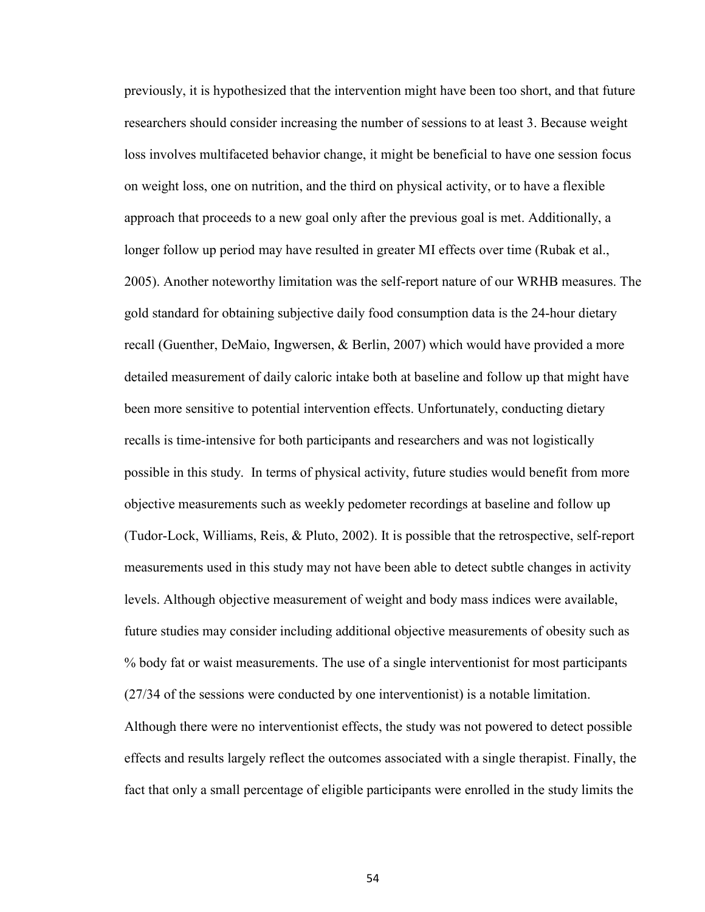previously, it is hypothesized that the intervention might have been too short, and that future researchers should consider increasing the number of sessions to at least 3. Because weight loss involves multifaceted behavior change, it might be beneficial to have one session focus on weight loss, one on nutrition, and the third on physical activity, or to have a flexible approach that proceeds to a new goal only after the previous goal is met. Additionally, a longer follow up period may have resulted in greater MI effects over time (Rubak et al., 2005). Another noteworthy limitation was the self-report nature of our WRHB measures. The gold standard for obtaining subjective daily food consumption data is the 24-hour dietary recall (Guenther, DeMaio, Ingwersen, & Berlin, 2007) which would have provided a more detailed measurement of daily caloric intake both at baseline and follow up that might have been more sensitive to potential intervention effects. Unfortunately, conducting dietary recalls is time-intensive for both participants and researchers and was not logistically possible in this study. In terms of physical activity, future studies would benefit from more objective measurements such as weekly pedometer recordings at baseline and follow up (Tudor-Lock, Williams, Reis, & Pluto, 2002). It is possible that the retrospective, self-report measurements used in this study may not have been able to detect subtle changes in activity levels. Although objective measurement of weight and body mass indices were available, future studies may consider including additional objective measurements of obesity such as % body fat or waist measurements. The use of a single interventionist for most participants (27/34 of the sessions were conducted by one interventionist) is a notable limitation. Although there were no interventionist effects, the study was not powered to detect possible effects and results largely reflect the outcomes associated with a single therapist. Finally, the fact that only a small percentage of eligible participants were enrolled in the study limits the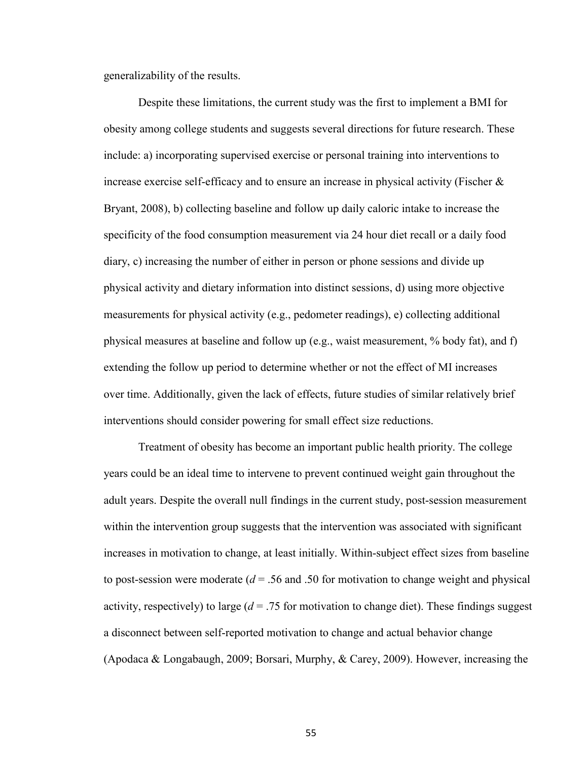generalizability of the results.

Despite these limitations, the current study was the first to implement a BMI for obesity among college students and suggests several directions for future research. These include: a) incorporating supervised exercise or personal training into interventions to increase exercise self-efficacy and to ensure an increase in physical activity (Fischer & Bryant, 2008), b) collecting baseline and follow up daily caloric intake to increase the specificity of the food consumption measurement via 24 hour diet recall or a daily food diary, c) increasing the number of either in person or phone sessions and divide up physical activity and dietary information into distinct sessions, d) using more objective measurements for physical activity (e.g., pedometer readings), e) collecting additional physical measures at baseline and follow up (e.g., waist measurement, % body fat), and f) extending the follow up period to determine whether or not the effect of MI increases over time. Additionally, given the lack of effects, future studies of similar relatively brief interventions should consider powering for small effect size reductions.

Treatment of obesity has become an important public health priority. The college years could be an ideal time to intervene to prevent continued weight gain throughout the adult years. Despite the overall null findings in the current study, post-session measurement within the intervention group suggests that the intervention was associated with significant increases in motivation to change, at least initially. Within-subject effect sizes from baseline to post-session were moderate ($d$ = .56 and .50 for motivation to change weight and physical activity, respectively) to large ($d$ = .75 for motivation to change diet). These findings suggest a disconnect between self-reported motivation to change and actual behavior change (Apodaca & Longabaugh, 2009; Borsari, Murphy, & Carey, 2009). However, increasing the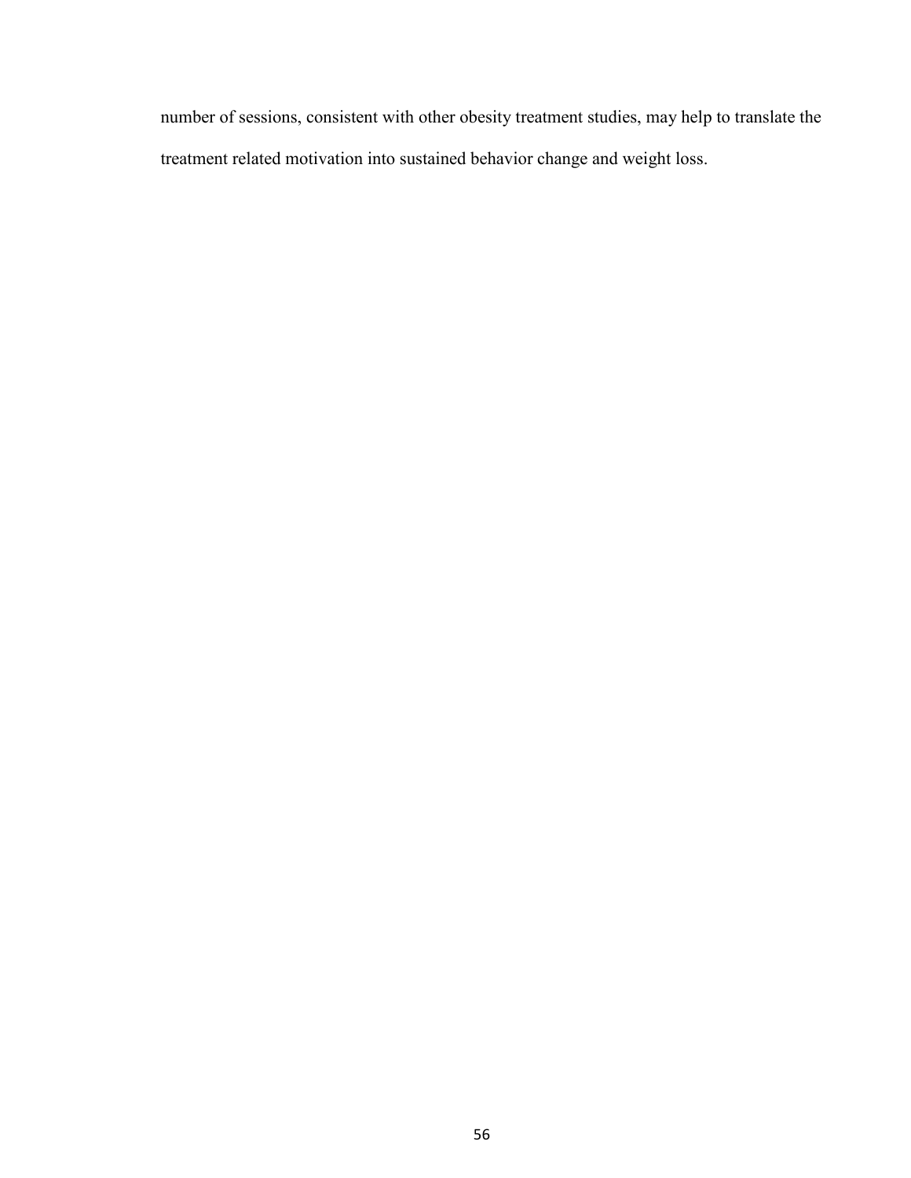number of sessions, consistent with other obesity treatment studies, may help to translate the treatment related motivation into sustained behavior change and weight loss.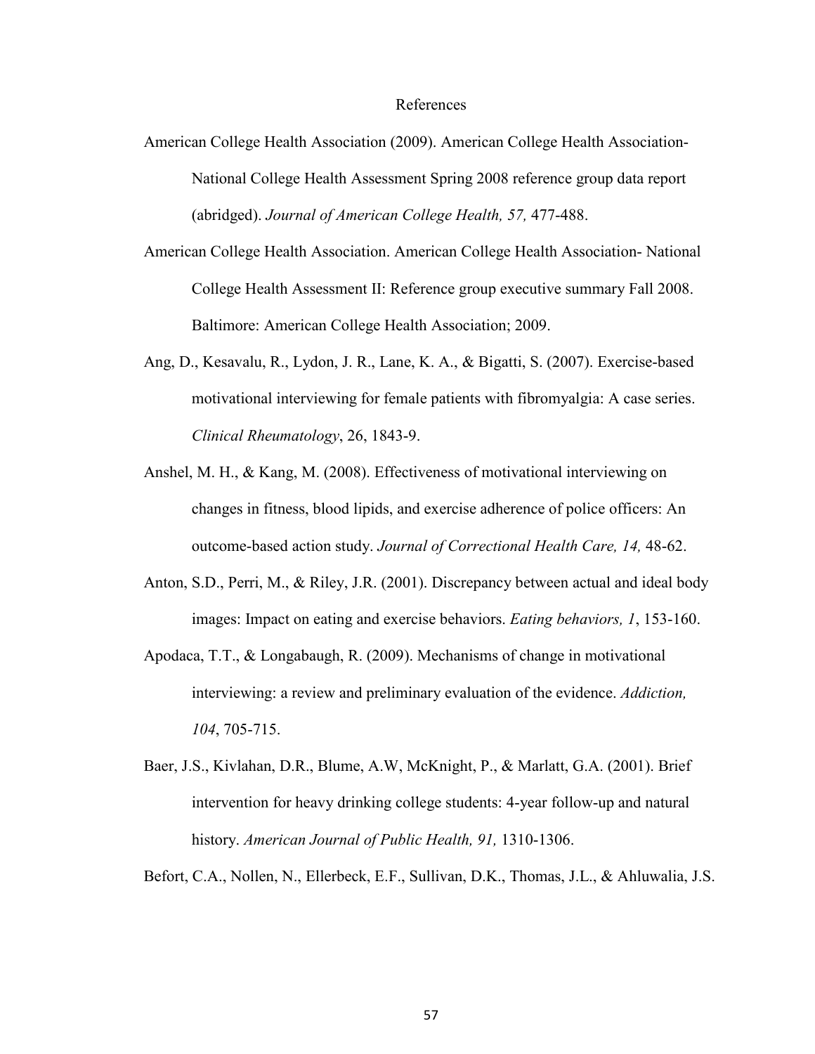# References

American College Health Association (2009). American College Health Association- National College Health Assessment Spring 2008 reference group data report (abridged). *Journal of American College Health, 57,* 477-488.

American College Health Association. American College Health Association- National College Health Assessment II: Reference group executive summary Fall 2008. Baltimore: American College Health Association; 2009.

Ang, D., Kesavalu, R., Lydon, J. R., Lane, K. A., & Bigatti, S. (2007). Exercise-based motivational interviewing for female patients with fibromyalgia: A case series. *Clinical Rheumatology*, 26, 1843-9.

Anshel, M. H., & Kang, M. (2008). Effectiveness of motivational interviewing on changes in fitness, blood lipids, and exercise adherence of police officers: An outcome-based action study. *Journal of Correctional Health Care, 14,* 48-62.

Anton, S.D., Perri, M., & Riley, J.R. (2001). Discrepancy between actual and ideal body images: Impact on eating and exercise behaviors. *Eating behaviors, 1*, 153-160.

Apodaca, T.T., & Longabaugh, R. (2009). Mechanisms of change in motivational interviewing: a review and preliminary evaluation of the evidence. *Addiction, 104*, 705-715.

Baer, J.S., Kivlahan, D.R., Blume, A.W, McKnight, P., & Marlatt, G.A. (2001). Brief intervention for heavy drinking college students: 4-year follow-up and natural history. *American Journal of Public Health, 91,* 1310-1306.

Befort, C.A., Nollen, N., Ellerbeck, E.F., Sullivan, D.K., Thomas, J.L., & Ahluwalia, J.S.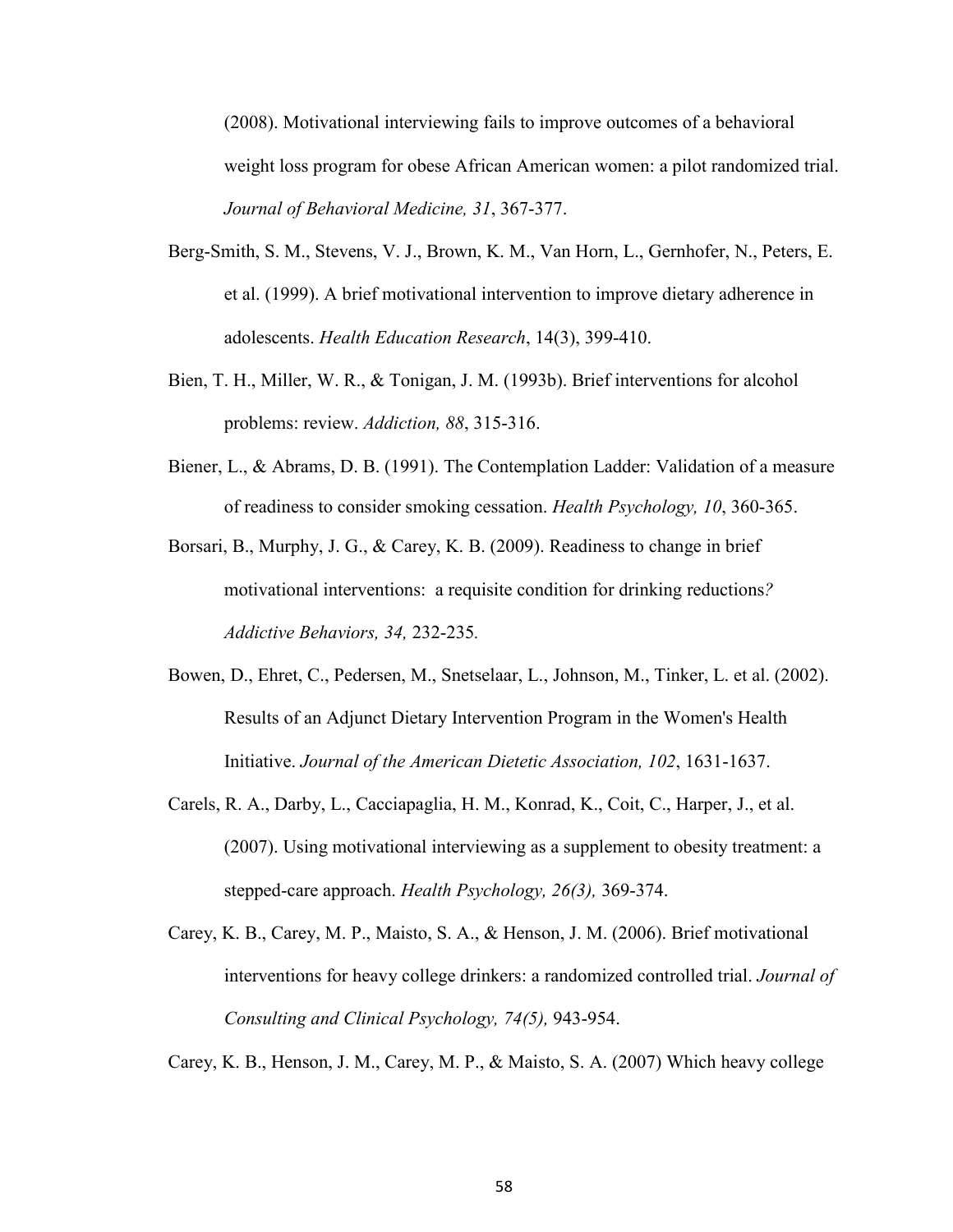(2008). Motivational interviewing fails to improve outcomes of a behavioral weight loss program for obese African American women: a pilot randomized trial. *Journal of Behavioral Medicine, 31*, 367-377.

Berg-Smith, S. M., Stevens, V. J., Brown, K. M., Van Horn, L., Gernhofer, N., Peters, E. et al. (1999). A brief motivational intervention to improve dietary adherence in adolescents. *Health Education Research*, 14(3), 399-410.

Bien, T. H., Miller, W. R., & Tonigan, J. M. (1993b). Brief interventions for alcohol problems: review. *Addiction, 88*, 315-316.

Biener, L., & Abrams, D. B. (1991). The Contemplation Ladder: Validation of a measure of readiness to consider smoking cessation. *Health Psychology, 10*, 360-365.

Borsari, B., Murphy, J. G., & Carey, K. B. (2009). Readiness to change in brief motivational interventions: a requisite condition for drinking reductions*? Addictive Behaviors, 34,* 232-235*.*

Bowen, D., Ehret, C., Pedersen, M., Snetselaar, L., Johnson, M., Tinker, L. et al. (2002). Results of an Adjunct Dietary Intervention Program in the Women's Health Initiative. *Journal of the American Dietetic Association, 102*, 1631-1637.

Carels, R. A., Darby, L., Cacciapaglia, H. M., Konrad, K., Coit, C., Harper, J., et al. (2007). Using motivational interviewing as a supplement to obesity treatment: a stepped-care approach. *Health Psychology, 26(3),* 369-374.

Carey, K. B., Carey, M. P., Maisto, S. A., & Henson, J. M. (2006). Brief motivational interventions for heavy college drinkers: a randomized controlled trial. *Journal of Consulting and Clinical Psychology, 74(5),* 943-954.

Carey, K. B., Henson, J. M., Carey, M. P., & Maisto, S. A. (2007) Which heavy college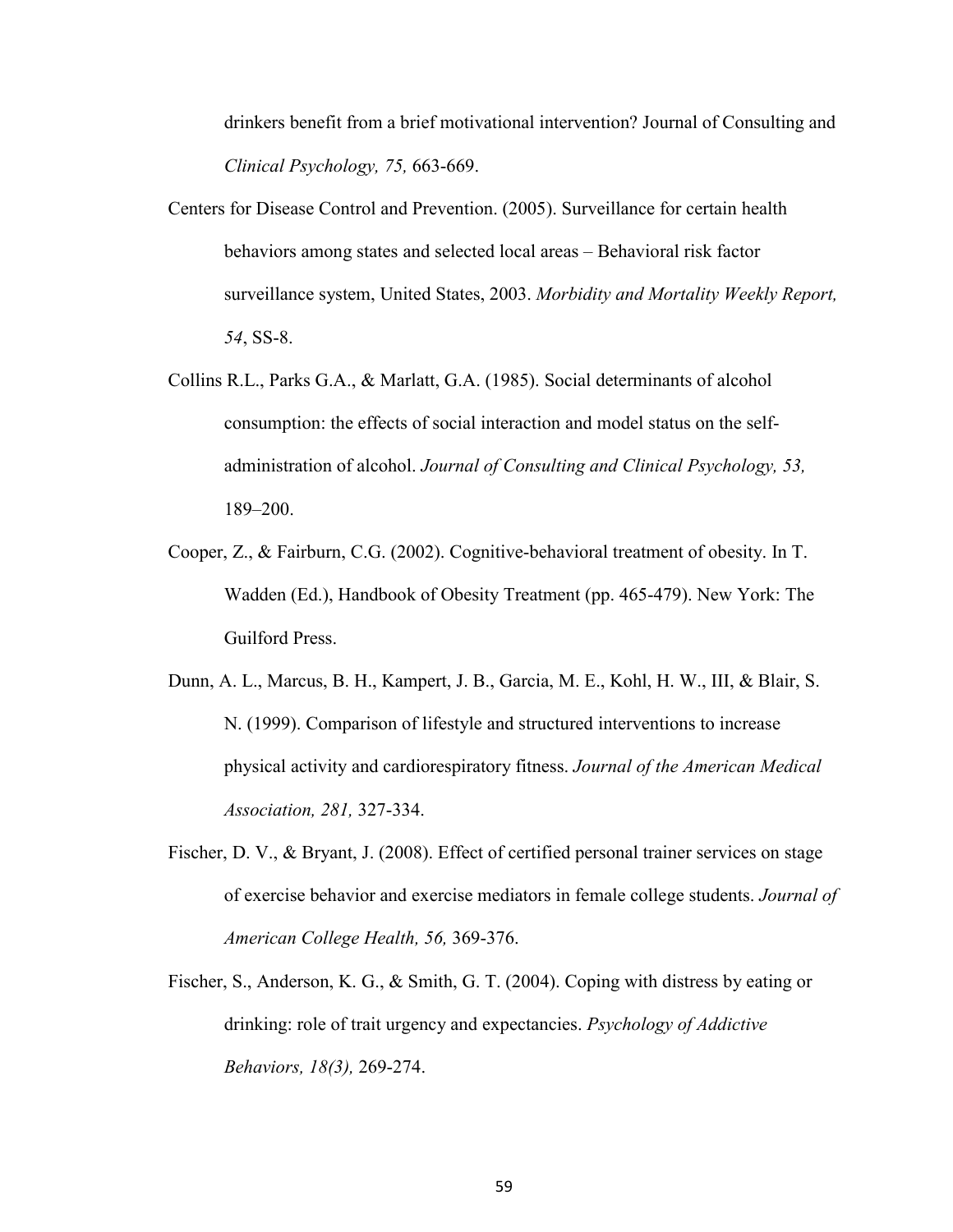drinkers benefit from a brief motivational intervention? Journal of Consulting and *Clinical Psychology, 75,* 663-669.

Centers for Disease Control and Prevention. (2005). Surveillance for certain health behaviors among states and selected local areas – Behavioral risk factor surveillance system, United States, 2003. *Morbidity and Mortality Weekly Report, 54*, SS-8.

Collins R.L., Parks G.A., & Marlatt, G.A. (1985). Social determinants of alcohol consumption: the effects of social interaction and model status on the self-administration of alcohol. *Journal of Consulting and Clinical Psychology, 53,* 189–200.

Cooper, Z., & Fairburn, C.G. (2002). Cognitive-behavioral treatment of obesity. In T. Wadden (Ed.), Handbook of Obesity Treatment (pp. 465-479). New York: The Guilford Press.

Dunn, A. L., Marcus, B. H., Kampert, J. B., Garcia, M. E., Kohl, H. W., III, & Blair, S. N. (1999). Comparison of lifestyle and structured interventions to increase physical activity and cardiorespiratory fitness. *Journal of the American Medical Association, 281,* 327-334.

Fischer, D. V., & Bryant, J. (2008). Effect of certified personal trainer services on stage of exercise behavior and exercise mediators in female college students. *Journal of American College Health, 56,* 369-376.

Fischer, S., Anderson, K. G., & Smith, G. T. (2004). Coping with distress by eating or drinking: role of trait urgency and expectancies. *Psychology of Addictive Behaviors, 18(3),* 269-274.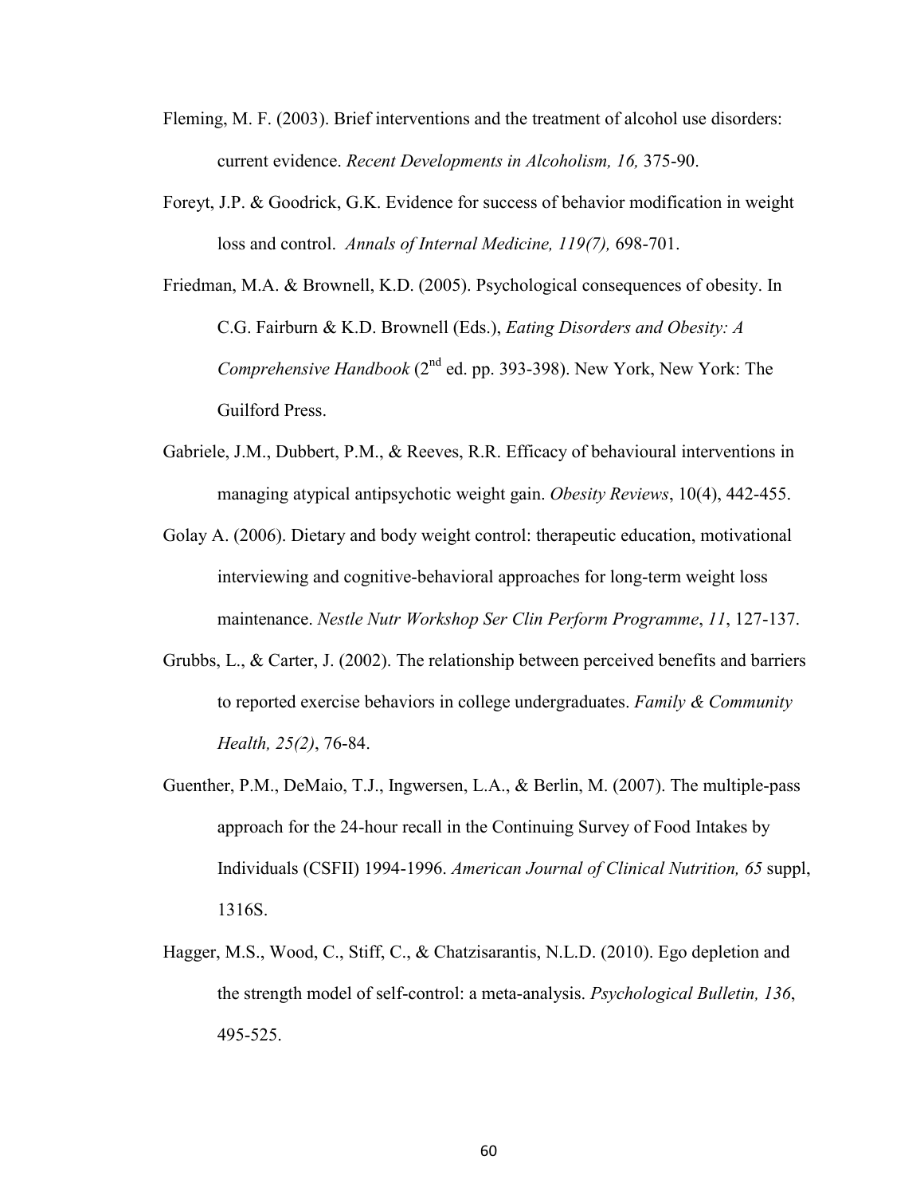Fleming, M. F. (2003). Brief interventions and the treatment of alcohol use disorders: current evidence. *Recent Developments in Alcoholism, 16,* 375-90.

Foreyt, J.P. & Goodrick, G.K. Evidence for success of behavior modification in weight loss and control. *Annals of Internal Medicine, 119(7),* 698-701.

Friedman, M.A. & Brownell, K.D. (2005). Psychological consequences of obesity. In C.G. Fairburn & K.D. Brownell (Eds.), *Eating Disorders and Obesity: A Comprehensive Handbook* (2nd ed. pp. 393-398). New York, New York: The Guilford Press.

Gabriele, J.M., Dubbert, P.M., & Reeves, R.R. Efficacy of behavioural interventions in managing atypical antipsychotic weight gain. *Obesity Reviews*, 10(4), 442-455.

Golay A. (2006). Dietary and body weight control: therapeutic education, motivational interviewing and cognitive-behavioral approaches for long-term weight loss maintenance. *Nestle Nutr Workshop Ser Clin Perform Programme*, *11*, 127-137.

Grubbs, L., & Carter, J. (2002). The relationship between perceived benefits and barriers to reported exercise behaviors in college undergraduates. *Family & Community Health, 25(2)*, 76-84.

Guenther, P.M., DeMaio, T.J., Ingwersen, L.A., & Berlin, M. (2007). The multiple-pass approach for the 24-hour recall in the Continuing Survey of Food Intakes by Individuals (CSFII) 1994-1996. *American Journal of Clinical Nutrition, 65* suppl, 1316S.

Hagger, M.S., Wood, C., Stiff, C., & Chatzisarantis, N.L.D. (2010). Ego depletion and the strength model of self-control: a meta-analysis. *Psychological Bulletin, 136*, 495-525.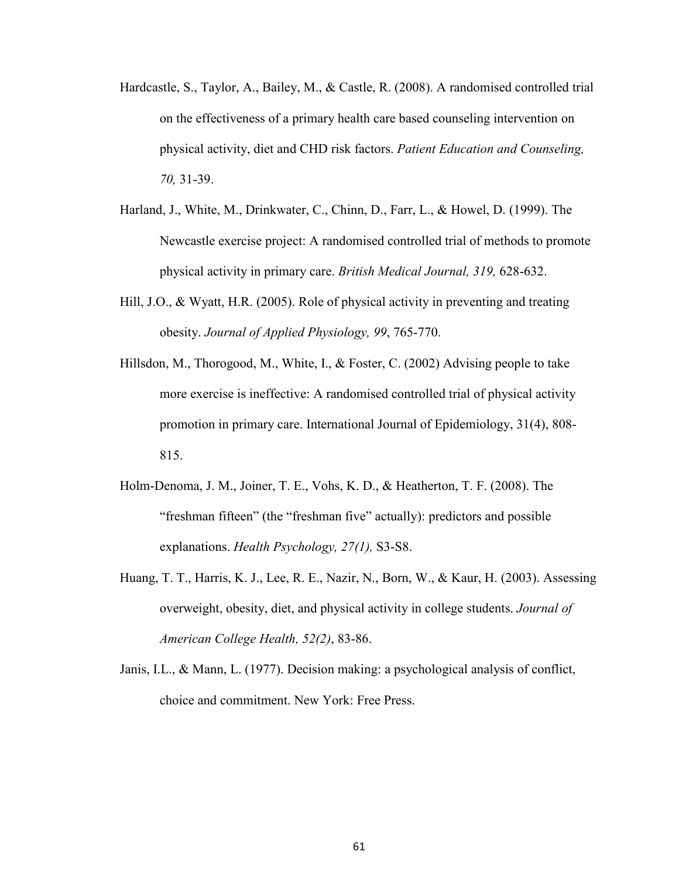Hardcastle, S., Taylor, A., Bailey, M., & Castle, R. (2008). A randomised controlled trial on the effectiveness of a primary health care based counseling intervention on physical activity, diet and CHD risk factors. *Patient Education and Counseling, 70,* 31-39.

Harland, J., White, M., Drinkwater, C., Chinn, D., Farr, L., & Howel, D. (1999). The Newcastle exercise project: A randomised controlled trial of methods to promote physical activity in primary care. *British Medical Journal, 319,* 628-632.

Hill, J.O., & Wyatt, H.R. (2005). Role of physical activity in preventing and treating obesity. *Journal of Applied Physiology, 99*, 765-770.

Hillsdon, M., Thorogood, M., White, I., & Foster, C. (2002) Advising people to take more exercise is ineffective: A randomised controlled trial of physical activity promotion in primary care. International Journal of Epidemiology, 31(4), 808-815.

Holm-Denoma, J. M., Joiner, T. E., Vohs, K. D., & Heatherton, T. F. (2008). The "freshman fifteen" (the "freshman five" actually): predictors and possible explanations. *Health Psychology, 27(1),* S3-S8.

Huang, T. T., Harris, K. J., Lee, R. E., Nazir, N., Born, W., & Kaur, H. (2003). Assessing overweight, obesity, diet, and physical activity in college students. *Journal of American College Health, 52(2)*, 83-86.

Janis, I.L., & Mann, L. (1977). Decision making: a psychological analysis of conflict, choice and commitment. New York: Free Press.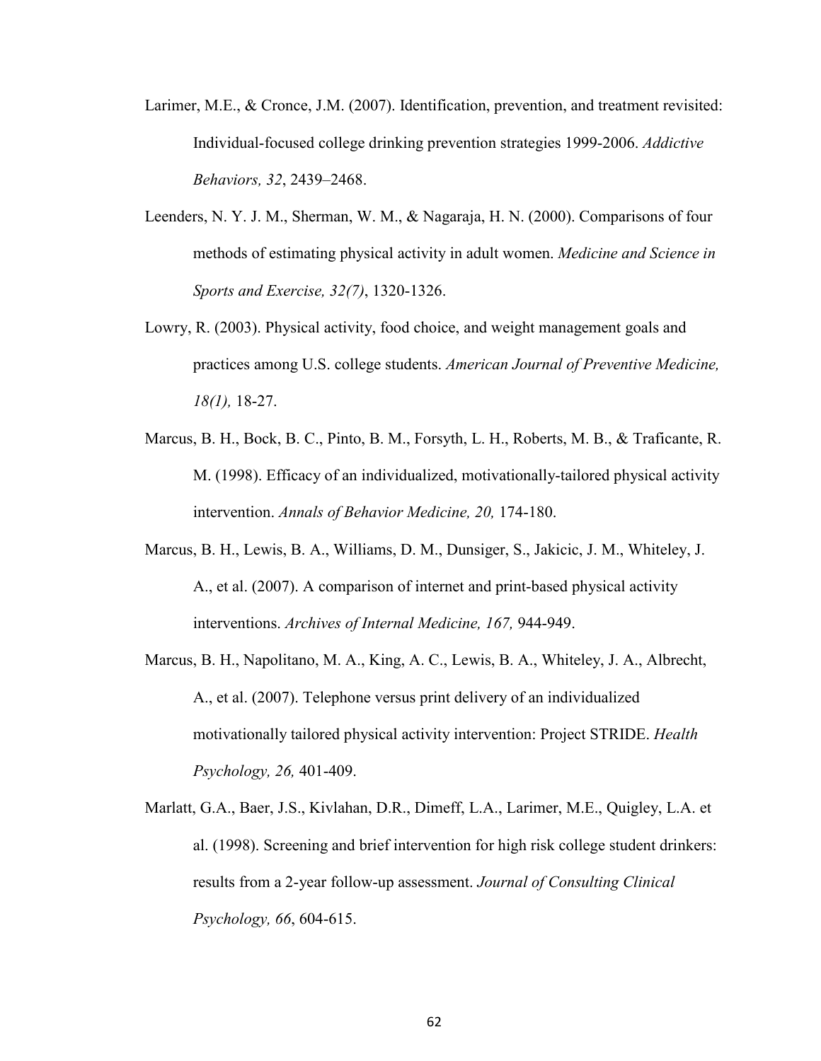Larimer, M.E., & Cronce, J.M. (2007). Identification, prevention, and treatment revisited: Individual-focused college drinking prevention strategies 1999-2006. *Addictive Behaviors, 32*, 2439–2468.

Leenders, N. Y. J. M., Sherman, W. M., & Nagaraja, H. N. (2000). Comparisons of four methods of estimating physical activity in adult women. *Medicine and Science in Sports and Exercise, 32(7)*, 1320-1326.

Lowry, R. (2003). Physical activity, food choice, and weight management goals and practices among U.S. college students. *American Journal of Preventive Medicine, 18(1),* 18-27.

Marcus, B. H., Bock, B. C., Pinto, B. M., Forsyth, L. H., Roberts, M. B., & Traficante, R. M. (1998). Efficacy of an individualized, motivationally-tailored physical activity intervention. *Annals of Behavior Medicine, 20,* 174-180.

Marcus, B. H., Lewis, B. A., Williams, D. M., Dunsiger, S., Jakicic, J. M., Whiteley, J. A., et al. (2007). A comparison of internet and print-based physical activity interventions. *Archives of Internal Medicine, 167,* 944-949.

Marcus, B. H., Napolitano, M. A., King, A. C., Lewis, B. A., Whiteley, J. A., Albrecht, A., et al. (2007). Telephone versus print delivery of an individualized motivationally tailored physical activity intervention: Project STRIDE. *Health Psychology, 26,* 401-409.

Marlatt, G.A., Baer, J.S., Kivlahan, D.R., Dimeff, L.A., Larimer, M.E., Quigley, L.A. et al. (1998). Screening and brief intervention for high risk college student drinkers: results from a 2-year follow-up assessment. *Journal of Consulting Clinical Psychology, 66*, 604-615.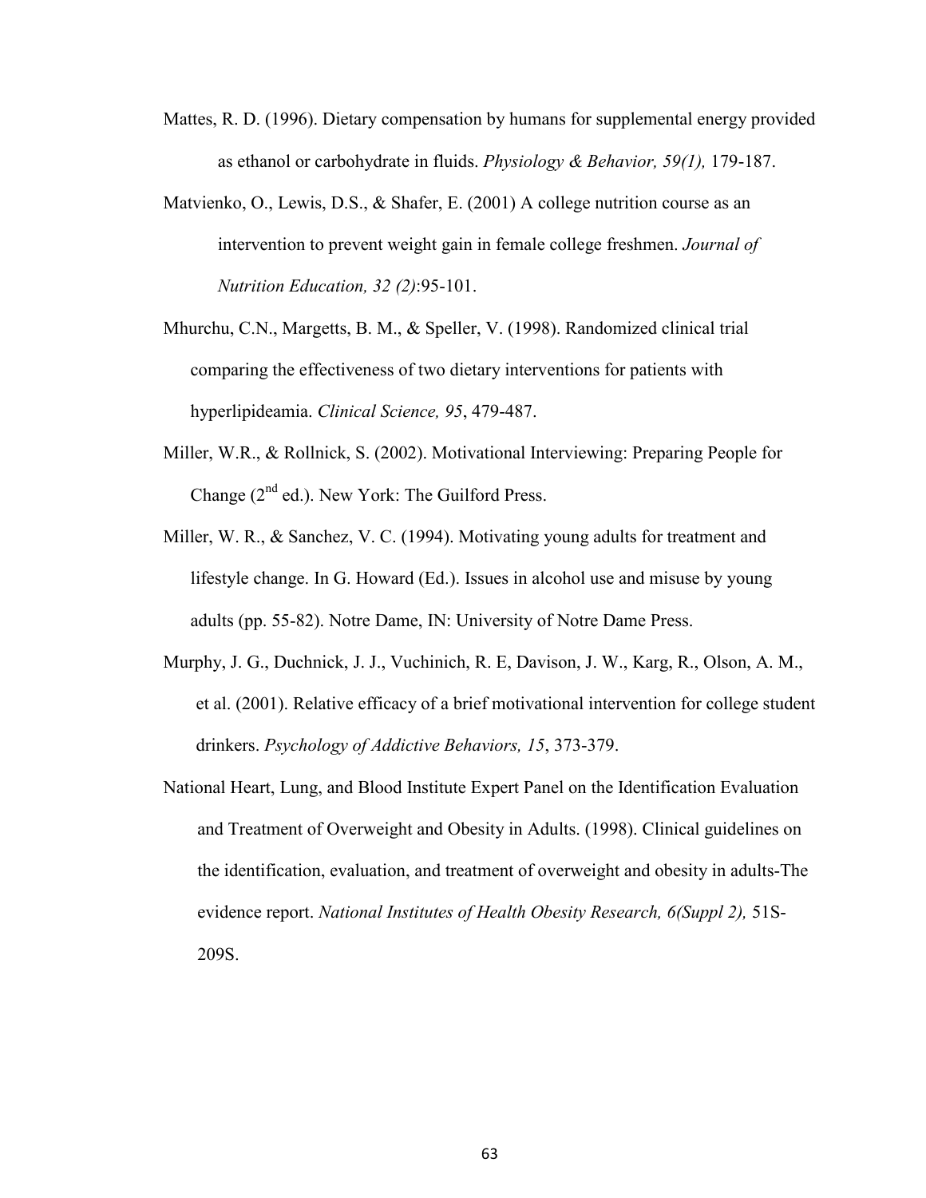Mattes, R. D. (1996). Dietary compensation by humans for supplemental energy provided as ethanol or carbohydrate in fluids. *Physiology & Behavior, 59(1),* 179-187.

Matvienko, O., Lewis, D.S., & Shafer, E. (2001) A college nutrition course as an intervention to prevent weight gain in female college freshmen. *Journal of Nutrition Education, 32 (2)*:95-101.

Mhurchu, C.N., Margetts, B. M., & Speller, V. (1998). Randomized clinical trial comparing the effectiveness of two dietary interventions for patients with hyperlipideamia. *Clinical Science, 95*, 479-487.

Miller, W.R., & Rollnick, S. (2002). Motivational Interviewing: Preparing People for Change (2nd ed.). New York: The Guilford Press.

Miller, W. R., & Sanchez, V. C. (1994). Motivating young adults for treatment and lifestyle change. In G. Howard (Ed.). Issues in alcohol use and misuse by young adults (pp. 55-82). Notre Dame, IN: University of Notre Dame Press.

Murphy, J. G., Duchnick, J. J., Vuchinich, R. E, Davison, J. W., Karg, R., Olson, A. M., et al. (2001). Relative efficacy of a brief motivational intervention for college student drinkers. *Psychology of Addictive Behaviors, 15*, 373-379.

National Heart, Lung, and Blood Institute Expert Panel on the Identification Evaluation and Treatment of Overweight and Obesity in Adults. (1998). Clinical guidelines on the identification, evaluation, and treatment of overweight and obesity in adults-The evidence report. *National Institutes of Health Obesity Research, 6(Suppl 2),* 51S-209S.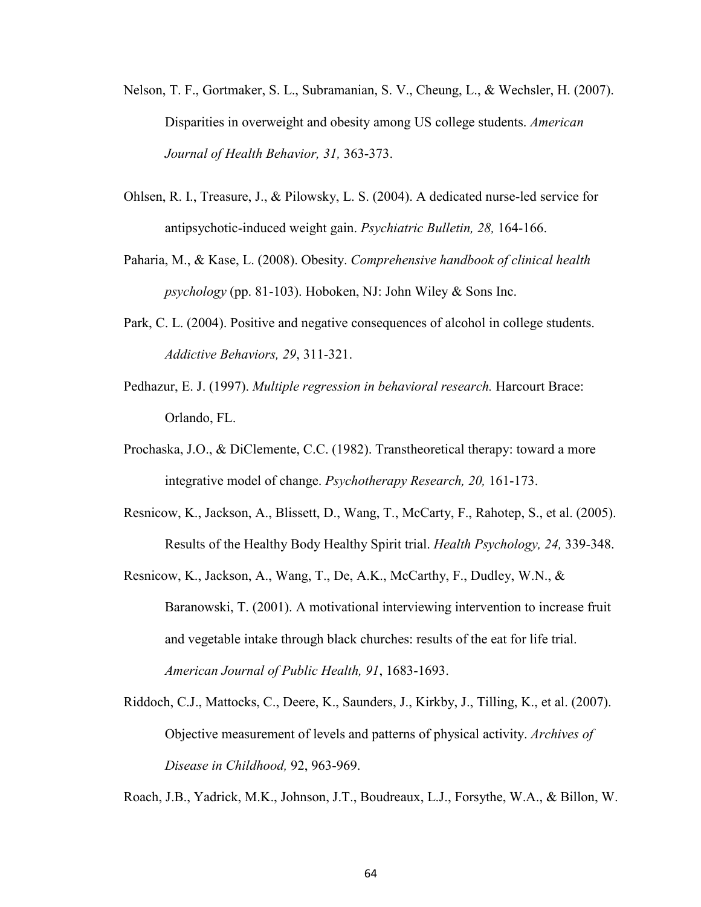Nelson, T. F., Gortmaker, S. L., Subramanian, S. V., Cheung, L., & Wechsler, H. (2007). Disparities in overweight and obesity among US college students. *American Journal of Health Behavior, 31,* 363-373.

Ohlsen, R. I., Treasure, J., & Pilowsky, L. S. (2004). A dedicated nurse-led service for antipsychotic-induced weight gain. *Psychiatric Bulletin, 28,* 164-166.

Paharia, M., & Kase, L. (2008). Obesity. *Comprehensive handbook of clinical health psychology* (pp. 81-103). Hoboken, NJ: John Wiley & Sons Inc.

Park, C. L. (2004). Positive and negative consequences of alcohol in college students. *Addictive Behaviors, 29*, 311-321.

Pedhazur, E. J. (1997). *Multiple regression in behavioral research.* Harcourt Brace: Orlando, FL.

Prochaska, J.O., & DiClemente, C.C. (1982). Transtheoretical therapy: toward a more integrative model of change. *Psychotherapy Research, 20,* 161-173.

Resnicow, K., Jackson, A., Blissett, D., Wang, T., McCarty, F., Rahotep, S., et al. (2005). Results of the Healthy Body Healthy Spirit trial. *Health Psychology, 24,* 339-348.

Resnicow, K., Jackson, A., Wang, T., De, A.K., McCarthy, F., Dudley, W.N., & Baranowski, T. (2001). A motivational interviewing intervention to increase fruit and vegetable intake through black churches: results of the eat for life trial. *American Journal of Public Health, 91*, 1683-1693.

Riddoch, C.J., Mattocks, C., Deere, K., Saunders, J., Kirkby, J., Tilling, K., et al. (2007). Objective measurement of levels and patterns of physical activity. *Archives of Disease in Childhood,* 92, 963-969.

Roach, J.B., Yadrick, M.K., Johnson, J.T., Boudreaux, L.J., Forsythe, W.A., & Billon, W.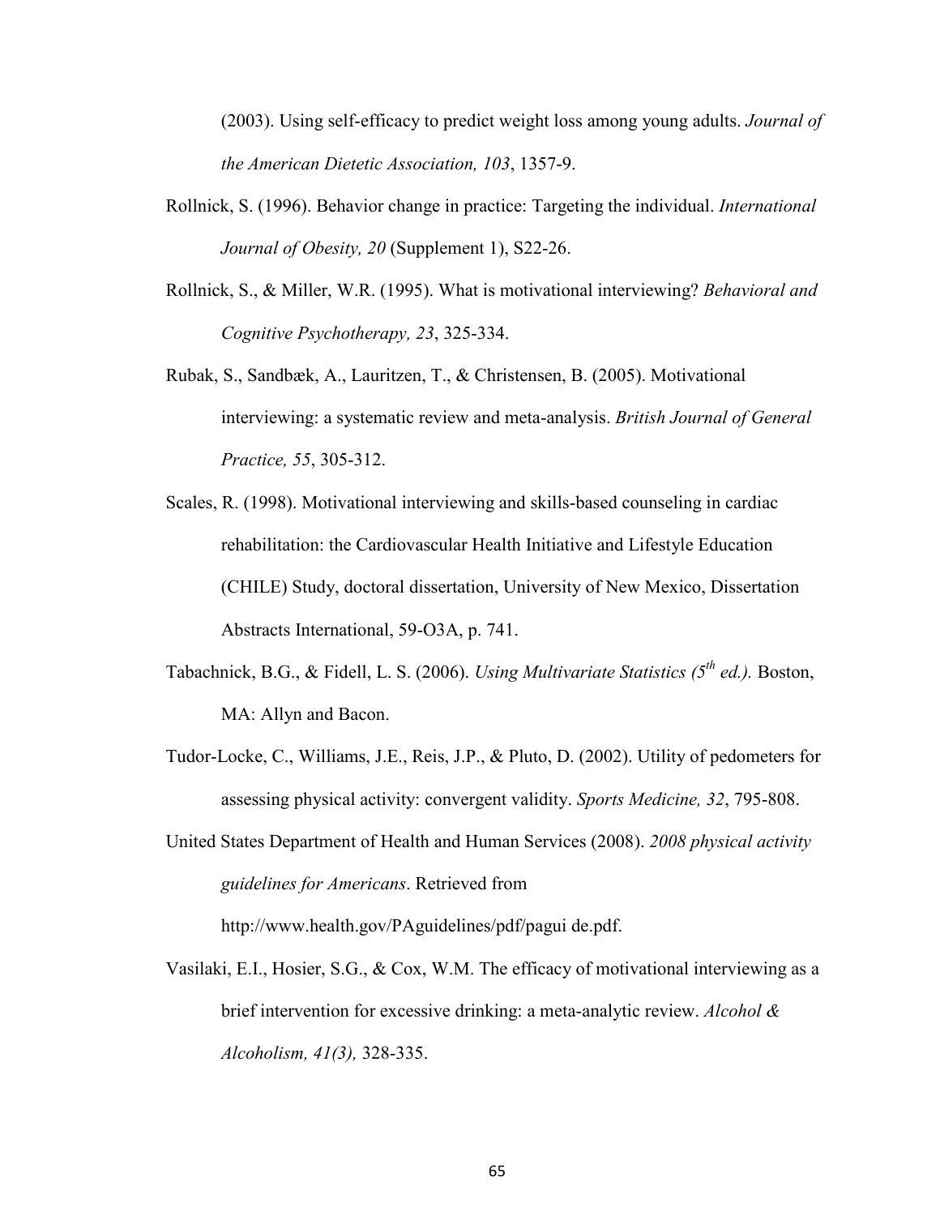(2003). Using self-efficacy to predict weight loss among young adults. *Journal of the American Dietetic Association, 103*, 1357-9.

Rollnick, S. (1996). Behavior change in practice: Targeting the individual. *International Journal of Obesity, 20* (Supplement 1), S22-26.

Rollnick, S., & Miller, W.R. (1995). What is motivational interviewing? *Behavioral and Cognitive Psychotherapy, 23*, 325-334.

Rubak, S., Sandbæk, A., Lauritzen, T., & Christensen, B. (2005). Motivational interviewing: a systematic review and meta-analysis. *British Journal of General Practice, 55*, 305-312.

Scales, R. (1998). Motivational interviewing and skills-based counseling in cardiac rehabilitation: the Cardiovascular Health Initiative and Lifestyle Education (CHILE) Study, doctoral dissertation, University of New Mexico, Dissertation Abstracts International, 59-O3A, p. 741.

Tabachnick, B.G., & Fidell, L. S. (2006). *Using Multivariate Statistics (5th ed.).* Boston, MA: Allyn and Bacon.

Tudor-Locke, C., Williams, J.E., Reis, J.P., & Pluto, D. (2002). Utility of pedometers for assessing physical activity: convergent validity. *Sports Medicine, 32*, 795-808.

United States Department of Health and Human Services (2008). *2008 physical activity guidelines for Americans*. Retrieved from http://www.health.gov/PAguidelines/pdf/pagui de.pdf.

Vasilaki, E.I., Hosier, S.G., & Cox, W.M. The efficacy of motivational interviewing as a brief intervention for excessive drinking: a meta-analytic review. *Alcohol & Alcoholism, 41(3),* 328-335.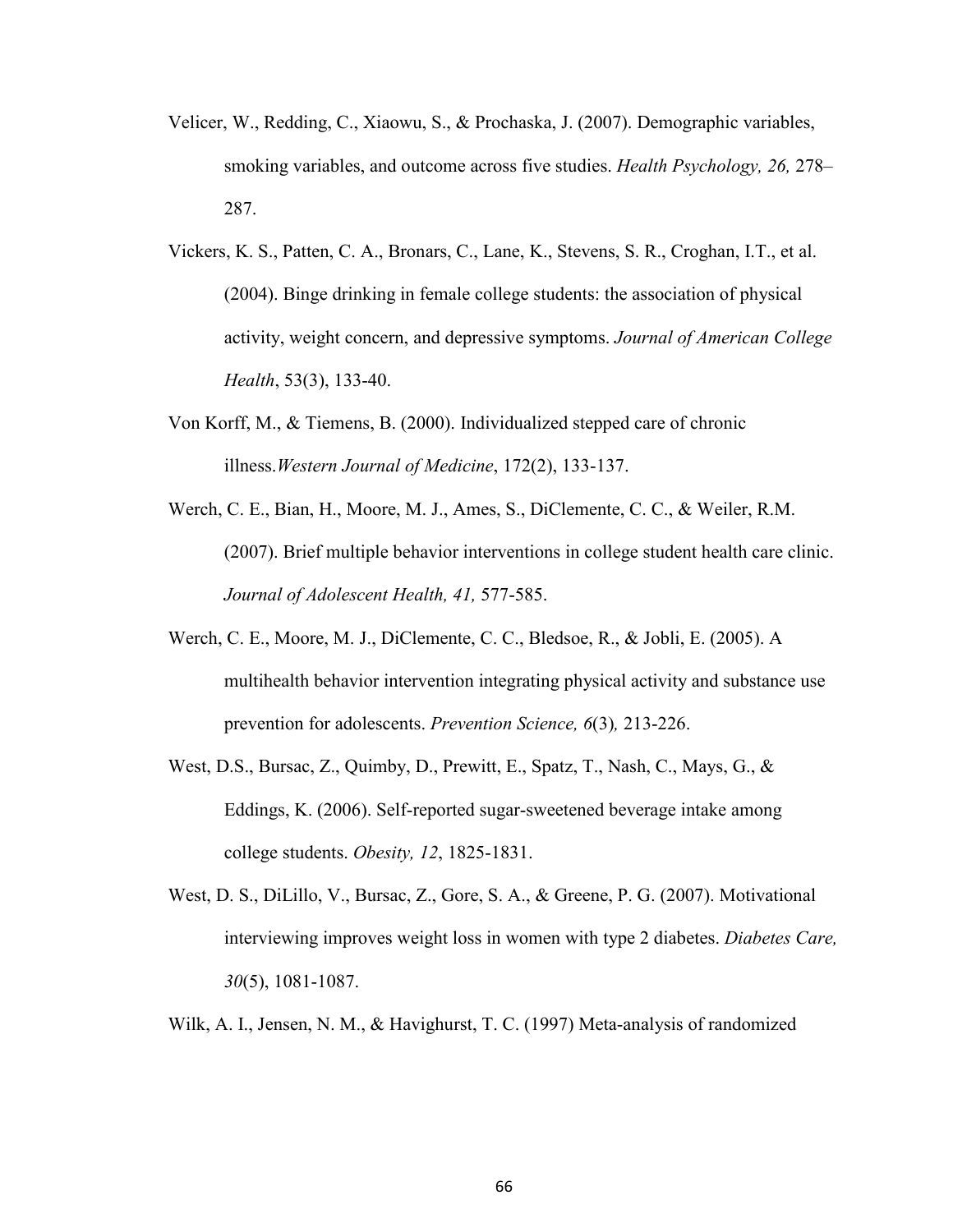Velicer, W., Redding, C., Xiaowu, S., & Prochaska, J. (2007). Demographic variables, smoking variables, and outcome across five studies. *Health Psychology, 26,* 278–287.

Vickers, K. S., Patten, C. A., Bronars, C., Lane, K., Stevens, S. R., Croghan, I.T., et al. (2004). Binge drinking in female college students: the association of physical activity, weight concern, and depressive symptoms. *Journal of American College Health*, 53(3), 133-40.

Von Korff, M., & Tiemens, B. (2000). Individualized stepped care of chronic illness.*Western Journal of Medicine*, 172(2), 133-137.

Werch, C. E., Bian, H., Moore, M. J., Ames, S., DiClemente, C. C., & Weiler, R.M. (2007). Brief multiple behavior interventions in college student health care clinic. *Journal of Adolescent Health, 41,* 577-585.

Werch, C. E., Moore, M. J., DiClemente, C. C., Bledsoe, R., & Jobli, E. (2005). A multihealth behavior intervention integrating physical activity and substance use prevention for adolescents. *Prevention Science, 6*(3)*,* 213-226.

West, D.S., Bursac, Z., Quimby, D., Prewitt, E., Spatz, T., Nash, C., Mays, G., & Eddings, K. (2006). Self-reported sugar-sweetened beverage intake among college students. *Obesity, 12*, 1825-1831.

West, D. S., DiLillo, V., Bursac, Z., Gore, S. A., & Greene, P. G. (2007). Motivational interviewing improves weight loss in women with type 2 diabetes. *Diabetes Care, 30*(5), 1081-1087.

Wilk, A. I., Jensen, N. M., & Havighurst, T. C. (1997) Meta-analysis of randomized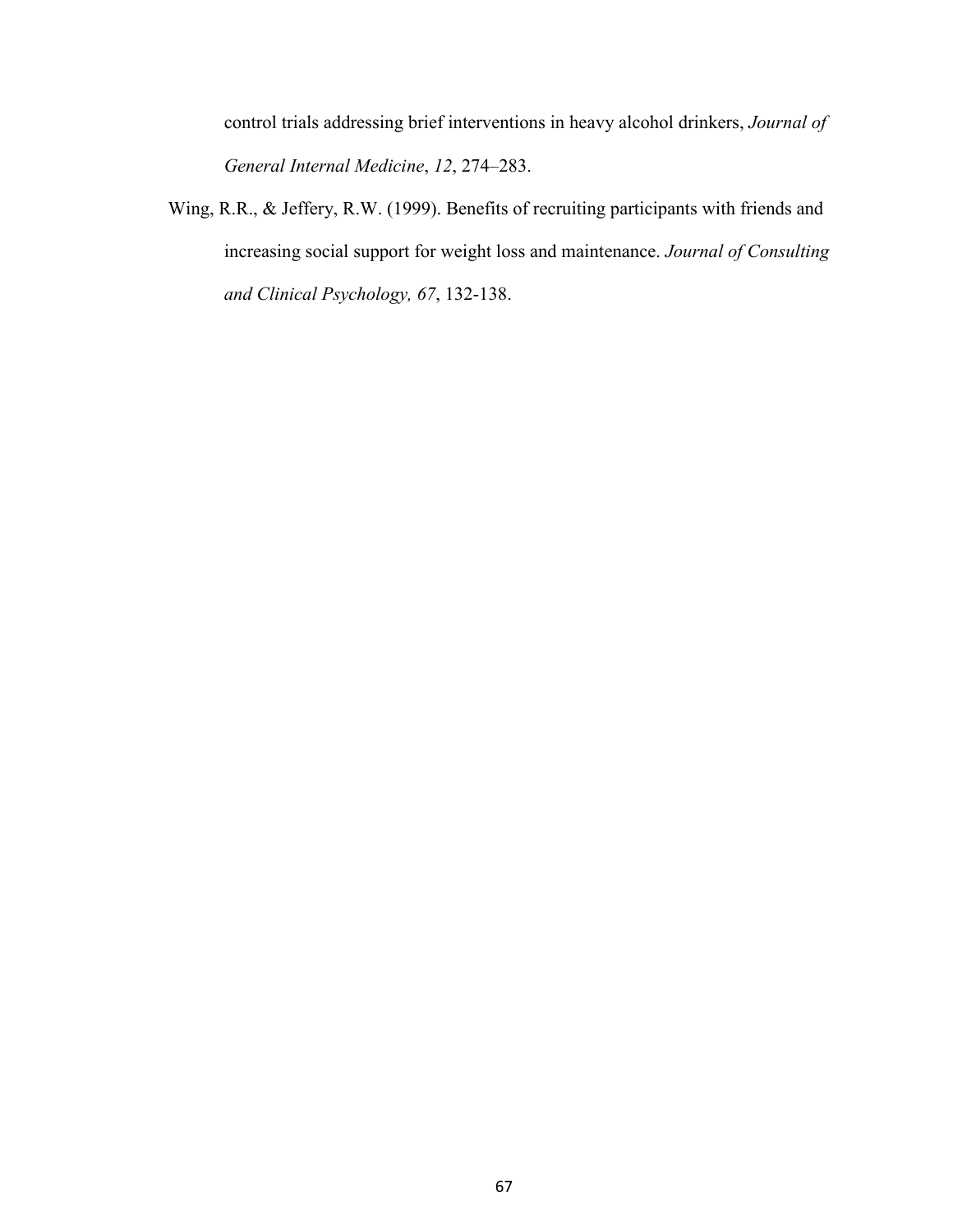control trials addressing brief interventions in heavy alcohol drinkers, *Journal of General Internal Medicine*, *12*, 274–283.

Wing, R.R., & Jeffery, R.W. (1999). Benefits of recruiting participants with friends and increasing social support for weight loss and maintenance. *Journal of Consulting and Clinical Psychology, 67*, 132-138.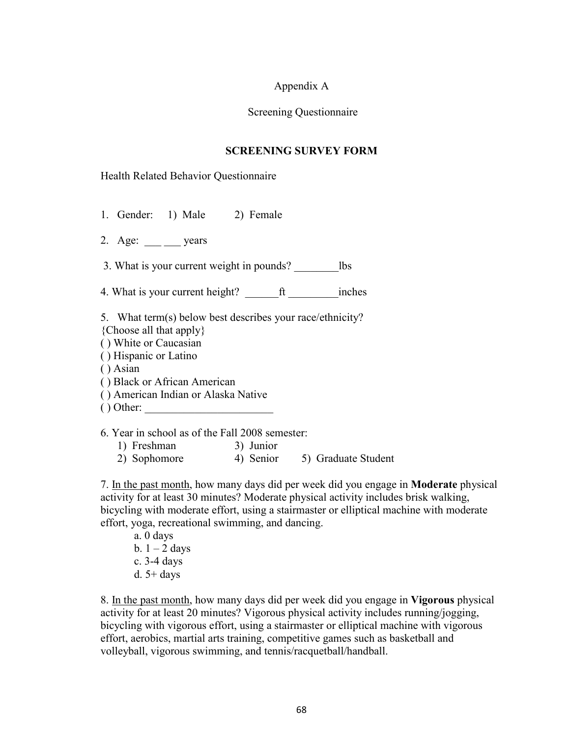Appendix A

Screening Questionnaire

**SCREENING SURVEY FORM**

Health Related Behavior Questionnaire

1. Gender: 1) Male 2) Female

2. Age: ___ ___ years

3. What is your current weight in pounds? ________lbs

4. What is your current height? ______ft _________inches

5. What term(s) below best describes your race/ethnicity?
{Choose all that apply}
( ) White or Caucasian
( ) Hispanic or Latino
( ) Asian
( ) Black or African American
( ) American Indian or Alaska Native
( ) Other: _______________________

6. Year in school as of the Fall 2008 semester:
   1) Freshman 3) Junior
   2) Sophomore 4) Senior 5) Graduate Student

7. <u>In the past month</u>, how many days did per week did you engage in **Moderate** physical activity for at least 30 minutes? Moderate physical activity includes brisk walking, bicycling with moderate effort, using a stairmaster or elliptical machine with moderate effort, yoga, recreational swimming, and dancing.
   a. 0 days
   b. 1 – 2 days
   c. 3-4 days
   d. 5+ days

8. <u>In the past month</u>, how many days did per week did you engage in **Vigorous** physical activity for at least 20 minutes? Vigorous physical activity includes running/jogging, bicycling with vigorous effort, using a stairmaster or elliptical machine with vigorous effort, aerobics, martial arts training, competitive games such as basketball and volleyball, vigorous swimming, and tennis/racquetball/handball.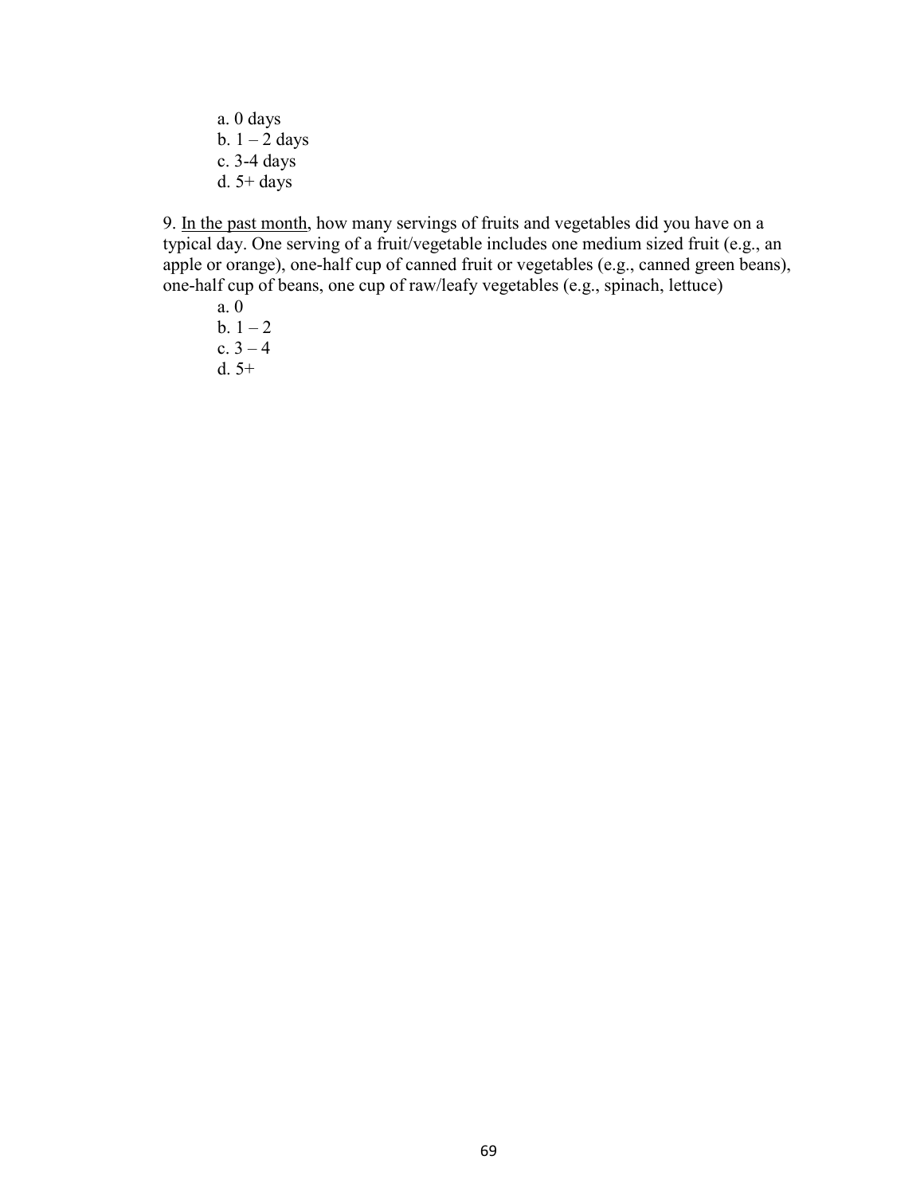a. 0 days  
b. 1 – 2 days  
c. 3-4 days  
d. 5+ days

9. <u>In the past month</u>, how many servings of fruits and vegetables did you have on a typical day. One serving of a fruit/vegetable includes one medium sized fruit (e.g., an apple or orange), one-half cup of canned fruit or vegetables (e.g., canned green beans), one-half cup of beans, one cup of raw/leafy vegetables (e.g., spinach, lettuce)

a. 0  
b. 1 – 2  
c. 3 – 4  
d. 5+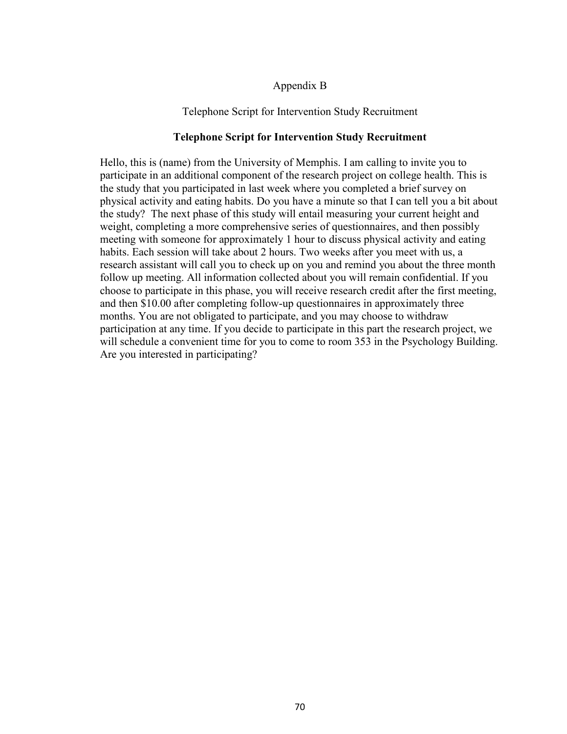# Appendix B

## Telephone Script for Intervention Study Recruitment

**Telephone Script for Intervention Study Recruitment**

Hello, this is (name) from the University of Memphis. I am calling to invite you to participate in an additional component of the research project on college health. This is the study that you participated in last week where you completed a brief survey on physical activity and eating habits. Do you have a minute so that I can tell you a bit about the study? The next phase of this study will entail measuring your current height and weight, completing a more comprehensive series of questionnaires, and then possibly meeting with someone for approximately 1 hour to discuss physical activity and eating habits. Each session will take about 2 hours. Two weeks after you meet with us, a research assistant will call you to check up on you and remind you about the three month follow up meeting. All information collected about you will remain confidential. If you choose to participate in this phase, you will receive research credit after the first meeting, and then $10.00 after completing follow-up questionnaires in approximately three months. You are not obligated to participate, and you may choose to withdraw participation at any time. If you decide to participate in this part the research project, we will schedule a convenient time for you to come to room 353 in the Psychology Building. Are you interested in participating?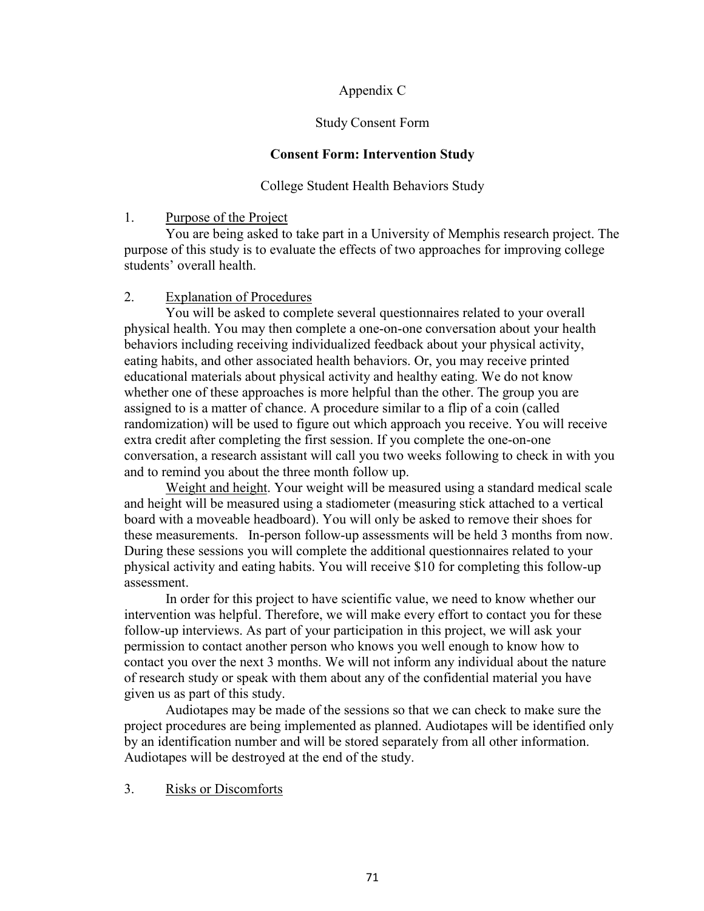Appendix C

Study Consent Form

**Consent Form: Intervention Study**

College Student Health Behaviors Study

1. Purpose of the Project

You are being asked to take part in a University of Memphis research project. The purpose of this study is to evaluate the effects of two approaches for improving college students' overall health.

2. Explanation of Procedures

You will be asked to complete several questionnaires related to your overall physical health. You may then complete a one-on-one conversation about your health behaviors including receiving individualized feedback about your physical activity, eating habits, and other associated health behaviors. Or, you may receive printed educational materials about physical activity and healthy eating. We do not know whether one of these approaches is more helpful than the other. The group you are assigned to is a matter of chance. A procedure similar to a flip of a coin (called randomization) will be used to figure out which approach you receive. You will receive extra credit after completing the first session. If you complete the one-on-one conversation, a research assistant will call you two weeks following to check in with you and to remind you about the three month follow up.

Weight and height. Your weight will be measured using a standard medical scale and height will be measured using a stadiometer (measuring stick attached to a vertical board with a moveable headboard). You will only be asked to remove their shoes for these measurements. In-person follow-up assessments will be held 3 months from now. During these sessions you will complete the additional questionnaires related to your physical activity and eating habits. You will receive $10 for completing this follow-up assessment.

In order for this project to have scientific value, we need to know whether our intervention was helpful. Therefore, we will make every effort to contact you for these follow-up interviews. As part of your participation in this project, we will ask your permission to contact another person who knows you well enough to know how to contact you over the next 3 months. We will not inform any individual about the nature of research study or speak with them about any of the confidential material you have given us as part of this study.

Audiotapes may be made of the sessions so that we can check to make sure the project procedures are being implemented as planned. Audiotapes will be identified only by an identification number and will be stored separately from all other information. Audiotapes will be destroyed at the end of the study.

3. Risks or Discomforts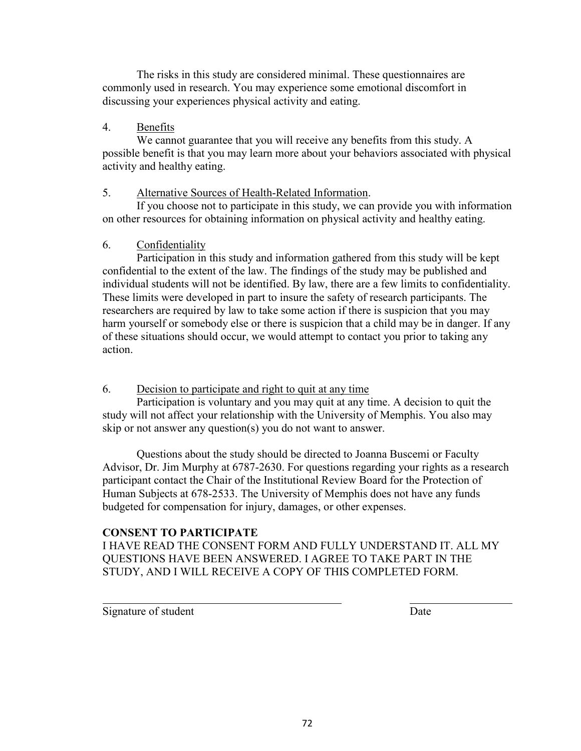The risks in this study are considered minimal. These questionnaires are commonly used in research. You may experience some emotional discomfort in discussing your experiences physical activity and eating.

4. Benefits

We cannot guarantee that you will receive any benefits from this study. A possible benefit is that you may learn more about your behaviors associated with physical activity and healthy eating.

5. Alternative Sources of Health-Related Information.

If you choose not to participate in this study, we can provide you with information on other resources for obtaining information on physical activity and healthy eating.

6. Confidentiality

Participation in this study and information gathered from this study will be kept confidential to the extent of the law. The findings of the study may be published and individual students will not be identified. By law, there are a few limits to confidentiality. These limits were developed in part to insure the safety of research participants. The researchers are required by law to take some action if there is suspicion that you may harm yourself or somebody else or there is suspicion that a child may be in danger. If any of these situations should occur, we would attempt to contact you prior to taking any action.

6. Decision to participate and right to quit at any time

Participation is voluntary and you may quit at any time. A decision to quit the study will not affect your relationship with the University of Memphis. You also may skip or not answer any question(s) you do not want to answer.

Questions about the study should be directed to Joanna Buscemi or Faculty Advisor, Dr. Jim Murphy at 6787-2630. For questions regarding your rights as a research participant contact the Chair of the Institutional Review Board for the Protection of Human Subjects at 678-2533. The University of Memphis does not have any funds budgeted for compensation for injury, damages, or other expenses.

**CONSENT TO PARTICIPATE**

I HAVE READ THE CONSENT FORM AND FULLY UNDERSTAND IT. ALL MY QUESTIONS HAVE BEEN ANSWERED. I AGREE TO TAKE PART IN THE STUDY, AND I WILL RECEIVE A COPY OF THIS COMPLETED FORM.

\_\_\_\_\_\_\_\_\_\_\_\_\_\_\_\_\_\_\_\_\_\_\_\_\_\_\_\_\_\_\_\_\_\_\_\_\_\_\_\_ \_\_\_\_\_\_\_\_\_\_\_\_\_\_\_\_\_\_

Signature of student Date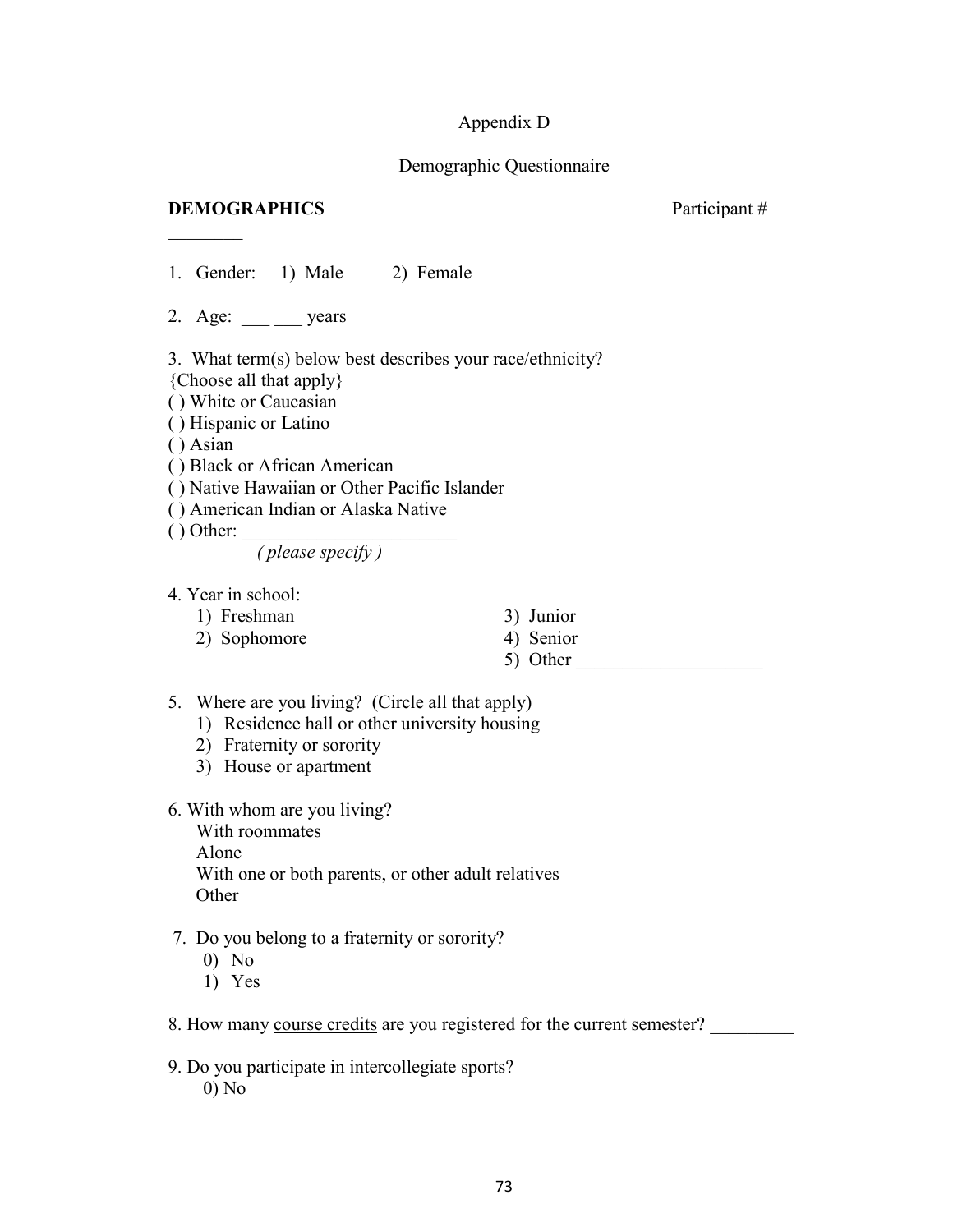Appendix D

Demographic Questionnaire

**DEMOGRAPHICS** Participant # ________

1. Gender: 1) Male 2) Female

2. Age: ___ ___ years

3. What term(s) below best describes your race/ethnicity?
{Choose all that apply}
( ) White or Caucasian
( ) Hispanic or Latino
( ) Asian
( ) Black or African American
( ) Native Hawaiian or Other Pacific Islander
( ) American Indian or Alaska Native
( ) Other: ______________________
*( please specify )*

4. Year in school:
   1) Freshman
   2) Sophomore
   3) Junior
   4) Senior
   5) Other ____________________

5. Where are you living? (Circle all that apply)
   1) Residence hall or other university housing
   2) Fraternity or sorority
   3) House or apartment

6. With whom are you living?
   With roommates
   Alone
   With one or both parents, or other adult relatives
   Other

7. Do you belong to a fraternity or sorority?
   0) No
   1) Yes

8. How many course credits are you registered for the current semester? _________

9. Do you participate in intercollegiate sports?
   0) No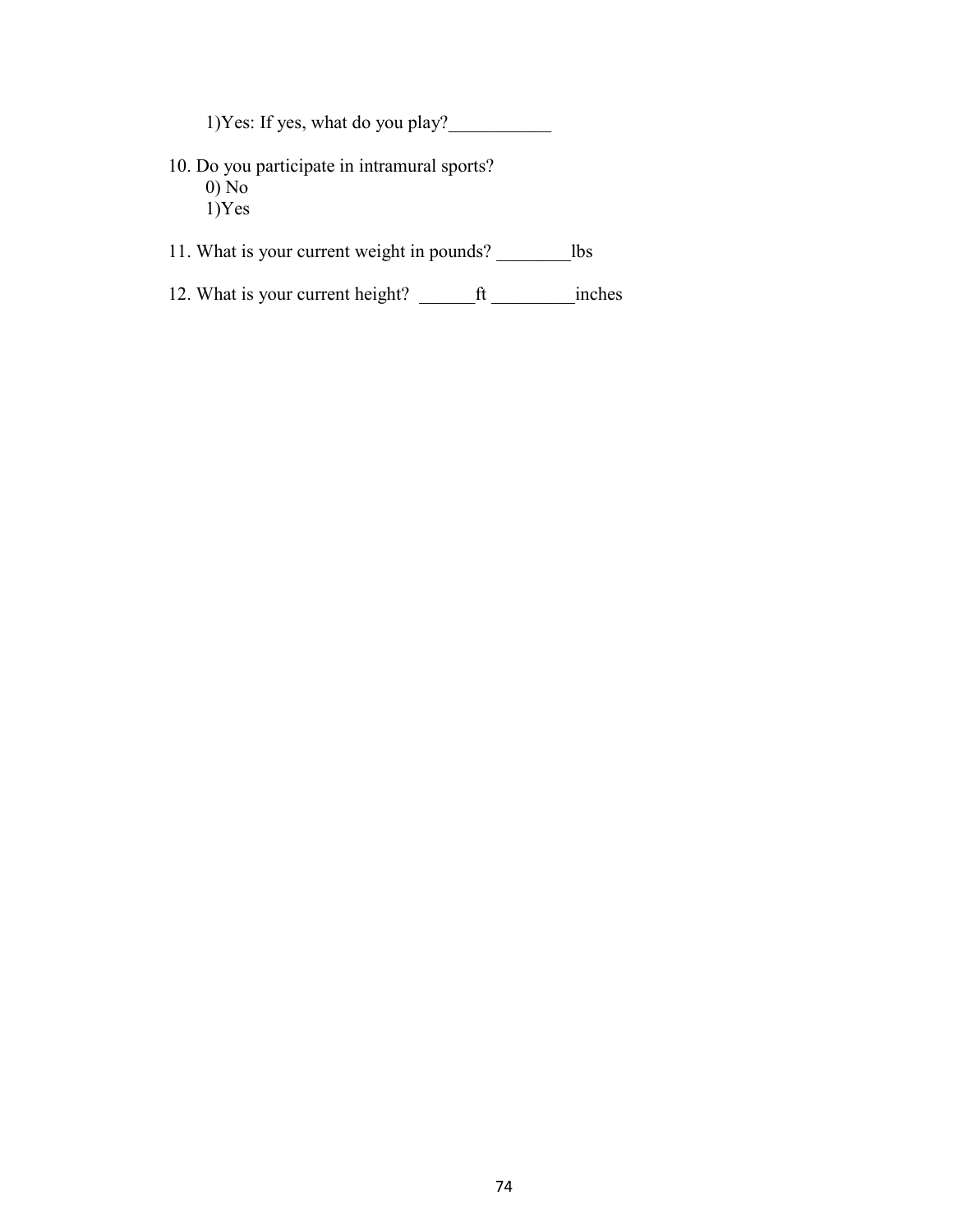1)Yes: If yes, what do you play?___________

10. Do you participate in intramural sports?
    0) No
    1)Yes

11. What is your current weight in pounds? ________lbs

12. What is your current height? ______ft _________inches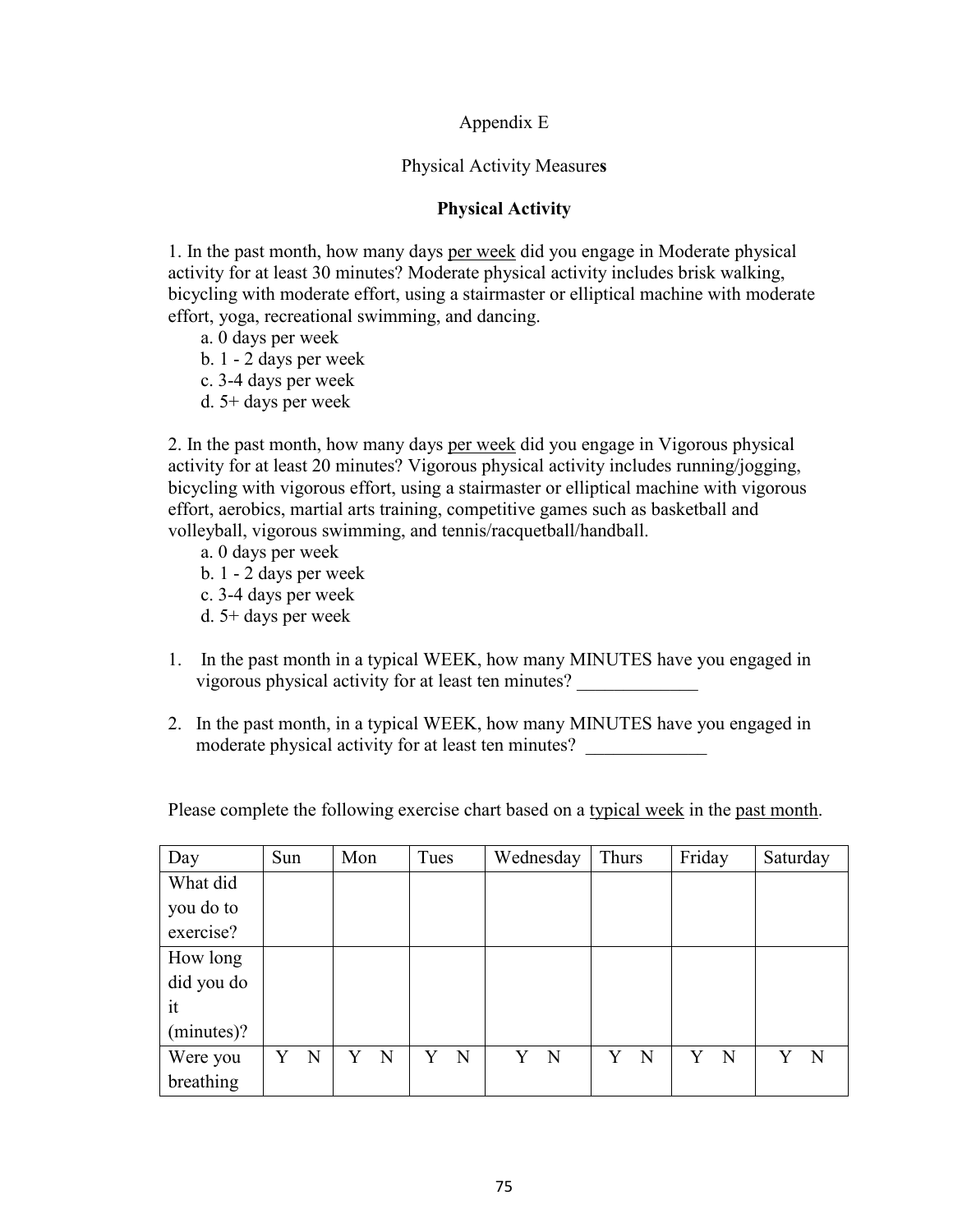Appendix E

Physical Activity Measures

**Physical Activity**

1. In the past month, how many days <u>per week</u> did you engage in Moderate physical activity for at least 30 minutes? Moderate physical activity includes brisk walking, bicycling with moderate effort, using a stairmaster or elliptical machine with moderate effort, yoga, recreational swimming, and dancing.
   a. 0 days per week
   b. 1 - 2 days per week
   c. 3-4 days per week
   d. 5+ days per week

2. In the past month, how many days <u>per week</u> did you engage in Vigorous physical activity for at least 20 minutes? Vigorous physical activity includes running/jogging, bicycling with vigorous effort, using a stairmaster or elliptical machine with vigorous effort, aerobics, martial arts training, competitive games such as basketball and volleyball, vigorous swimming, and tennis/racquetball/handball.
   a. 0 days per week
   b. 1 - 2 days per week
   c. 3-4 days per week
   d. 5+ days per week

1. In the past month in a typical WEEK, how many MINUTES have you engaged in vigorous physical activity for at least ten minutes? _____________

2. In the past month, in a typical WEEK, how many MINUTES have you engaged in moderate physical activity for at least ten minutes? _____________

Please complete the following exercise chart based on a <u>typical week</u> in the <u>past month</u>.

| Day | Sun | Mon | Tues | Wednesday | Thurs | Friday | Saturday |
|---|---|---|---|---|---|---|---|
| What did you do to exercise? | | | | | | | |
| How long did you do it (minutes)? | | | | | | | |
| Were you breathing | Y N | Y N | Y N | Y N | Y N | Y N | Y N |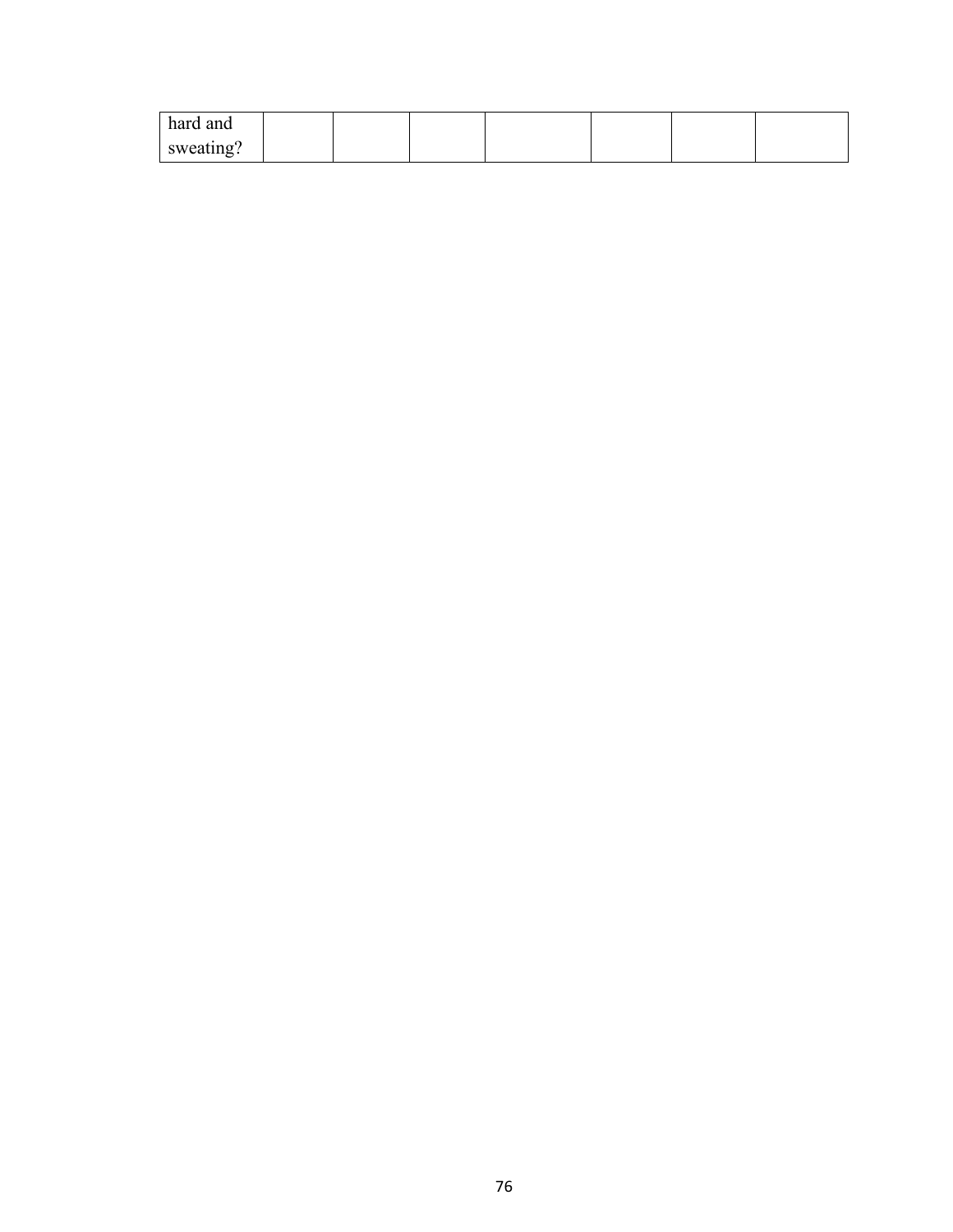| hard and sweating? | | | | | | | |
|---|---|---|---|---|---|---|---|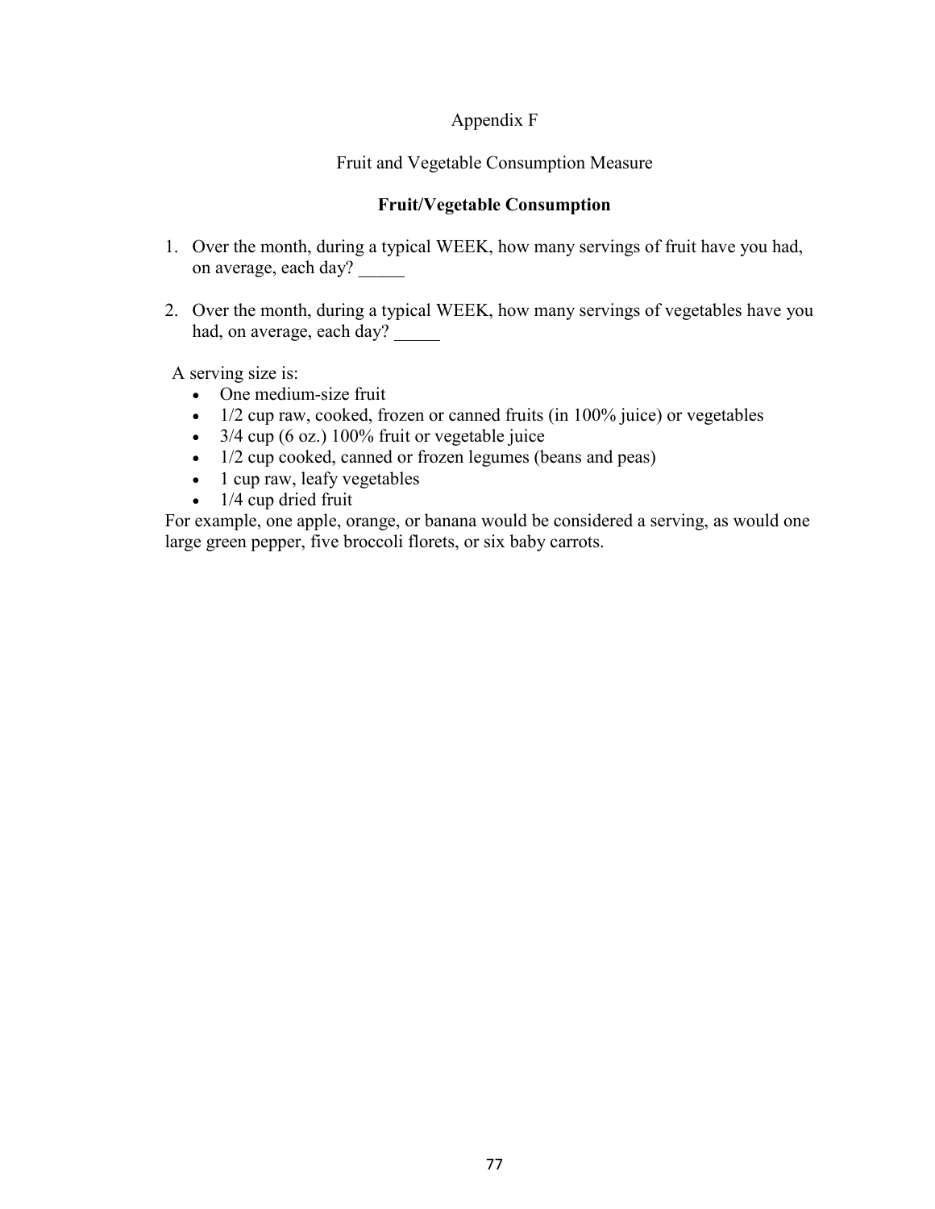# Appendix F

## Fruit and Vegetable Consumption Measure

### Fruit/Vegetable Consumption

1. Over the month, during a typical WEEK, how many servings of fruit have you had, on average, each day? _____
2. Over the month, during a typical WEEK, how many servings of vegetables have you had, on average, each day? _____

A serving size is:

- One medium-size fruit
- 1/2 cup raw, cooked, frozen or canned fruits (in 100% juice) or vegetables
- 3/4 cup (6 oz.) 100% fruit or vegetable juice
- 1/2 cup cooked, canned or frozen legumes (beans and peas)
- 1 cup raw, leafy vegetables
- 1/4 cup dried fruit

For example, one apple, orange, or banana would be considered a serving, as would one large green pepper, five broccoli florets, or six baby carrots.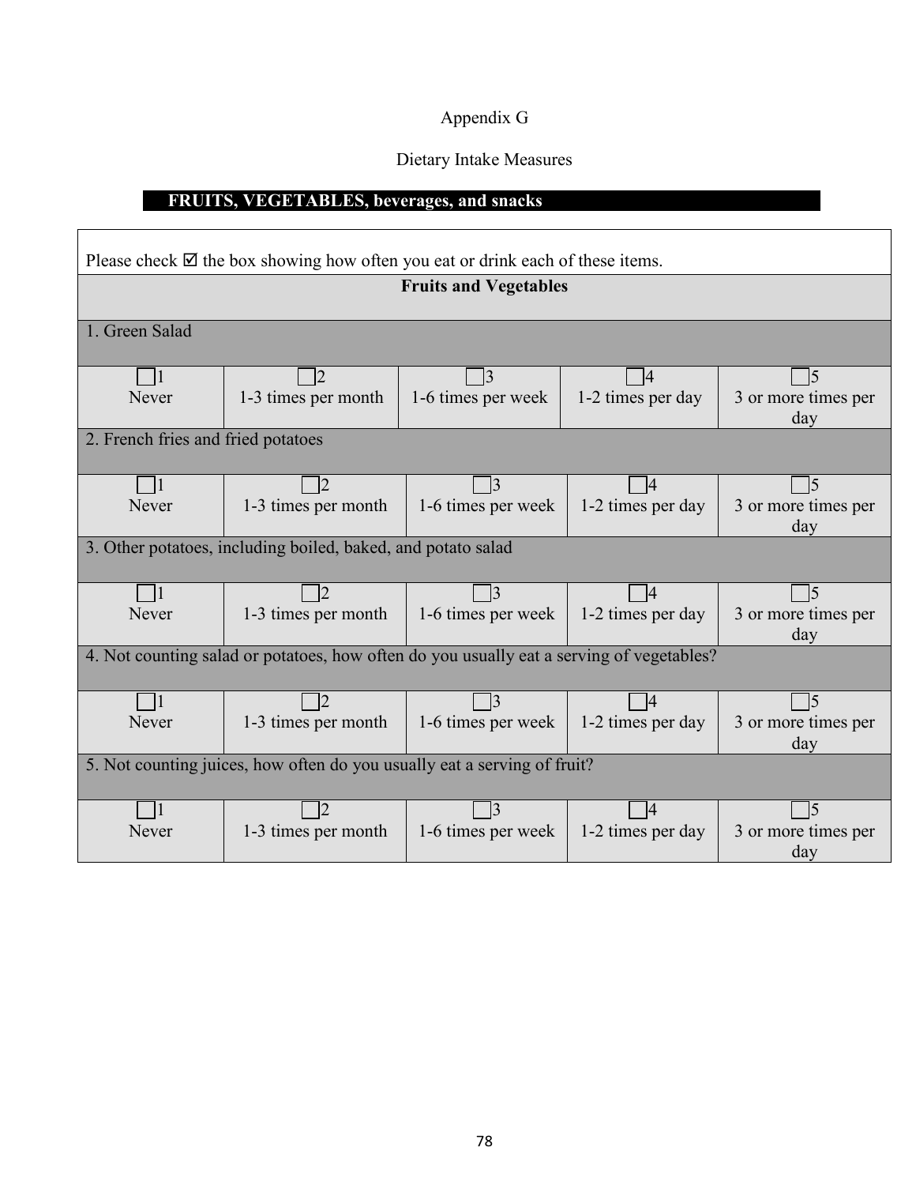Appendix G

Dietary Intake Measures

**FRUITS, VEGETABLES, beverages, and snacks**

Please check ☑ the box showing how often you eat or drink each of these items.

| Fruits and Vegetables | | | | |
|---|---|---|---|---|
| 1. Green Salad | | | | |
| ☐1 Never | ☐2 1-3 times per month | ☐3 1-6 times per week | ☐4 1-2 times per day | ☐5 3 or more times per day |
| 2. French fries and fried potatoes | | | | |
| ☐1 Never | ☐2 1-3 times per month | ☐3 1-6 times per week | ☐4 1-2 times per day | ☐5 3 or more times per day |
| 3. Other potatoes, including boiled, baked, and potato salad | | | | |
| ☐1 Never | ☐2 1-3 times per month | ☐3 1-6 times per week | ☐4 1-2 times per day | ☐5 3 or more times per day |
| 4. Not counting salad or potatoes, how often do you usually eat a serving of vegetables? | | | | |
| ☐1 Never | ☐2 1-3 times per month | ☐3 1-6 times per week | ☐4 1-2 times per day | ☐5 3 or more times per day |
| 5. Not counting juices, how often do you usually eat a serving of fruit? | | | | |
| ☐1 Never | ☐2 1-3 times per month | ☐3 1-6 times per week | ☐4 1-2 times per day | ☐5 3 or more times per day |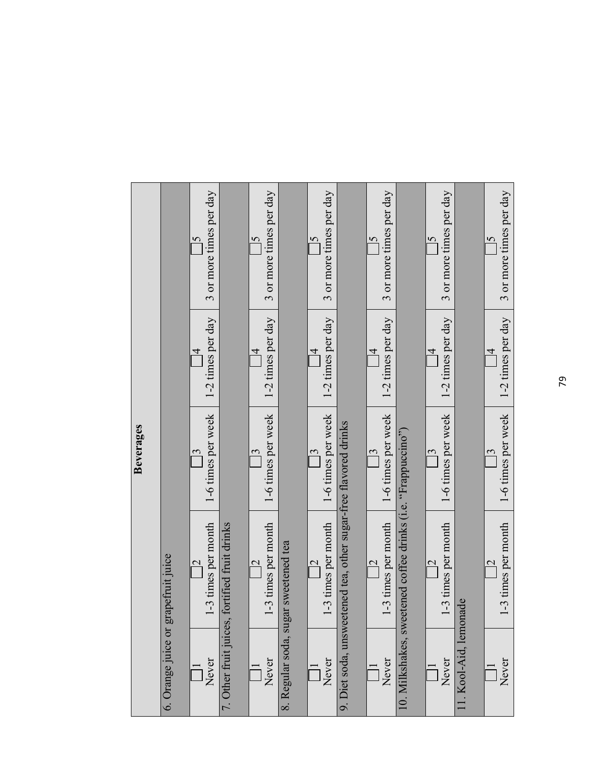**Beverages**

| | | | | |
|---|---|---|---|---|
| 6. Orange juice or grapefruit juice | | | | |
| ☐1 Never | ☐2 1-3 times per month | ☐3 1-6 times per week | ☐4 1-2 times per day | ☐5 3 or more times per day |
| 7. Other fruit juices, fortified fruit drinks | | | | |
| ☐1 Never | ☐2 1-3 times per month | ☐3 1-6 times per week | ☐4 1-2 times per day | ☐5 3 or more times per day |
| 8. Regular soda, sugar sweetened tea | | | | |
| ☐1 Never | ☐2 1-3 times per month | ☐3 1-6 times per week | ☐4 1-2 times per day | ☐5 3 or more times per day |
| 9. Diet soda, unsweetened tea, other sugar-free flavored drinks | | | | |
| ☐1 Never | ☐2 1-3 times per month | ☐3 1-6 times per week | ☐4 1-2 times per day | ☐5 3 or more times per day |
| 10. Milkshakes, sweetened coffee drinks (i.e. "Frappuccino") | | | | |
| ☐1 Never | ☐2 1-3 times per month | ☐3 1-6 times per week | ☐4 1-2 times per day | ☐5 3 or more times per day |
| 11. Kool-Aid, lemonade | | | | |
| ☐1 Never | ☐2 1-3 times per month | ☐3 1-6 times per week | ☐4 1-2 times per day | ☐5 3 or more times per day |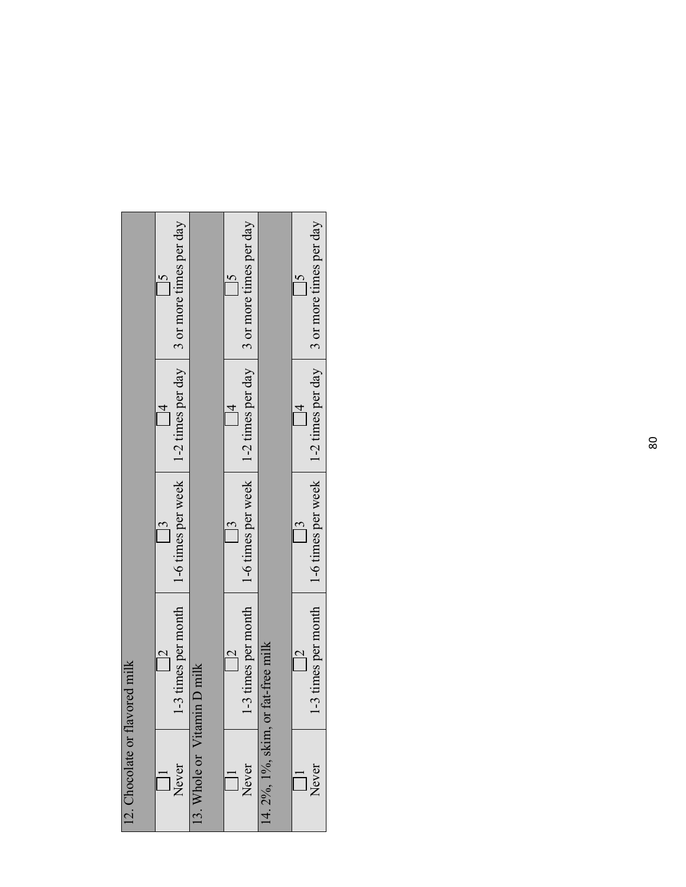| 12. Chocolate or flavored milk | | | | |
|---|---|---|---|---|
| ☐1 Never | ☐2 1-3 times per month | ☐3 1-6 times per week | ☐4 1-2 times per day | ☐5 3 or more times per day |
| **13. Whole or Vitamin D milk** | | | | |
| ☐1 Never | ☐2 1-3 times per month | ☐3 1-6 times per week | ☐4 1-2 times per day | ☐5 3 or more times per day |
| **14. 2%, 1%, skim, or fat-free milk** | | | | |
| ☐1 Never | ☐2 1-3 times per month | ☐3 1-6 times per week | ☐4 1-2 times per day | ☐5 3 or more times per day |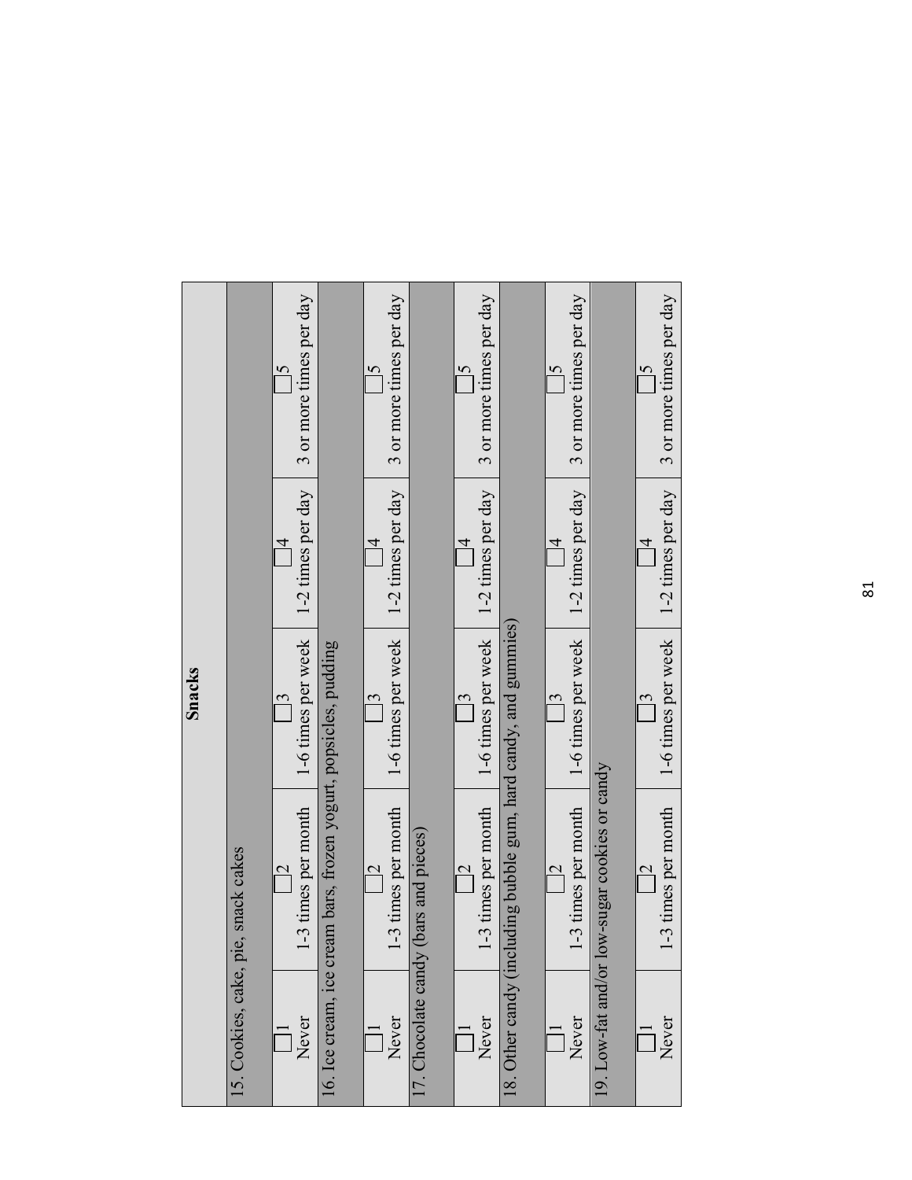| Snacks | | | | |
|---|---|---|---|---|
| 15. Cookies, cake, pie, snack cakes | | | | |
| ☐1 Never | ☐2 1-3 times per month | ☐3 1-6 times per week | ☐4 1-2 times per day | ☐5 3 or more times per day |
| 16. Ice cream, ice cream bars, frozen yogurt, popsicles, pudding | | | | |
| ☐1 Never | ☐2 1-3 times per month | ☐3 1-6 times per week | ☐4 1-2 times per day | ☐5 3 or more times per day |
| 17. Chocolate candy (bars and pieces) | | | | |
| ☐1 Never | ☐2 1-3 times per month | ☐3 1-6 times per week | ☐4 1-2 times per day | ☐5 3 or more times per day |
| 18. Other candy (including bubble gum, hard candy, and gummies) | | | | |
| ☐1 Never | ☐2 1-3 times per month | ☐3 1-6 times per week | ☐4 1-2 times per day | ☐5 3 or more times per day |
| 19. Low-fat and/or low-sugar cookies or candy | | | | |
| ☐1 Never | ☐2 1-3 times per month | ☐3 1-6 times per week | ☐4 1-2 times per day | ☐5 3 or more times per day |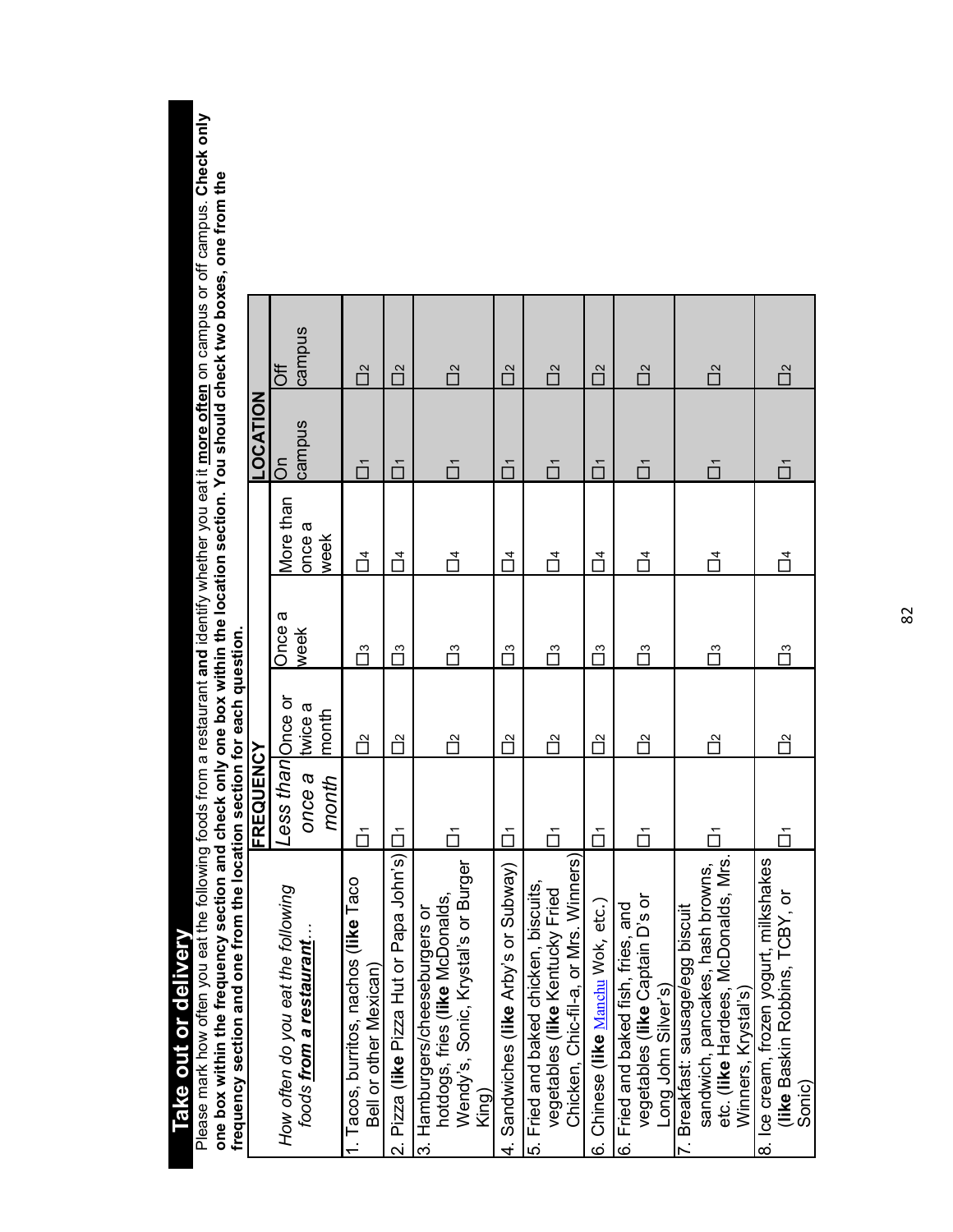## Take out or delivery

Please mark how often you eat the following foods from a restaurant **and** identify whether you eat it **more often** on campus or off campus. **Check only one box within the frequency section and check only one box within the location section. You should check two boxes, one from the frequency section and one from the location section for each question.**

| *How often do you eat the following foods **from a restaurant**…* | FREQUENCY | | | | LOCATION | |
|---|---|---|---|---|---|---|
| | *Less than once a month* | Once or twice a month | Once a week | More than once a week | On campus | Off campus |
| 1. Tacos, burritos, nachos (**like** Taco Bell or other Mexican) | ☐1 | ☐2 | ☐3 | ☐4 | ☐1 | ☐2 |
| 2. Pizza (**like** Pizza Hut or Papa John's) | ☐1 | ☐2 | ☐3 | ☐4 | ☐1 | ☐2 |
| 3. Hamburgers/cheeseburgers or hotdogs, fries (**like** McDonalds, Wendy's, Sonic, Krystal's or Burger King) | ☐1 | ☐2 | ☐3 | ☐4 | ☐1 | ☐2 |
| 4. Sandwiches (**like** Arby's or Subway) | ☐1 | ☐2 | ☐3 | ☐4 | ☐1 | ☐2 |
| 5. Fried and baked chicken, biscuits, vegetables (**like** Kentucky Fried Chicken, Chic-fil-a, or Mrs. Winners) | ☐1 | ☐2 | ☐3 | ☐4 | ☐1 | ☐2 |
| 6. Chinese (**like** Manchu Wok, etc.) | ☐1 | ☐2 | ☐3 | ☐4 | ☐1 | ☐2 |
| 6. Fried and baked fish, fries, and vegetables (**like** Captain D's or Long John Silver's) | ☐1 | ☐2 | ☐3 | ☐4 | ☐1 | ☐2 |
| 7. Breakfast: sausage/egg biscuit sandwich, pancakes, hash browns, etc. (**like** Hardees, McDonalds, Mrs. Winners, Krystal's) | ☐1 | ☐2 | ☐3 | ☐4 | ☐1 | ☐2 |
| 8. Ice cream, frozen yogurt, milkshakes (**like** Baskin Robbins, TCBY, or Sonic) | ☐1 | ☐2 | ☐3 | ☐4 | ☐1 | ☐2 |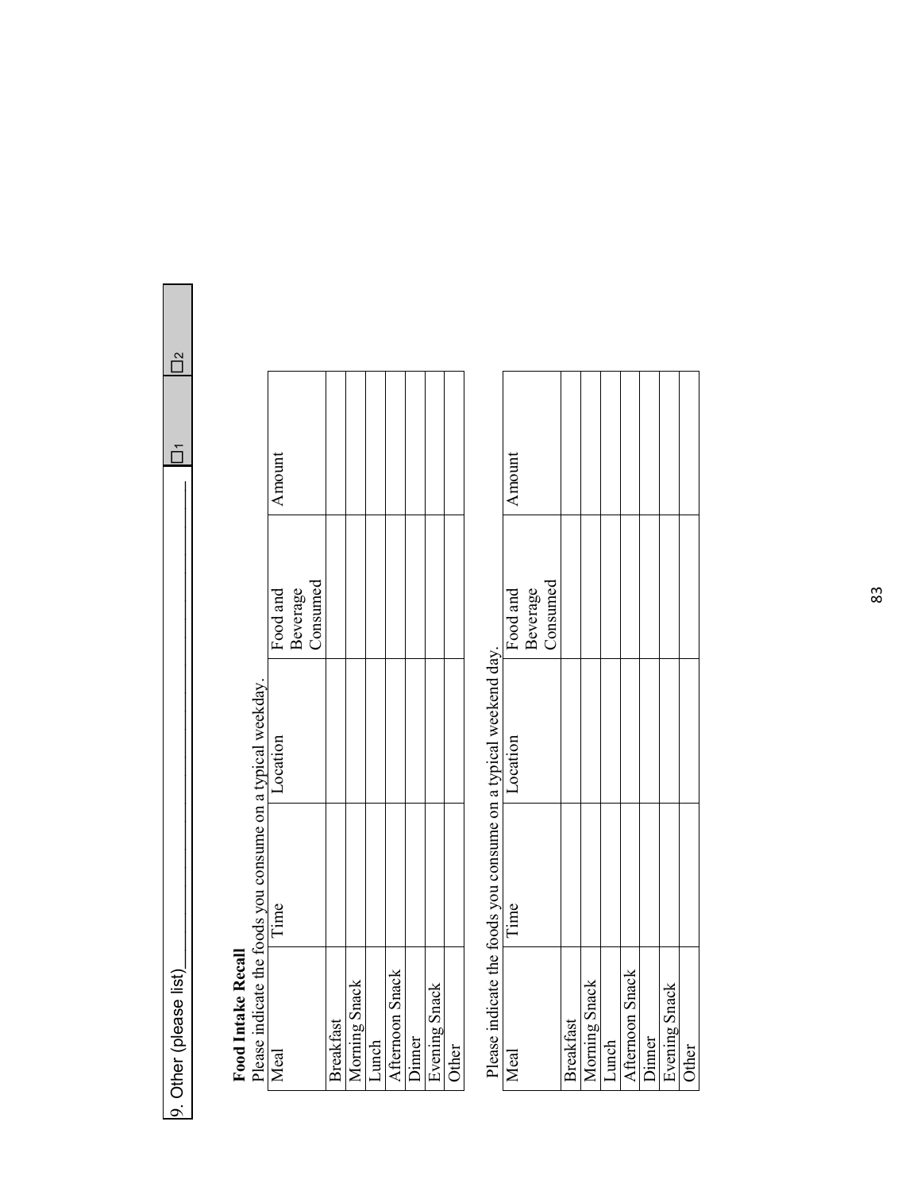| 9. Other (please list)___________________________ | ☐1 | ☐2 |
|---|---|---|

**Food Intake Recall**

Please indicate the foods you consume on a typical weekday.

| Meal | Time | Location | Food and Beverage Consumed | Amount |
|---|---|---|---|---|
| Breakfast | | | | |
| Morning Snack | | | | |
| Lunch | | | | |
| Afternoon Snack | | | | |
| Dinner | | | | |
| Evening Snack | | | | |
| Other | | | | |

Please indicate the foods you consume on a typical weekend day.

| Meal | Time | Location | Food and Beverage Consumed | Amount |
|---|---|---|---|---|
| Breakfast | | | | |
| Morning Snack | | | | |
| Lunch | | | | |
| Afternoon Snack | | | | |
| Dinner | | | | |
| Evening Snack | | | | |
| Other | | | | |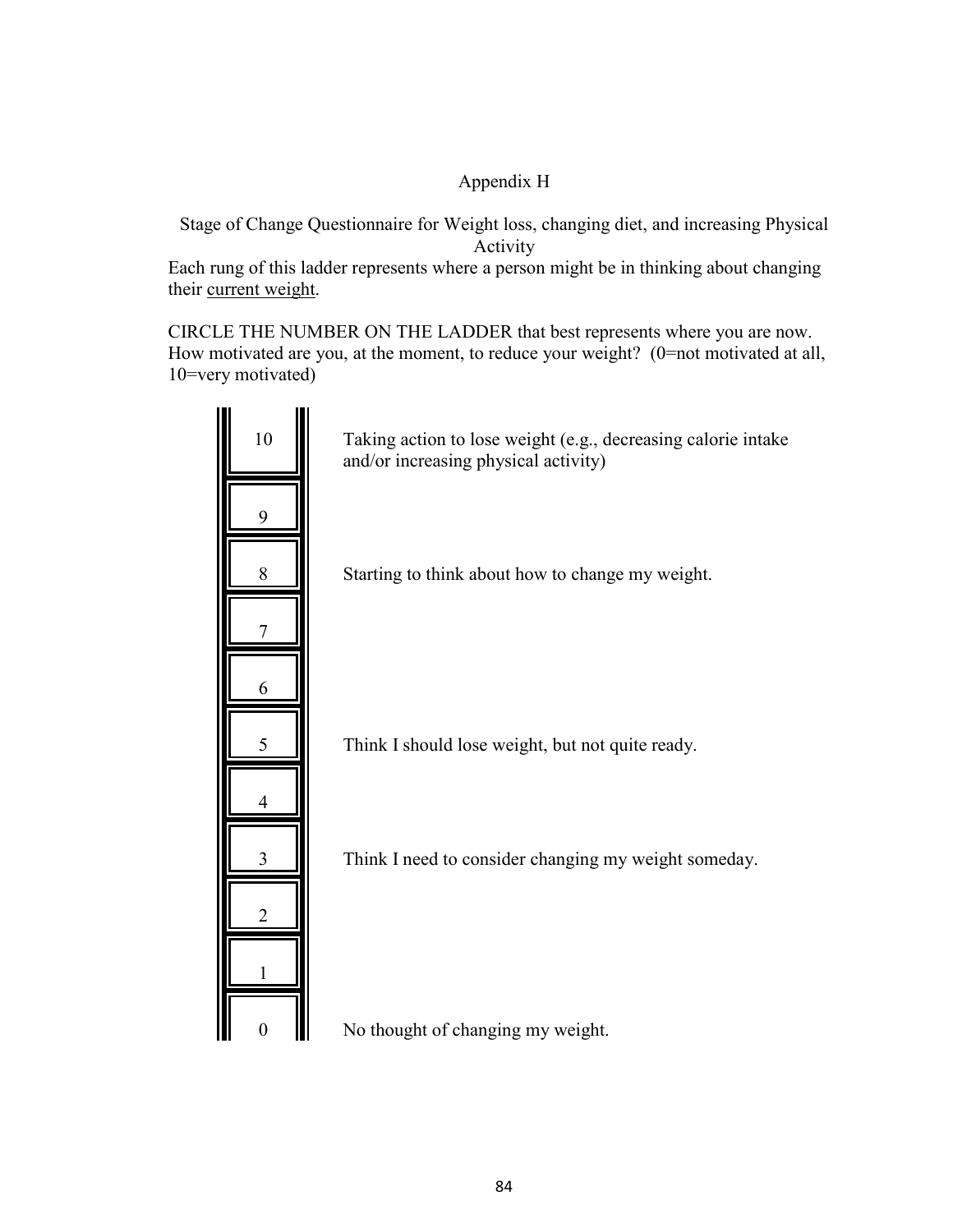# Appendix H

## Stage of Change Questionnaire for Weight loss, changing diet, and increasing Physical Activity

Each rung of this ladder represents where a person might be in thinking about changing their current weight.

CIRCLE THE NUMBER ON THE LADDER that best represents where you are now. How motivated are you, at the moment, to reduce your weight? (0=not motivated at all, 10=very motivated)

| Rung | Description |
|---|---|
| 10 | Taking action to lose weight (e.g., decreasing calorie intake and/or increasing physical activity) |
| 9 | |
| 8 | Starting to think about how to change my weight. |
| 7 | |
| 6 | |
| 5 | Think I should lose weight, but not quite ready. |
| 4 | |
| 3 | Think I need to consider changing my weight someday. |
| 2 | |
| 1 | |
| 0 | No thought of changing my weight. |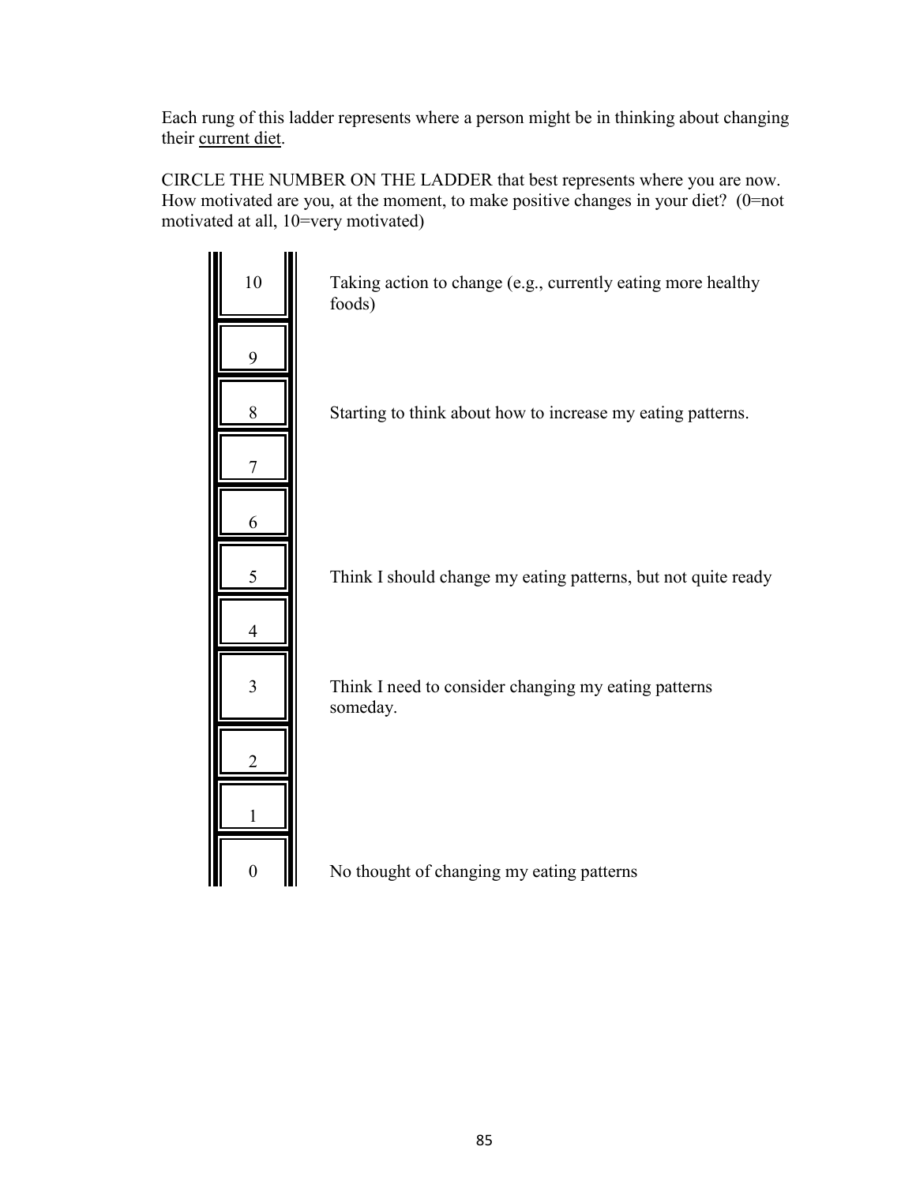Each rung of this ladder represents where a person might be in thinking about changing their <u>current diet</u>.

CIRCLE THE NUMBER ON THE LADDER that best represents where you are now. How motivated are you, at the moment, to make positive changes in your diet? (0=not motivated at all, 10=very motivated)

| Rung | Description |
|---|---|
| 10 | Taking action to change (e.g., currently eating more healthy foods) |
| 9 | |
| 8 | Starting to think about how to increase my eating patterns. |
| 7 | |
| 6 | |
| 5 | Think I should change my eating patterns, but not quite ready |
| 4 | |
| 3 | Think I need to consider changing my eating patterns someday. |
| 2 | |
| 1 | |
| 0 | No thought of changing my eating patterns |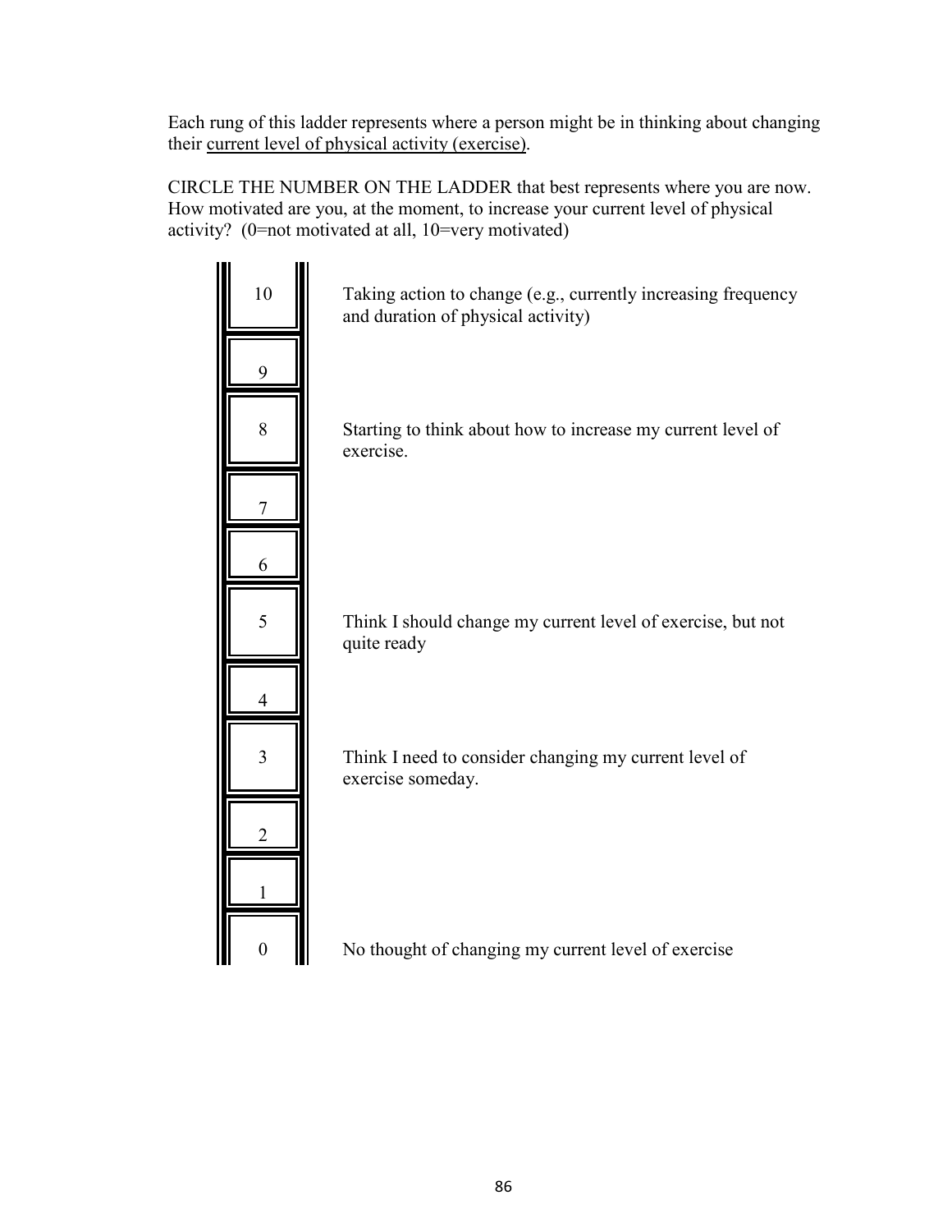Each rung of this ladder represents where a person might be in thinking about changing their <u>current level of physical activity (exercise)</u>.

CIRCLE THE NUMBER ON THE LADDER that best represents where you are now. How motivated are you, at the moment, to increase your current level of physical activity? (0=not motivated at all, 10=very motivated)

| Rung | Description |
|---|---|
| 10 | Taking action to change (e.g., currently increasing frequency and duration of physical activity) |
| 9 | |
| 8 | Starting to think about how to increase my current level of exercise. |
| 7 | |
| 6 | |
| 5 | Think I should change my current level of exercise, but not quite ready |
| 4 | |
| 3 | Think I need to consider changing my current level of exercise someday. |
| 2 | |
| 1 | |
| 0 | No thought of changing my current level of exercise |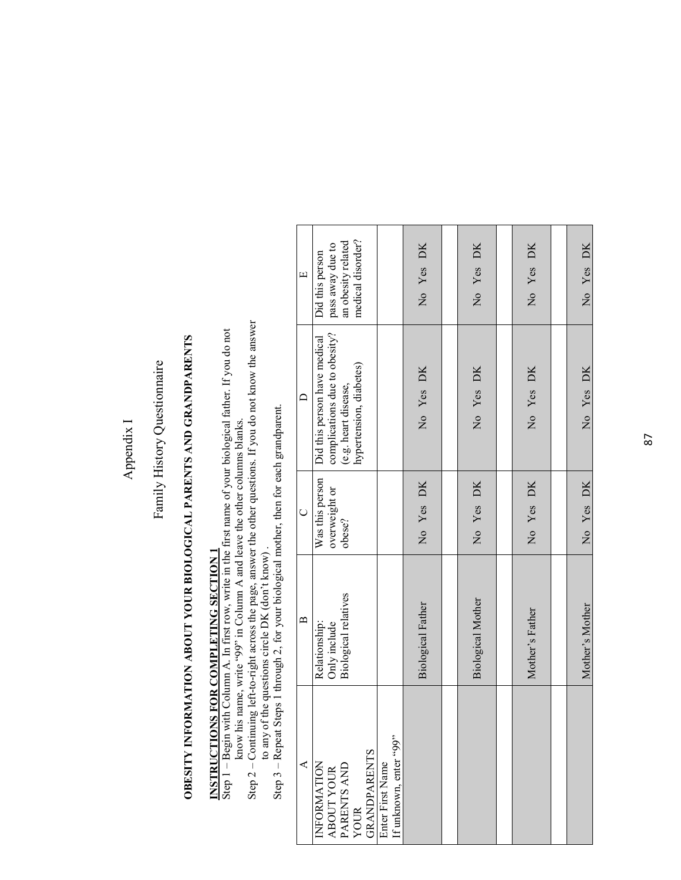Appendix I

Family History Questionnaire

## OBESITY INFORMATION ABOUT YOUR BIOLOGICAL PARENTS AND GRANDPARENTS

**INSTRUCTIONS FOR COMPLETING SECTION 1**

Step 1 – Begin with Column A. In first row, write in the first name of your biological father. If you do not know his name, write "99" in Column A and leave the other columns blanks.

Step 2 – Continuing left-to-right across the page, answer the other questions. If you do not know the answer to any of the questions circle DK (don't know) .

Step 3 – Repeat Steps 1 through 2, for your biological mother, then for each grandparent.

| A | B | C | D | E |
|---|---|---|---|---|
| INFORMATION ABOUT YOUR PARENTS AND YOUR GRANDPARENTS | Relationship: Only include Biological relatives | Was this person overweight or obese? | Did this person have medical complications due to obesity? (e.g. heart disease, hypertension, diabetes) | Did this person pass away due to an obesity related medical disorder? |
| Enter First Name If unknown, enter "99" | | | | |
| | Biological Father | No Yes DK | No Yes DK | No Yes DK |
| | | | | |
| | Biological Mother | No Yes DK | No Yes DK | No Yes DK |
| | | | | |
| | Mother's Father | No Yes DK | No Yes DK | No Yes DK |
| | | | | |
| | Mother's Mother | No Yes DK | No Yes DK | No Yes DK |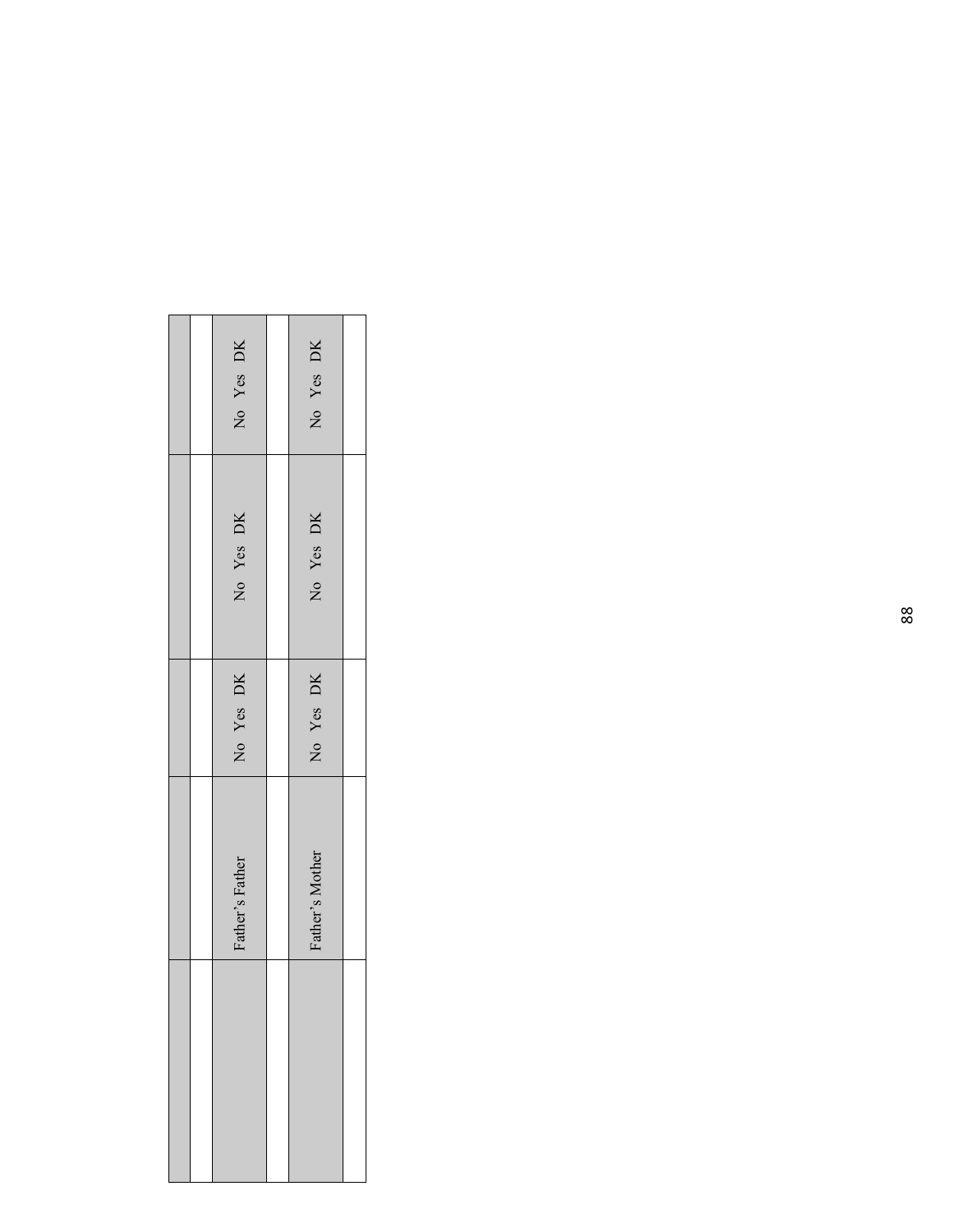| | | | | |
|---|---|---|---|---|
| | | | | |
| | Father's Father | No Yes DK | No Yes DK | No Yes DK |
| | | | | |
| | Father's Mother | No Yes DK | No Yes DK | No Yes DK |
| | | | | |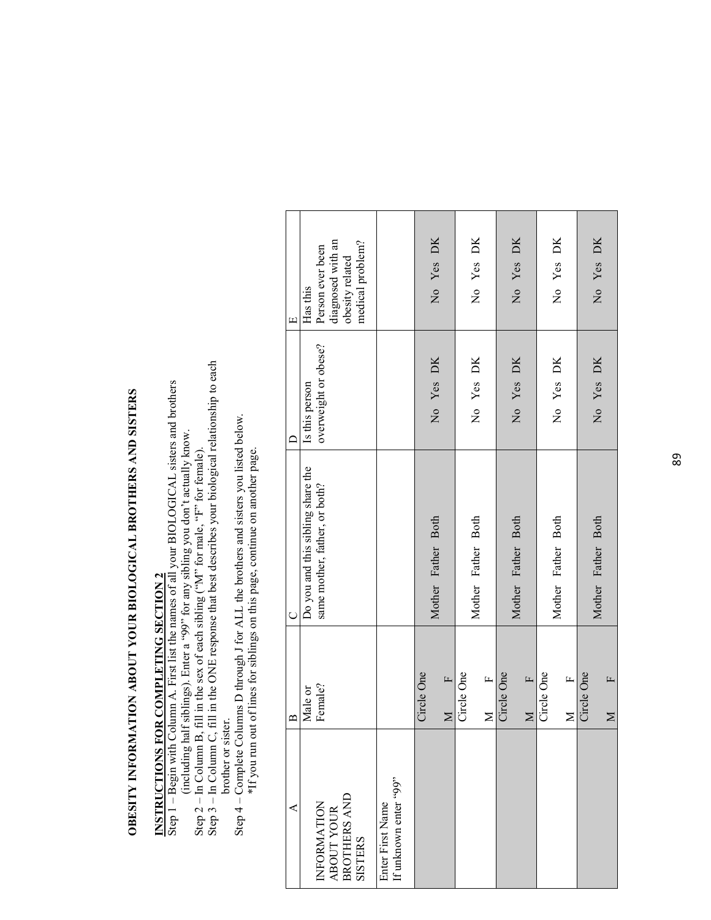# OBESITY INFORMATION ABOUT YOUR BIOLOGICAL BROTHERS AND SISTERS

**INSTRUCTIONS FOR COMPLETING SECTION 2**

Step 1 – Begin with Column A. First list the names of all your BIOLOGICAL sisters and brothers (including half siblings). Enter a "99" for any sibling you don't actually know.

Step 2 – In Column B, fill in the sex of each sibling ("M" for male, "F" for female).

Step 3 – In Column C, fill in the ONE response that best describes your biological relationship to each brother or sister.

Step 4 – Complete Columns D through J for ALL the brothers and sisters you listed below.
*If you run out of lines for siblings on this page, continue on another page.

| A | B | C | D | E |
|---|---|---|---|---|
| INFORMATION ABOUT YOUR BROTHERS AND SISTERS | Male or Female? | Do you and this sibling share the same mother, father, or both? | Is this person overweight or obese? | Has this Person ever been diagnosed with an obesity related medical problem? |
| Enter First Name If unknown enter "99" | | | | |
| | Circle One M F | Mother Father Both | No Yes DK | No Yes DK |
| | Circle One M F | Mother Father Both | No Yes DK | No Yes DK |
| | Circle One M F | Mother Father Both | No Yes DK | No Yes DK |
| | Circle One M F | Mother Father Both | No Yes DK | No Yes DK |
| | Circle One M F | Mother Father Both | No Yes DK | No Yes DK |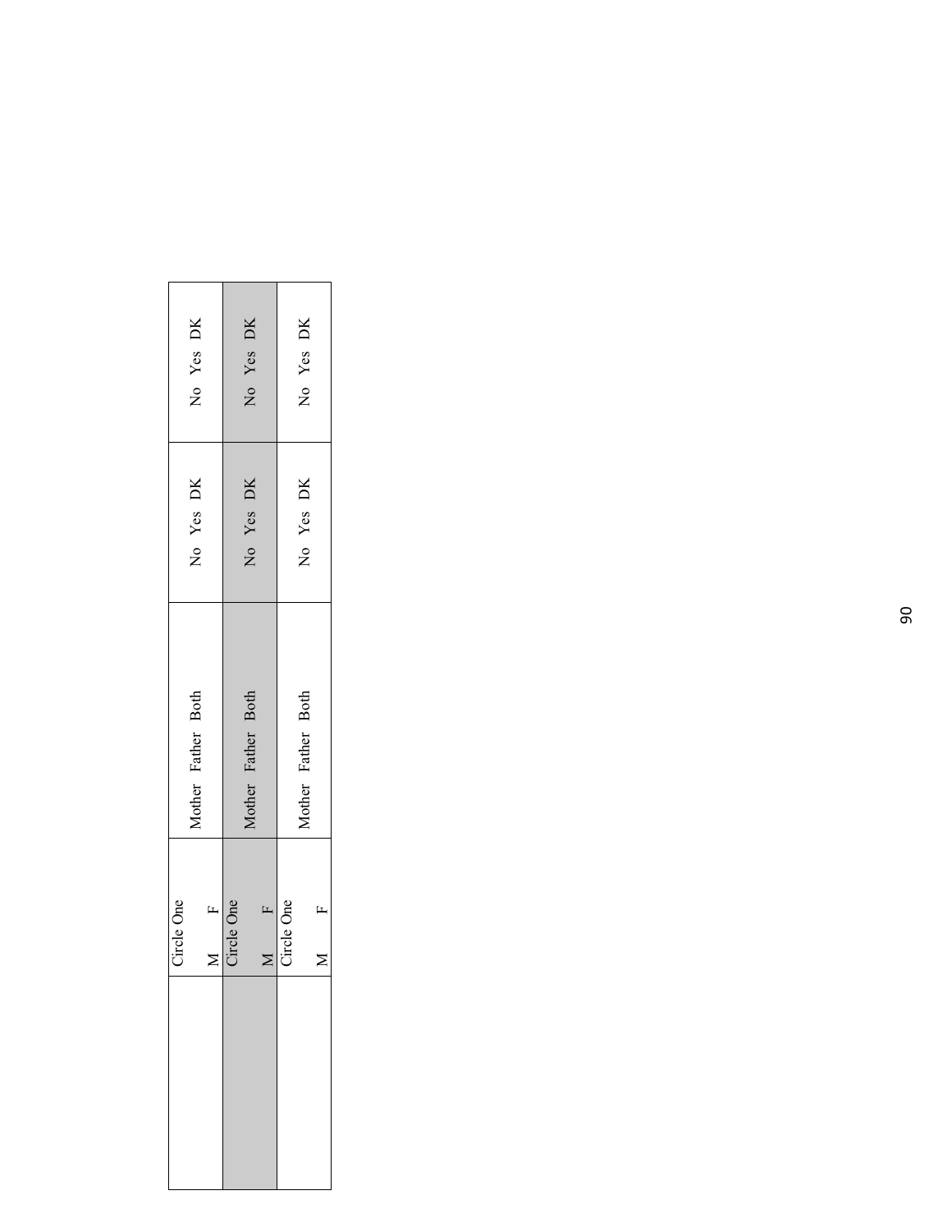| | | | | |
|---|---|---|---|---|
| | Circle One<br>M F | Mother Father Both | No Yes DK | No Yes DK |
| | Circle One<br>M F | Mother Father Both | No Yes DK | No Yes DK |
| | Circle One<br>M F | Mother Father Both | No Yes DK | No Yes DK |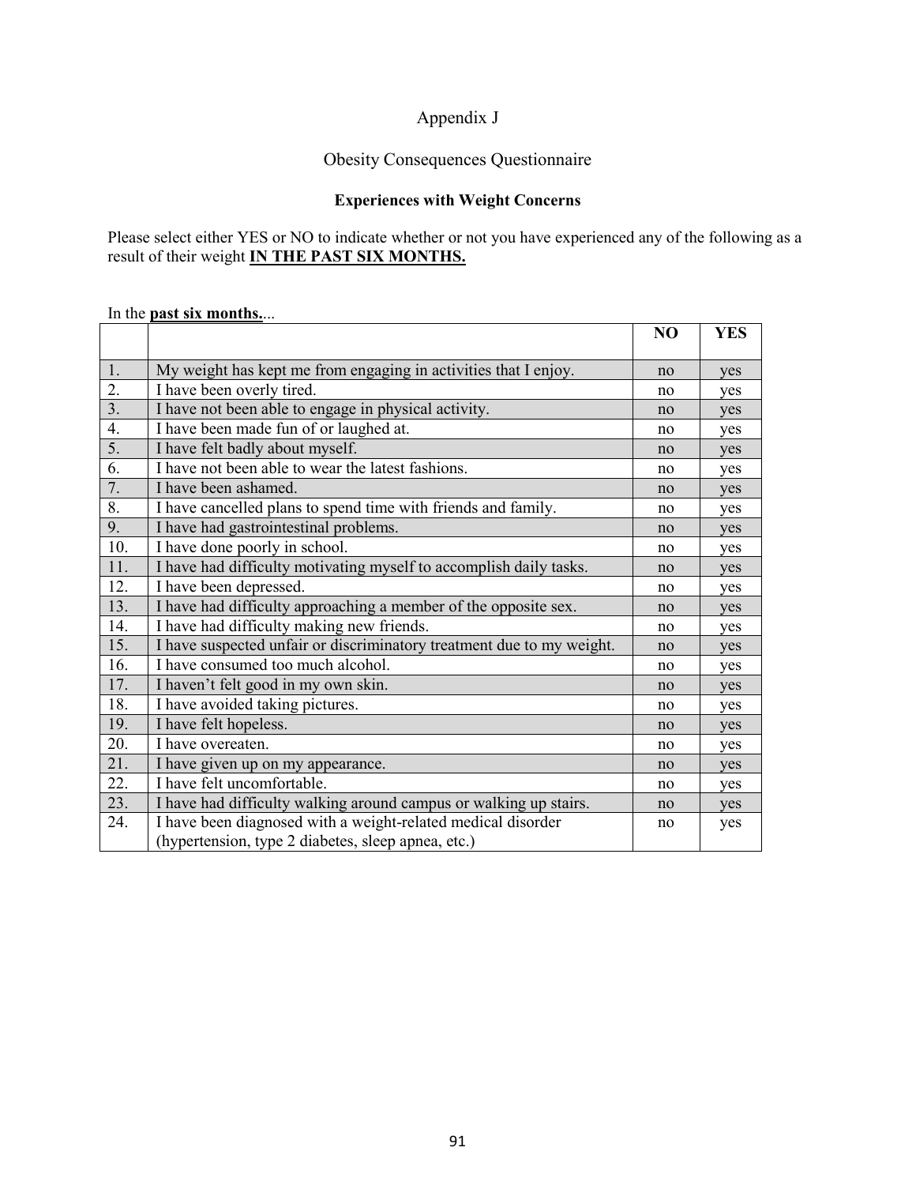Appendix J

Obesity Consequences Questionnaire

**Experiences with Weight Concerns**

Please select either YES or NO to indicate whether or not you have experienced any of the following as a result of their weight **IN THE PAST SIX MONTHS.**

In the **past six months.**...

| | | NO | YES |
|---|---|---|---|
| 1. | My weight has kept me from engaging in activities that I enjoy. | no | yes |
| 2. | I have been overly tired. | no | yes |
| 3. | I have not been able to engage in physical activity. | no | yes |
| 4. | I have been made fun of or laughed at. | no | yes |
| 5. | I have felt badly about myself. | no | yes |
| 6. | I have not been able to wear the latest fashions. | no | yes |
| 7. | I have been ashamed. | no | yes |
| 8. | I have cancelled plans to spend time with friends and family. | no | yes |
| 9. | I have had gastrointestinal problems. | no | yes |
| 10. | I have done poorly in school. | no | yes |
| 11. | I have had difficulty motivating myself to accomplish daily tasks. | no | yes |
| 12. | I have been depressed. | no | yes |
| 13. | I have had difficulty approaching a member of the opposite sex. | no | yes |
| 14. | I have had difficulty making new friends. | no | yes |
| 15. | I have suspected unfair or discriminatory treatment due to my weight. | no | yes |
| 16. | I have consumed too much alcohol. | no | yes |
| 17. | I haven't felt good in my own skin. | no | yes |
| 18. | I have avoided taking pictures. | no | yes |
| 19. | I have felt hopeless. | no | yes |
| 20. | I have overeaten. | no | yes |
| 21. | I have given up on my appearance. | no | yes |
| 22. | I have felt uncomfortable. | no | yes |
| 23. | I have had difficulty walking around campus or walking up stairs. | no | yes |
| 24. | I have been diagnosed with a weight-related medical disorder (hypertension, type 2 diabetes, sleep apnea, etc.) | no | yes |